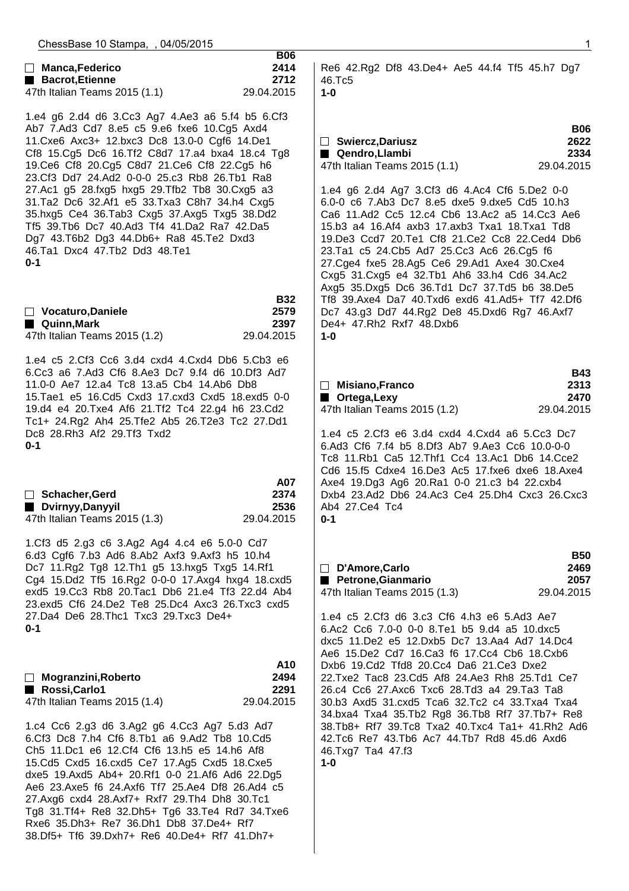**B06**

□ **Manca,Federico** **2414**
■ **Bacrot,Etienne** **2712**
47th Italian Teams 2015 (1.1) 29.04.2015

1.e4 g6 2.d4 d6 3.Cc3 Ag7 4.Ae3 a6 5.f4 b5 6.Cf3 Ab7 7.Ad3 Cd7 8.e5 c5 9.e6 fxe6 10.Cg5 Axd4 11.Cxe6 Axc3+ 12.bxc3 Dc8 13.0-0 Cgf6 14.De1 Cf8 15.Cg5 Dc6 16.Tf2 C8d7 17.a4 bxa4 18.c4 Tg8 19.Ce6 Cf8 20.Cg5 C8d7 21.Ce6 Cf8 22.Cg5 h6 23.Cf3 Dd7 24.Ad2 0-0-0 25.c3 Rb8 26.Tb1 Ra8 27.Ac1 g5 28.fxg5 hxg5 29.Tfb2 Tb8 30.Cxg5 a3 31.Ta2 Dc6 32.Af1 e5 33.Txa3 C8h7 34.h4 Cxg5 35.hxg5 Ce4 36.Tab3 Cxg5 37.Axg5 Txg5 38.Dd2 Tf5 39.Tb6 Dc7 40.Ad3 Tf4 41.Da2 Ra7 42.Da5 Dg7 43.T6b2 Dg3 44.Db6+ Ra8 45.Te2 Dxd3 46.Ta1 Dxc4 47.Tb2 Dd3 48.Te1
**0-1**

**B32**

□ **Vocaturo,Daniele** **2579**
■ **Quinn,Mark** **2397**
47th Italian Teams 2015 (1.2) 29.04.2015

1.e4 c5 2.Cf3 Cc6 3.d4 cxd4 4.Cxd4 Db6 5.Cb3 e6 6.Cc3 a6 7.Ad3 Cf6 8.Ae3 Dc7 9.f4 d6 10.Df3 Ad7 11.0-0 Ae7 12.a4 Tc8 13.a5 Cb4 14.Ab6 Db8 15.Tae1 e5 16.Cd5 Cxd3 17.cxd3 Cxd5 18.exd5 0-0 19.d4 e4 20.Txe4 Af6 21.Tf2 Tc4 22.g4 h6 23.Cd2 Tc1+ 24.Rg2 Ah4 25.Tfe2 Ab5 26.T2e3 Tc2 27.Dd1 Dc8 28.Rh3 Af2 29.Tf3 Txd2
**0-1**

**A07**

□ **Schacher,Gerd** **2374**
■ **Dvirnyy,Danyyil** **2536**
47th Italian Teams 2015 (1.3) 29.04.2015

1.Cf3 d5 2.g3 c6 3.Ag2 Ag4 4.c4 e6 5.0-0 Cd7 6.d3 Cgf6 7.b3 Ad6 8.Ab2 Axf3 9.Axf3 h5 10.h4 Dc7 11.Rg2 Tg8 12.Th1 g5 13.hxg5 Txg5 14.Rf1 Cg4 15.Dd2 Tf5 16.Rg2 0-0-0 17.Axg4 hxg4 18.cxd5 exd5 19.Cc3 Rb8 20.Tac1 Db6 21.e4 Tf3 22.d4 Ab4 23.exd5 Cf6 24.De2 Te8 25.Dc4 Axc3 26.Txc3 cxd5 27.Da4 De6 28.Thc1 Txc3 29.Txc3 De4+
**0-1**

**A10**

□ **Mogranzini,Roberto** **2494**
■ **Rossi,Carlo1** **2291**
47th Italian Teams 2015 (1.4) 29.04.2015

1.c4 Cc6 2.g3 d6 3.Ag2 g6 4.Cc3 Ag7 5.d3 Ad7 6.Cf3 Dc8 7.h4 Cf6 8.Tb1 a6 9.Ad2 Tb8 10.Cd5 Ch5 11.Dc1 e6 12.Cf4 Cf6 13.h5 e5 14.h6 Af8 15.Cd5 Cxd5 16.cxd5 Ce7 17.Ag5 Cxd5 18.Cxe5 dxe5 19.Axd5 Ab4+ 20.Rf1 0-0 21.Af6 Ad6 22.Dg5 Ae6 23.Axe5 f6 24.Axf6 Tf7 25.Ae4 Df8 26.Ad4 c5 27.Axg6 cxd4 28.Axf7+ Rxf7 29.Th4 Dh8 30.Tc1 Tg8 31.Tf4+ Re8 32.Dh5+ Tg6 33.Te4 Rd7 34.Txe6 Rxe6 35.Dh3+ Re7 36.Dh1 Db8 37.De4+ Rf7 38.Df5+ Tf6 39.Dxh7+ Re6 40.De4+ Rf7 41.Dh7+ Re6 42.Rg2 Df8 43.De4+ Ae5 44.f4 Tf5 45.h7 Dg7 46.Tc5
**1-0**

**B06**

□ **Swiercz,Dariusz** **2622**
■ **Qendro,Llambi** **2334**
47th Italian Teams 2015 (1.1) 29.04.2015

1.e4 g6 2.d4 Ag7 3.Cf3 d6 4.Ac4 Cf6 5.De2 0-0 6.0-0 c6 7.Ab3 Dc7 8.e5 dxe5 9.dxe5 Cd5 10.h3 Ca6 11.Ad2 Cc5 12.c4 Cb6 13.Ac2 a5 14.Cc3 Ae6 15.b3 a4 16.Af4 axb3 17.axb3 Txa1 18.Txa1 Td8 19.De3 Ccd7 20.Te1 Cf8 21.Ce2 Cc8 22.Ced4 Db6 23.Ta1 c5 24.Cb5 Ad7 25.Cc3 Ac6 26.Cg5 f6 27.Cge4 fxe5 28.Ag5 Ce6 29.Ad1 Axe4 30.Cxe4 Cxg5 31.Cxg5 e4 32.Tb1 Ah6 33.h4 Cd6 34.Ac2 Axg5 35.Dxg5 Dc6 36.Td1 Dc7 37.Td5 b6 38.De5 Tf8 39.Axe4 Da7 40.Txd6 exd6 41.Ad5+ Tf7 42.Df6 Dc7 43.g3 Dd7 44.Rg2 De8 45.Dxd6 Rg7 46.Axf7 De4+ 47.Rh2 Rxf7 48.Dxb6
**1-0**

**B43**

□ **Misiano,Franco** **2313**
■ **Ortega,Lexy** **2470**
47th Italian Teams 2015 (1.2) 29.04.2015

1.e4 c5 2.Cf3 e6 3.d4 cxd4 4.Cxd4 a6 5.Cc3 Dc7 6.Ad3 Cf6 7.f4 b5 8.Df3 Ab7 9.Ae3 Cc6 10.0-0-0 Tc8 11.Rb1 Ca5 12.Thf1 Cc4 13.Ac1 Db6 14.Cce2 Cd6 15.f5 Cdxe4 16.De3 Ac5 17.fxe6 dxe6 18.Axe4 Axe4 19.Dg3 Ag6 20.Ra1 0-0 21.c3 b4 22.cxb4 Dxb4 23.Ad2 Db6 24.Ac3 Ce4 25.Dh4 Cxc3 26.Cxc3 Ab4 27.Ce4 Tc4
**0-1**

**B50**

□ **D'Amore,Carlo** **2469**
■ **Petrone,Gianmario** **2057**
47th Italian Teams 2015 (1.3) 29.04.2015

1.e4 c5 2.Cf3 d6 3.c3 Cf6 4.h3 e6 5.Ad3 Ae7 6.Ac2 Cc6 7.0-0 0-0 8.Te1 b5 9.d4 a5 10.dxc5 dxc5 11.De2 e5 12.Dxb5 Dc7 13.Aa4 Ad7 14.Dc4 Ae6 15.De2 Cd7 16.Ca3 f6 17.Cc4 Cb6 18.Cxb6 Dxb6 19.Cd2 Tfd8 20.Cc4 Da6 21.Ce3 Dxe2 22.Txe2 Tac8 23.Cd5 Af8 24.Ae3 Rh8 25.Td1 Ce7 26.c4 Cc6 27.Axc6 Txc6 28.Td3 a4 29.Ta3 Ta8 30.b3 Axd5 31.cxd5 Tca6 32.Tc2 c4 33.Txa4 Txa4 34.bxa4 Txa4 35.Tb2 Rg8 36.Tb8 Rf7 37.Tb7+ Re8 38.Tb8+ Rf7 39.Tc8 Txa2 40.Txc4 Ta1+ 41.Rh2 Ad6 42.Tc6 Re7 43.Tb6 Ac7 44.Tb7 Rd8 45.d6 Axd6 46.Txg7 Ta4 47.f3
**1-0**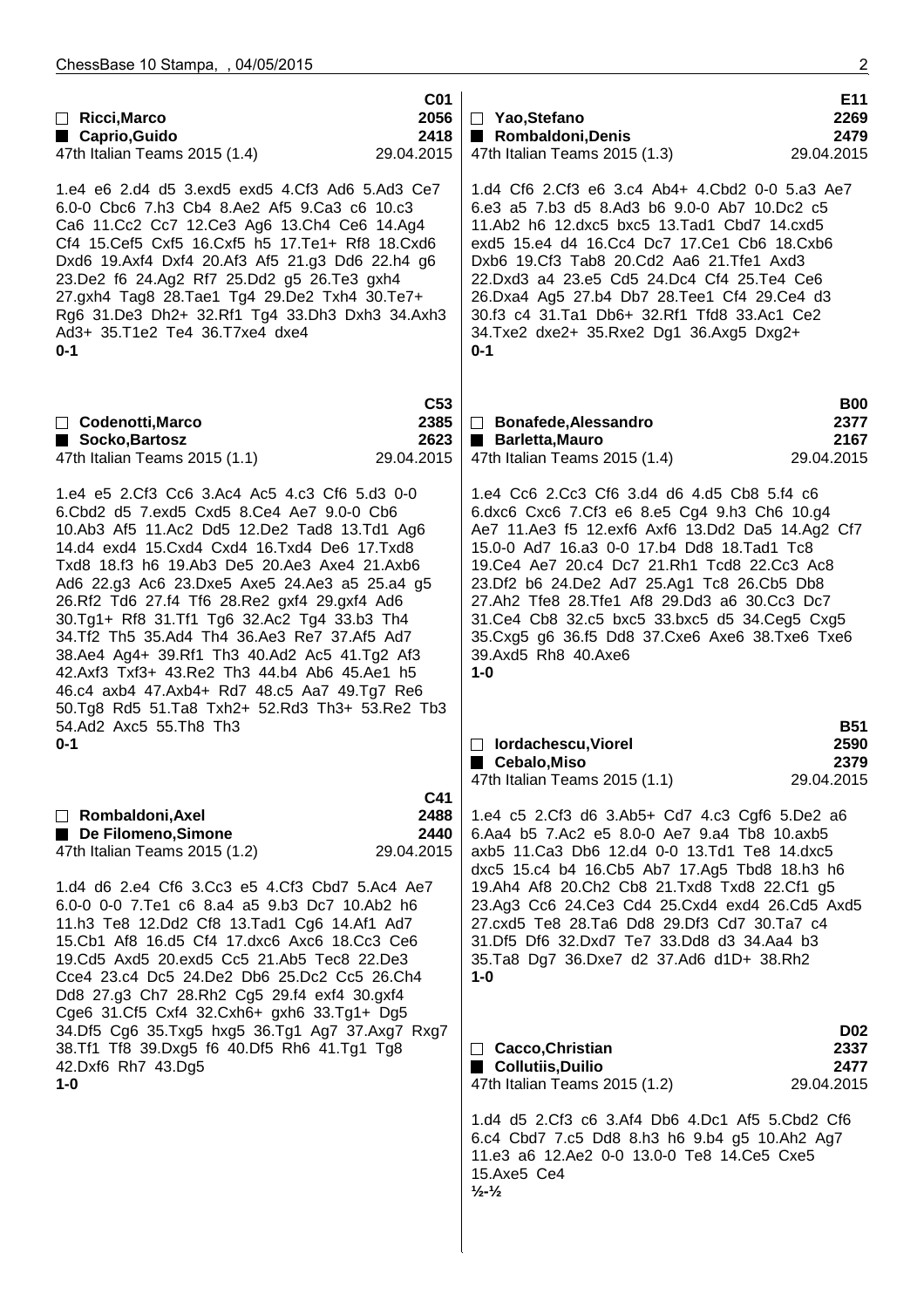**C01**

□ **Ricci,Marco** 2056
■ **Caprio,Guido** 2418
47th Italian Teams 2015 (1.4) 29.04.2015

1.e4 e6 2.d4 d5 3.exd5 exd5 4.Cf3 Ad6 5.Ad3 Ce7 6.0-0 Cbc6 7.h3 Cb4 8.Ae2 Af5 9.Ca3 c6 10.c3 Ca6 11.Cc2 Cc7 12.Ce3 Ag6 13.Ch4 Ce6 14.Ag4 Cf4 15.Cef5 Cxf5 16.Cxf5 h5 17.Te1+ Rf8 18.Cxd6 Dxd6 19.Axf4 Dxf4 20.Af3 Af5 21.g3 Dd6 22.h4 g6 23.De2 f6 24.Ag2 Rf7 25.Dd2 g5 26.Te3 gxh4 27.gxh4 Tag8 28.Tae1 Tg4 29.De2 Txh4 30.Te7+ Rg6 31.De3 Dh2+ 32.Rf1 Tg4 33.Dh3 Dxh3 34.Axh3 Ad3+ 35.T1e2 Te4 36.T7xe4 dxe4
**0-1**

**C53**

□ **Codenotti,Marco** 2385
■ **Socko,Bartosz** 2623
47th Italian Teams 2015 (1.1) 29.04.2015

1.e4 e5 2.Cf3 Cc6 3.Ac4 Ac5 4.c3 Cf6 5.d3 0-0 6.Cbd2 d5 7.exd5 Cxd5 8.Ce4 Ae7 9.0-0 Cb6 10.Ab3 Af5 11.Ac2 Dd5 12.De2 Tad8 13.Td1 Ag6 14.d4 exd4 15.Cxd4 Cxd4 16.Txd4 De6 17.Txd8 Txd8 18.f3 h6 19.Ab3 De5 20.Ae3 Axe4 21.Axb6 Ad6 22.g3 Ac6 23.Dxe5 Axe5 24.Ae3 a5 25.a4 g5 26.Rf2 Td6 27.f4 Tf6 28.Re2 gxf4 29.gxf4 Ad6 30.Tg1+ Rf8 31.Tf1 Tg6 32.Ac2 Tg4 33.b3 Th4 34.Tf2 Th5 35.Ad4 Th4 36.Ae3 Re7 37.Af5 Ad7 38.Ae4 Ag4+ 39.Rf1 Th3 40.Ad2 Ac5 41.Tg2 Af3 42.Axf3 Txf3+ 43.Re2 Th3 44.b4 Ab6 45.Ae1 h5 46.c4 axb4 47.Axb4+ Rd7 48.c5 Aa7 49.Tg7 Re6 50.Tg8 Rd5 51.Ta8 Txh2+ 52.Rd3 Th3+ 53.Re2 Tb3 54.Ad2 Axc5 55.Th8 Th3
**0-1**

**C41**

□ **Rombaldoni,Axel** 2488
■ **De Filomeno,Simone** 2440
47th Italian Teams 2015 (1.2) 29.04.2015

1.d4 d6 2.e4 Cf6 3.Cc3 e5 4.Cf3 Cbd7 5.Ac4 Ae7 6.0-0 0-0 7.Te1 c6 8.a4 a5 9.b3 Dc7 10.Ab2 h6 11.h3 Te8 12.Dd2 Cf8 13.Tad1 Cg6 14.Af1 Ad7 15.Cb1 Af8 16.d5 Cf4 17.dxc6 Axc6 18.Cc3 Ce6 19.Cd5 Axd5 20.exd5 Cc5 21.Ab5 Tec8 22.De3 Cce4 23.c4 Dc5 24.De2 Db6 25.Dc2 Cc5 26.Ch4 Dd8 27.g3 Ch7 28.Rh2 Cg5 29.f4 exf4 30.gxf4 Cge6 31.Cf5 Cxf4 32.Cxh6+ gxh6 33.Tg1+ Dg5 34.Df5 Cg6 35.Txg5 hxg5 36.Tg1 Ag7 37.Axg7 Rxg7 38.Tf1 Tf8 39.Dxg5 f6 40.Df5 Rh6 41.Tg1 Tg8 42.Dxf6 Rh7 43.Dg5
**1-0**

**E11**

□ **Yao,Stefano** 2269
■ **Rombaldoni,Denis** 2479
47th Italian Teams 2015 (1.3) 29.04.2015

1.d4 Cf6 2.Cf3 e6 3.c4 Ab4+ 4.Cbd2 0-0 5.a3 Ae7 6.e3 a5 7.b3 d5 8.Ad3 b6 9.0-0 Ab7 10.Dc2 c5 11.Ab2 h6 12.dxc5 bxc5 13.Tad1 Cbd7 14.cxd5 exd5 15.e4 d4 16.Cc4 Dc7 17.Ce1 Cb6 18.Cxb6 Dxb6 19.Cf3 Tab8 20.Cd2 Aa6 21.Tfe1 Axd3 22.Dxd3 a4 23.e5 Cd5 24.Dc4 Cf4 25.Te4 Ce6 26.Dxa4 Ag5 27.b4 Db7 28.Tee1 Cf4 29.Ce4 d3 30.f3 c4 31.Ta1 Db6+ 32.Rf1 Tfd8 33.Ac1 Ce2 34.Txe2 dxe2+ 35.Rxe2 Dg1 36.Axg5 Dxg2+
**0-1**

**B00**

□ **Bonafede,Alessandro** 2377
■ **Barletta,Mauro** 2167
47th Italian Teams 2015 (1.4) 29.04.2015

1.e4 Cc6 2.Cc3 Cf6 3.d4 d6 4.d5 Cb8 5.f4 c6 6.dxc6 Cxc6 7.Cf3 e6 8.e5 Cg4 9.h3 Ch6 10.g4 Ae7 11.Ae3 f5 12.exf6 Axf6 13.Dd2 Da5 14.Ag2 Cf7 15.0-0 Ad7 16.a3 0-0 17.b4 Dd8 18.Tad1 Tc8 19.Ce4 Ae7 20.c4 Dc7 21.Rh1 Tcd8 22.Cc3 Ac8 23.Df2 b6 24.De2 Ad7 25.Ag1 Tc8 26.Cb5 Db8 27.Ah2 Tfe8 28.Tfe1 Af8 29.Dd3 a6 30.Cc3 Dc7 31.Ce4 Cb8 32.c5 bxc5 33.bxc5 d5 34.Ceg5 Cxg5 35.Cxg5 g6 36.f5 Dd8 37.Cxe6 Axe6 38.Txe6 Txe6 39.Axd5 Rh8 40.Axe6
**1-0**

**B51**

□ **Iordachescu,Viorel** 2590
■ **Cebalo,Miso** 2379
47th Italian Teams 2015 (1.1) 29.04.2015

1.e4 c5 2.Cf3 d6 3.Ab5+ Cd7 4.c3 Cgf6 5.De2 a6 6.Aa4 b5 7.Ac2 e5 8.0-0 Ae7 9.a4 Tb8 10.axb5 axb5 11.Ca3 Db6 12.d4 0-0 13.Td1 Te8 14.dxc5 dxc5 15.c4 b4 16.Cb5 Ab7 17.Ag5 Tbd8 18.h3 h6 19.Ah4 Af8 20.Ch2 Cb8 21.Txd8 Txd8 22.Cf1 g5 23.Ag3 Cc6 24.Ce3 Cd4 25.Cxd4 exd4 26.Cd5 Axd5 27.cxd5 Te8 28.Ta6 Dd8 29.Df3 Cd7 30.Ta7 c4 31.Df5 Df6 32.Dxd7 Te7 33.Dd8 d3 34.Aa4 b3 35.Ta8 Dg7 36.Dxe7 d2 37.Ad6 d1D+ 38.Rh2
**1-0**

**D02**

□ **Cacco,Christian** 2337
■ **Collutiis,Duilio** 2477
47th Italian Teams 2015 (1.2) 29.04.2015

1.d4 d5 2.Cf3 c6 3.Af4 Db6 4.Dc1 Af5 5.Cbd2 Cf6 6.c4 Cbd7 7.c5 Dd8 8.h3 h6 9.b4 g5 10.Ah2 Ag7 11.e3 a6 12.Ae2 0-0 13.0-0 Te8 14.Ce5 Cxe5 15.Axe5 Ce4
**½-½**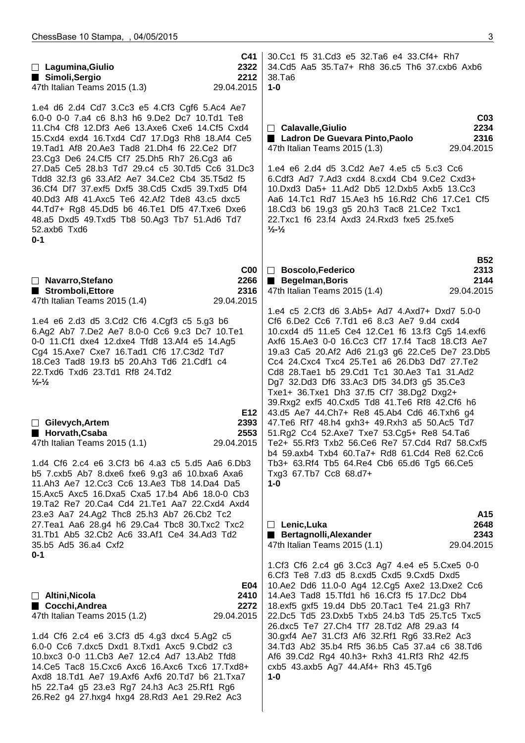**C41**
□ Lagumina,Giulio 2322
■ Simoli,Sergio 2212
47th Italian Teams 2015 (1.3) 29.04.2015

1.e4 d6 2.d4 Cd7 3.Cc3 e5 4.Cf3 Cgf6 5.Ac4 Ae7 6.0-0 0-0 7.a4 c6 8.h3 h6 9.De2 Dc7 10.Td1 Te8 11.Ch4 Cf8 12.Df3 Ae6 13.Axe6 Cxe6 14.Cf5 Cxd4 15.Cxd4 exd4 16.Txd4 Cd7 17.Dg3 Rh8 18.Af4 Ce5 19.Tad1 Af8 20.Ae3 Tad8 21.Dh4 f6 22.Ce2 Df7 23.Cg3 De6 24.Cf5 Cf7 25.Dh5 Rh7 26.Cg3 a6 27.Da5 Ce5 28.b3 Td7 29.c4 c5 30.Td5 Cc6 31.Dc3 Tdd8 32.f3 g6 33.Af2 Ae7 34.Ce2 Cb4 35.T5d2 f5 36.Cf4 Df7 37.exf5 Dxf5 38.Cd5 Cxd5 39.Txd5 Df4 40.Dd3 Af8 41.Axc5 Te6 42.Af2 Tde8 43.c5 dxc5 44.Td7+ Rg8 45.Dd5 b6 46.Te1 Df5 47.Txe6 Dxe6 48.a5 Dxd5 49.Txd5 Tb8 50.Ag3 Tb7 51.Ad6 Td7 52.axb6 Txd6
**0-1**

**C00**
□ Navarro,Stefano 2266
■ Stromboli,Ettore 2316
47th Italian Teams 2015 (1.4) 29.04.2015

1.e4 e6 2.d3 d5 3.Cd2 Cf6 4.Cgf3 c5 5.g3 b6 6.Ag2 Ab7 7.De2 Ae7 8.0-0 Cc6 9.c3 Dc7 10.Te1 0-0 11.Cf1 dxe4 12.dxe4 Tfd8 13.Af4 e5 14.Ag5 Cg4 15.Axe7 Cxe7 16.Tad1 Cf6 17.C3d2 Td7 18.Ce3 Tad8 19.f3 b5 20.Ah3 Td6 21.Cdf1 c4 22.Txd6 Txd6 23.Td1 Rf8 24.Td2
**½-½**

**E12**
□ Gilevych,Artem 2393
■ Horvath,Csaba 2553
47th Italian Teams 2015 (1.1) 29.04.2015

1.d4 Cf6 2.c4 e6 3.Cf3 b6 4.a3 c5 5.d5 Aa6 6.Db3 b5 7.cxb5 Ab7 8.dxe6 fxe6 9.g3 a6 10.bxa6 Axa6 11.Ah3 Ae7 12.Cc3 Cc6 13.Ae3 Tb8 14.Da4 Da5 15.Axc5 Axc5 16.Dxa5 Cxa5 17.b4 Ab6 18.0-0 Cb3 19.Ta2 Re7 20.Ca4 Cd4 21.Te1 Aa7 22.Cxd4 Axd4 23.e3 Aa7 24.Ag2 Thc8 25.h3 Ab7 26.Cb2 Tc2 27.Tea1 Aa6 28.g4 h6 29.Ca4 Tbc8 30.Txc2 Txc2 31.Tb1 Ab5 32.Cb2 Ac6 33.Af1 Ce4 34.Ad3 Td2 35.b5 Ad5 36.a4 Cxf2
**0-1**

**E04**
□ Altini,Nicola 2410
■ Cocchi,Andrea 2272
47th Italian Teams 2015 (1.2) 29.04.2015

1.d4 Cf6 2.c4 e6 3.Cf3 d5 4.g3 dxc4 5.Ag2 c5 6.0-0 Cc6 7.dxc5 Dxd1 8.Txd1 Axc5 9.Cbd2 c3 10.bxc3 0-0 11.Cb3 Ae7 12.c4 Ad7 13.Ab2 Tfd8 14.Ce5 Tac8 15.Cxc6 Axc6 16.Axc6 Txc6 17.Txd8+ Axd8 18.Td1 Ae7 19.Axf6 Axf6 20.Td7 b6 21.Txa7 h5 22.Ta4 g5 23.e3 Rg7 24.h3 Ac3 25.Rf1 Rg6 26.Re2 g4 27.hxg4 hxg4 28.Rd3 Ae1 29.Re2 Ac3 30.Cc1 f5 31.Cd3 e5 32.Ta6 e4 33.Cf4+ Rh7 34.Cd5 Aa5 35.Ta7+ Rh8 36.c5 Th6 37.cxb6 Axb6 38.Ta6
**1-0**

**C03**
□ Calavalle,Giulio 2234
■ Ladron De Guevara Pinto,Paolo 2316
47th Italian Teams 2015 (1.3) 29.04.2015

1.e4 e6 2.d4 d5 3.Cd2 Ae7 4.e5 c5 5.c3 Cc6 6.Cdf3 Ad7 7.Ad3 cxd4 8.cxd4 Cb4 9.Ce2 Cxd3+ 10.Dxd3 Da5+ 11.Ad2 Db5 12.Dxb5 Axb5 13.Cc3 Aa6 14.Tc1 Rd7 15.Ae3 h5 16.Rd2 Ch6 17.Ce1 Cf5 18.Cd3 b6 19.g3 g5 20.h3 Tac8 21.Ce2 Txc1 22.Txc1 f6 23.f4 Axd3 24.Rxd3 fxe5 25.fxe5
**½-½**

**B52**
□ Boscolo,Federico 2313
■ Begelman,Boris 2144
47th Italian Teams 2015 (1.4) 29.04.2015

1.e4 c5 2.Cf3 d6 3.Ab5+ Ad7 4.Axd7+ Dxd7 5.0-0 Cf6 6.De2 Cc6 7.Td1 e6 8.c3 Ae7 9.d4 cxd4 10.cxd4 d5 11.e5 Ce4 12.Ce1 f6 13.f3 Cg5 14.exf6 Axf6 15.Ae3 0-0 16.Cc3 Cf7 17.f4 Tac8 18.Cf3 Ae7 19.a3 Ca5 20.Af2 Ad6 21.g3 g6 22.Ce5 De7 23.Db5 Cc4 24.Cxc4 Txc4 25.Te1 a6 26.Db3 Dd7 27.Te2 Cd8 28.Tae1 b5 29.Cd1 Tc1 30.Ae3 Ta1 31.Ad2 Dg7 32.Dd3 Df6 33.Ac3 Df5 34.Df3 g5 35.Ce3 Txe1+ 36.Txe1 Dh3 37.f5 Cf7 38.Dg2 Dxg2+ 39.Rxg2 exf5 40.Cxd5 Td8 41.Te6 Rf8 42.Cf6 h6 43.d5 Ae7 44.Ch7+ Re8 45.Ab4 Cd6 46.Txh6 g4 47.Te6 Rf7 48.h4 gxh3+ 49.Rxh3 a5 50.Ac5 Td7 51.Rg2 Cc4 52.Axe7 Txe7 53.Cg5+ Re8 54.Ta6 Te2+ 55.Rf3 Txb2 56.Ce6 Re7 57.Cd4 Rd7 58.Cxf5 b4 59.axb4 Txb4 60.Ta7+ Rd8 61.Cd4 Re8 62.Cc6 Tb3+ 63.Rf4 Tb5 64.Re4 Cb6 65.d6 Tg5 66.Ce5 Txg3 67.Tb7 Cc8 68.d7+
**1-0**

**A15**
□ Lenic,Luka 2648
■ Bertagnolli,Alexander 2343
47th Italian Teams 2015 (1.1) 29.04.2015

1.Cf3 Cf6 2.c4 g6 3.Cc3 Ag7 4.e4 e5 5.Cxe5 0-0 6.Cf3 Te8 7.d3 d5 8.cxd5 Cxd5 9.Cxd5 Dxd5 10.Ae2 Dd6 11.0-0 Ag4 12.Cg5 Axe2 13.Dxe2 Cc6 14.Ae3 Tad8 15.Tfd1 h6 16.Cf3 f5 17.Dc2 Db4 18.exf5 gxf5 19.d4 Db5 20.Tac1 Te4 21.g3 Rh7 22.Dc5 Td5 23.Dxb5 Txb5 24.b3 Td5 25.Tc5 Txc5 26.dxc5 Te7 27.Ch4 Tf7 28.Td2 Af8 29.a3 f4 30.gxf4 Ae7 31.Cf3 Af6 32.Rf1 Rg6 33.Re2 Ac3 34.Td3 Ab2 35.b4 Rf5 36.b5 Ca5 37.a4 c6 38.Td6 Af6 39.Cd2 Rg4 40.h3+ Rxh3 41.Rf3 Rh2 42.f5 cxb5 43.axb5 Ag7 44.Af4+ Rh3 45.Tg6
**1-0**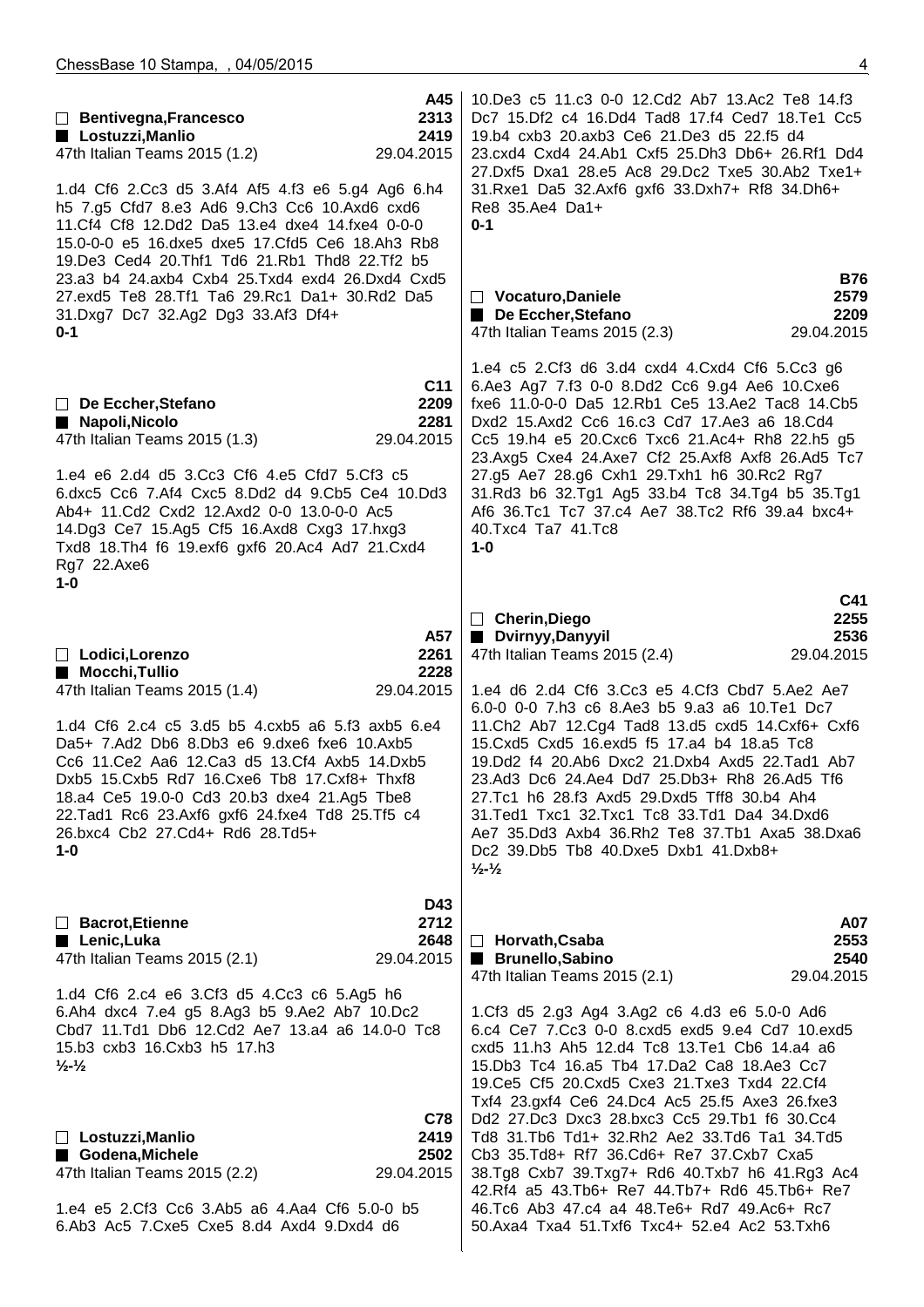**A45**

□ **Bentivegna,Francesco** 2313
■ **Lostuzzi,Manlio** 2419
47th Italian Teams 2015 (1.2) 29.04.2015

1.d4 Cf6 2.Cc3 d5 3.Af4 Af5 4.f3 e6 5.g4 Ag6 6.h4 h5 7.g5 Cfd7 8.e3 Ad6 9.Ch3 Cc6 10.Axd6 cxd6 11.Cf4 Cf8 12.Dd2 Da5 13.e4 dxe4 14.fxe4 0-0-0 15.0-0-0 e5 16.dxe5 dxe5 17.Cfd5 Ce6 18.Ah3 Rb8 19.De3 Ced4 20.Thf1 Td6 21.Rb1 Thd8 22.Tf2 b5 23.a3 b4 24.axb4 Cxb4 25.Txd4 exd4 26.Dxd4 Cxd5 27.exd5 Te8 28.Tf1 Ta6 29.Rc1 Da1+ 30.Rd2 Da5 31.Dxg7 Dc7 32.Ag2 Dg3 33.Af3 Df4+
**0-1**

**C11**

□ **De Eccher,Stefano** 2209
■ **Napoli,Nicolo** 2281
47th Italian Teams 2015 (1.3) 29.04.2015

1.e4 e6 2.d4 d5 3.Cc3 Cf6 4.e5 Cfd7 5.Cf3 c5 6.dxc5 Cc6 7.Af4 Cxc5 8.Dd2 d4 9.Cb5 Ce4 10.Dd3 Ab4+ 11.Cd2 Cxd2 12.Axd2 0-0 13.0-0-0 Ac5 14.Dg3 Ce7 15.Ag5 Cf5 16.Axd8 Cxg3 17.hxg3 Txd8 18.Th4 f6 19.exf6 gxf6 20.Ac4 Ad7 21.Cxd4 Rg7 22.Axe6
**1-0**

**A57**

□ **Lodici,Lorenzo** 2261
■ **Mocchi,Tullio** 2228
47th Italian Teams 2015 (1.4) 29.04.2015

1.d4 Cf6 2.c4 c5 3.d5 b5 4.cxb5 a6 5.f3 axb5 6.e4 Da5+ 7.Ad2 Db6 8.Db3 e6 9.dxe6 fxe6 10.Axb5 Cc6 11.Ce2 Aa6 12.Ca3 d5 13.Cf4 Axb5 14.Dxb5 Dxb5 15.Cxb5 Rd7 16.Cxe6 Tb8 17.Cxf8+ Thxf8 18.a4 Ce5 19.0-0 Cd3 20.b3 dxe4 21.Ag5 Tbe8 22.Tad1 Rc6 23.Axf6 gxf6 24.fxe4 Td8 25.Tf5 c4 26.bxc4 Cb2 27.Cd4+ Rd6 28.Td5+
**1-0**

**D43**

□ **Bacrot,Etienne** 2712
■ **Lenic,Luka** 2648
47th Italian Teams 2015 (2.1) 29.04.2015

1.d4 Cf6 2.c4 e6 3.Cf3 d5 4.Cc3 c6 5.Ag5 h6 6.Ah4 dxc4 7.e4 g5 8.Ag3 b5 9.Ae2 Ab7 10.Dc2 Cbd7 11.Td1 Db6 12.Cd2 Ae7 13.a4 a6 14.0-0 Tc8 15.b3 cxb3 16.Cxb3 h5 17.h3
**½-½**

**C78**

□ **Lostuzzi,Manlio** 2419
■ **Godena,Michele** 2502
47th Italian Teams 2015 (2.2) 29.04.2015

1.e4 e5 2.Cf3 Cc6 3.Ab5 a6 4.Aa4 Cf6 5.0-0 b5 6.Ab3 Ac5 7.Cxe5 Cxe5 8.d4 Axd4 9.Dxd4 d6 10.De3 c5 11.c3 0-0 12.Cd2 Ab7 13.Ac2 Te8 14.f3 Dc7 15.Df2 c4 16.Dd4 Tad8 17.f4 Ced7 18.Te1 Cc5 19.b4 cxb3 20.axb3 Ce6 21.De3 d5 22.f5 d4 23.cxd4 Cxd4 24.Ab1 Cxf5 25.Dh3 Db6+ 26.Rf1 Dd4 27.Dxf5 Dxa1 28.e5 Ac8 29.Dc2 Txe5 30.Ab2 Txe1+ 31.Rxe1 Da5 32.Axf6 gxf6 33.Dxh7+ Rf8 34.Dh6+ Re8 35.Ae4 Da1+
**0-1**

**B76**

□ **Vocaturo,Daniele** 2579
■ **De Eccher,Stefano** 2209
47th Italian Teams 2015 (2.3) 29.04.2015

1.e4 c5 2.Cf3 d6 3.d4 cxd4 4.Cxd4 Cf6 5.Cc3 g6 6.Ae3 Ag7 7.f3 0-0 8.Dd2 Cc6 9.g4 Ae6 10.Cxe6 fxe6 11.0-0-0 Da5 12.Rb1 Ce5 13.Ae2 Tac8 14.Cb5 Dxd2 15.Axd2 Cc6 16.c3 Cd7 17.Ae3 a6 18.Cd4 Cc5 19.h4 e5 20.Cxc6 Txc6 21.Ac4+ Rh8 22.h5 g5 23.Axg5 Cxe4 24.Axe7 Cf2 25.Axf8 Axf8 26.Ad5 Tc7 27.g5 Ae7 28.g6 Cxh1 29.Txh1 h6 30.Rc2 Rg7 31.Rd3 b6 32.Tg1 Ag5 33.b4 Tc8 34.Tg4 b5 35.Tg1 Af6 36.Tc1 Tc7 37.c4 Ae7 38.Tc2 Rf6 39.a4 bxc4+ 40.Txc4 Ta7 41.Tc8
**1-0**

**C41**

□ **Cherin,Diego** 2255
■ **Dvirnyy,Danyyil** 2536
47th Italian Teams 2015 (2.4) 29.04.2015

1.e4 d6 2.d4 Cf6 3.Cc3 e5 4.Cf3 Cbd7 5.Ae2 Ae7 6.0-0 0-0 7.h3 c6 8.Ae3 b5 9.a3 a6 10.Te1 Dc7 11.Ch2 Ab7 12.Cg4 Tad8 13.d5 cxd5 14.Cxf6+ Cxf6 15.Cxd5 Cxd5 16.exd5 f5 17.a4 b4 18.a5 Tc8 19.Dd2 f4 20.Ab6 Dxc2 21.Dxb4 Axd5 22.Tab1 Ab7 23.Ad3 Dc6 24.Ae4 Dd7 25.Db3+ Rh8 26.Ad5 Tf6 27.Tc1 h6 28.f3 Axd5 29.Dxd5 Tff8 30.b4 Ah4 31.Ted1 Txc1 32.Txc1 Tc8 33.Td1 Da4 34.Dxd6 Ae7 35.Dd3 Axb4 36.Rh2 Te8 37.Tb1 Axa5 38.Dxa6 Dc2 39.Db5 Tb8 40.Dxe5 Dxb1 41.Dxb8+
**½-½**

**A07**

□ **Horvath,Csaba** 2553
■ **Brunello,Sabino** 2540
47th Italian Teams 2015 (2.1) 29.04.2015

1.Cf3 d5 2.g3 Ag4 3.Ag2 c6 4.d3 e6 5.0-0 Ad6 6.c4 Ce7 7.Cc3 0-0 8.cxd5 exd5 9.e4 Cd7 10.exd5 cxd5 11.h3 Ah5 12.d4 Tc8 13.Te1 Cb6 14.a4 a6 15.Db3 Tc4 16.a5 Tb4 17.Da2 Ca8 18.Ae3 Cc7 19.Ce5 Cf5 20.Cxd5 Cxe3 21.Txe3 Txd4 22.Cf4 Txf4 23.gxf4 Ce6 24.Dc4 Ac5 25.f5 Axe3 26.fxe3 Dd2 27.Dc3 Dxc3 28.bxc3 Cc5 29.Tb1 f6 30.Cc4 Td8 31.Tb6 Td1+ 32.Rh2 Ae2 33.Td6 Ta1 34.Td5 Cb3 35.Td8+ Rf7 36.Cd6+ Re7 37.Cxb7 Cxa5 38.Tg8 Cxb7 39.Txg7+ Rd6 40.Txb7 h6 41.Rg3 Ac4 42.Rf4 a5 43.Tb6+ Re7 44.Tb7+ Rd6 45.Tb6+ Re7 46.Tc6 Ab3 47.c4 a4 48.Te6+ Rd7 49.Ac6+ Rc7 50.Axa4 Txa4 51.Txf6 Txc4+ 52.e4 Ac2 53.Txh6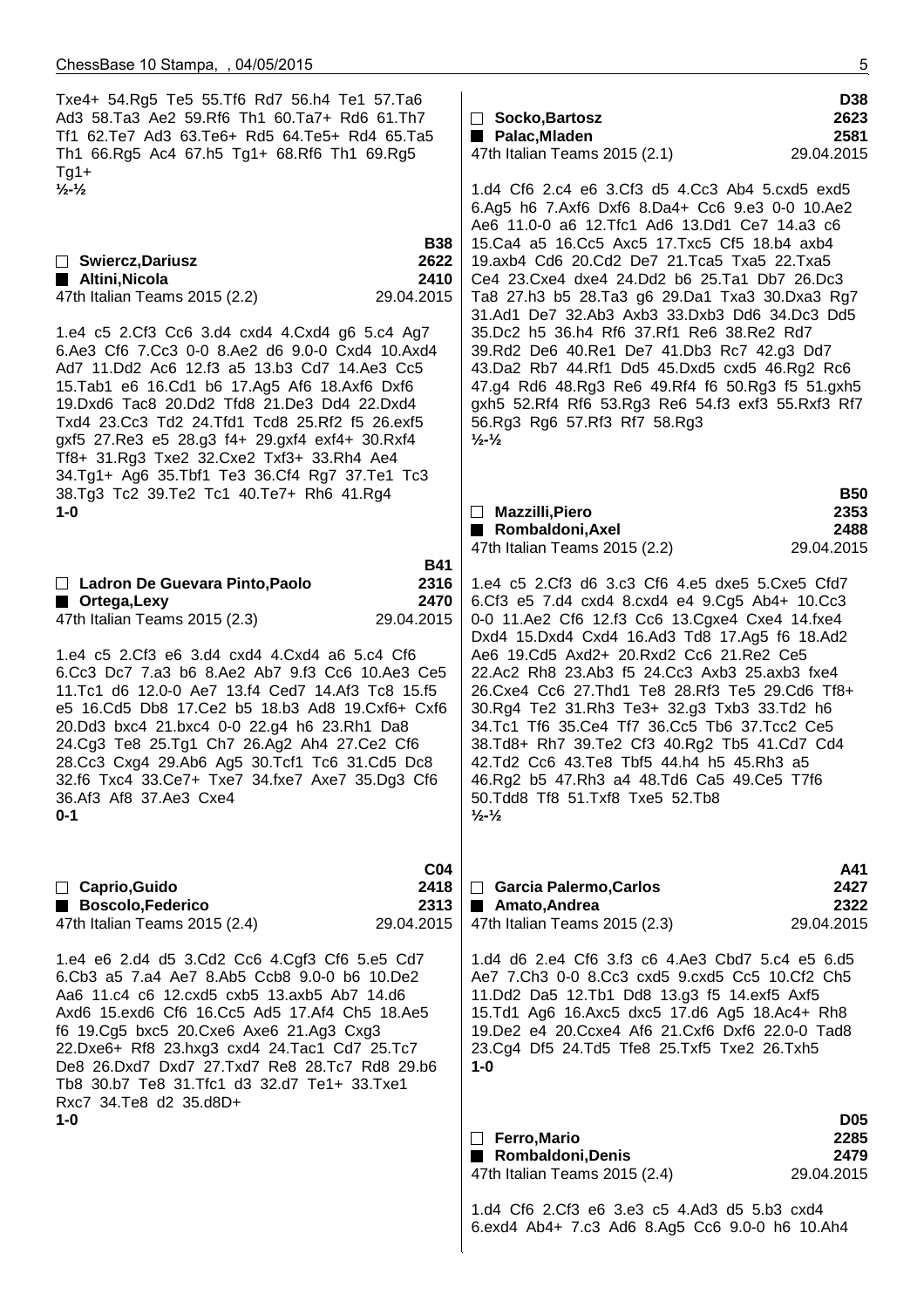Txe4+ 54.Rg5 Te5 55.Tf6 Rd7 56.h4 Te1 57.Ta6 Ad3 58.Ta3 Ae2 59.Rf6 Th1 60.Ta7+ Rd6 61.Th7 Tf1 62.Te7 Ad3 63.Te6+ Rd5 64.Te5+ Rd4 65.Ta5 Th1 66.Rg5 Ac4 67.h5 Tg1+ 68.Rf6 Th1 69.Rg5 Tg1+
½-½

**B38**

□ **Swiercz,Dariusz** **2622**
■ **Altini,Nicola** **2410**
47th Italian Teams 2015 (2.2) 29.04.2015

1.e4 c5 2.Cf3 Cc6 3.d4 cxd4 4.Cxd4 g6 5.c4 Ag7 6.Ae3 Cf6 7.Cc3 0-0 8.Ae2 d6 9.0-0 Cxd4 10.Axd4 Ad7 11.Dd2 Ac6 12.f3 a5 13.b3 Cd7 14.Ae3 Cc5 15.Tab1 e6 16.Cd1 b6 17.Ag5 Af6 18.Axf6 Dxf6 19.Dxd6 Tac8 20.Dd2 Tfd8 21.De3 Dd4 22.Dxd4 Txd4 23.Cc3 Td2 24.Tfd1 Tcd8 25.Rf2 f5 26.exf5 gxf5 27.Re3 e5 28.g3 f4+ 29.gxf4 exf4+ 30.Rxf4 Tf8+ 31.Rg3 Txe2 32.Cxe2 Txf3+ 33.Rh4 Ae4 34.Tg1+ Ag6 35.Tbf1 Te3 36.Cf4 Rg7 37.Te1 Tc3 38.Tg3 Tc2 39.Te2 Tc1 40.Te7+ Rh6 41.Rg4
1-0

**B41**

□ **Ladron De Guevara Pinto,Paolo** **2316**
■ **Ortega,Lexy** **2470**
47th Italian Teams 2015 (2.3) 29.04.2015

1.e4 c5 2.Cf3 e6 3.d4 cxd4 4.Cxd4 a6 5.c4 Cf6 6.Cc3 Dc7 7.a3 b6 8.Ae2 Ab7 9.f3 Cc6 10.Ae3 Ce5 11.Tc1 d6 12.0-0 Ae7 13.f4 Ced7 14.Af3 Tc8 15.f5 e5 16.Cd5 Db8 17.Ce2 b5 18.b3 Ad8 19.Cxf6+ Cxf6 20.Dd3 bxc4 21.bxc4 0-0 22.g4 h6 23.Rh1 Da8 24.Cg3 Te8 25.Tg1 Ch7 26.Ag2 Ah4 27.Ce2 Cf6 28.Cc3 Cxg4 29.Ab6 Ag5 30.Tcf1 Tc6 31.Cd5 Dc8 32.f6 Txc4 33.Ce7+ Txe7 34.fxe7 Axe7 35.Dg3 Cf6 36.Af3 Af8 37.Ae3 Cxe4
0-1

**C04**

□ **Caprio,Guido** **2418**
■ **Boscolo,Federico** **2313**
47th Italian Teams 2015 (2.4) 29.04.2015

1.e4 e6 2.d4 d5 3.Cd2 Cc6 4.Cgf3 Cf6 5.e5 Cd7 6.Cb3 a5 7.a4 Ae7 8.Ab5 Ccb8 9.0-0 b6 10.De2 Aa6 11.c4 c6 12.cxd5 cxb5 13.axb5 Ab7 14.d6 Axd6 15.exd6 Cf6 16.Cc5 Ad5 17.Af4 Ch5 18.Ae5 f6 19.Cg5 bxc5 20.Cxe6 Axe6 21.Ag3 Cxg3 22.Dxe6+ Rf8 23.hxg3 cxd4 24.Tac1 Cd7 25.Tc7 De8 26.Dxd7 Dxd7 27.Txd7 Re8 28.Tc7 Rd8 29.b6 Tb8 30.b7 Te8 31.Tfc1 d3 32.d7 Te1+ 33.Txe1 Rxc7 34.Te8 d2 35.d8D+
1-0

**D38**

□ **Socko,Bartosz** **2623**
■ **Palac,Mladen** **2581**
47th Italian Teams 2015 (2.1) 29.04.2015

1.d4 Cf6 2.c4 e6 3.Cf3 d5 4.Cc3 Ab4 5.cxd5 exd5 6.Ag5 h6 7.Axf6 Dxf6 8.Da4+ Cc6 9.e3 0-0 10.Ae2 Ae6 11.0-0 a6 12.Tfc1 Ad6 13.Dd1 Ce7 14.a3 c6 15.Ca4 a5 16.Cc5 Axc5 17.Txc5 Cf5 18.b4 axb4 19.axb4 Cd6 20.Cd2 De7 21.Tca5 Txa5 22.Txa5 Ce4 23.Cxe4 dxe4 24.Dd2 b6 25.Ta1 Db7 26.Dc3 Ta8 27.h3 b5 28.Ta3 g6 29.Da1 Txa3 30.Dxa3 Rg7 31.Ad1 De7 32.Ab3 Axb3 33.Dxb3 Dd6 34.Dc3 Dd5 35.Dc2 h5 36.h4 Rf6 37.Rf1 Re6 38.Re2 Rd7 39.Rd2 De6 40.Re1 De7 41.Db3 Rc7 42.g3 Dd7 43.Da2 Rb7 44.Rf1 Dd5 45.Dxd5 cxd5 46.Rg2 Rc6 47.g4 Rd6 48.Rg3 Re6 49.Rf4 f6 50.Rg3 f5 51.gxh5 gxh5 52.Rf4 Rf6 53.Rg3 Re6 54.f3 exf3 55.Rxf3 Rf7 56.Rg3 Rg6 57.Rf3 Rf7 58.Rg3
½-½

**B50**

□ **Mazzilli,Piero** **2353**
■ **Rombaldoni,Axel** **2488**
47th Italian Teams 2015 (2.2) 29.04.2015

1.e4 c5 2.Cf3 d6 3.c3 Cf6 4.e5 dxe5 5.Cxe5 Cfd7 6.Cf3 e5 7.d4 cxd4 8.cxd4 e4 9.Cg5 Ab4+ 10.Cc3 0-0 11.Ae2 Cf6 12.f3 Cc6 13.Cgxe4 Cxe4 14.fxe4 Dxd4 15.Dxd4 Cxd4 16.Ad3 Td8 17.Ag5 f6 18.Ad2 Ae6 19.Cd5 Axd2+ 20.Rxd2 Cc6 21.Re2 Ce5 22.Ac2 Rh8 23.Ab3 f5 24.Cc3 Axb3 25.axb3 fxe4 26.Cxe4 Cc6 27.Thd1 Te8 28.Rf3 Te5 29.Cd6 Tf8+ 30.Rg4 Te2 31.Rh3 Te3+ 32.g3 Txb3 33.Td2 h6 34.Tc1 Tf6 35.Ce4 Tf7 36.Cc5 Tb6 37.Tcc2 Ce5 38.Td8+ Rh7 39.Te2 Cf3 40.Rg2 Tb5 41.Cd7 Cd4 42.Td2 Cc6 43.Te8 Tbf5 44.h4 h5 45.Rh3 a5 46.Rg2 b5 47.Rh3 a4 48.Td6 Ca5 49.Ce5 T7f6 50.Tdd8 Tf8 51.Txf8 Txe5 52.Tb8
½-½

**A41**

□ **Garcia Palermo,Carlos** **2427**
■ **Amato,Andrea** **2322**
47th Italian Teams 2015 (2.3) 29.04.2015

1.d4 d6 2.e4 Cf6 3.f3 c6 4.Ae3 Cbd7 5.c4 e5 6.d5 Ae7 7.Ch3 0-0 8.Cc3 cxd5 9.cxd5 Cc5 10.Cf2 Ch5 11.Dd2 Da5 12.Tb1 Dd8 13.g3 f5 14.exf5 Axf5 15.Td1 Ag6 16.Axc5 dxc5 17.d6 Ag5 18.Ac4+ Rh8 19.De2 e4 20.Ccxe4 Af6 21.Cxf6 Dxf6 22.0-0 Tad8 23.Cg4 Df5 24.Td5 Tfe8 25.Txf5 Txe2 26.Txh5
1-0

**D05**

□ **Ferro,Mario** **2285**
■ **Rombaldoni,Denis** **2479**
47th Italian Teams 2015 (2.4) 29.04.2015

1.d4 Cf6 2.Cf3 e6 3.e3 c5 4.Ad3 d5 5.b3 cxd4 6.exd4 Ab4+ 7.c3 Ad6 8.Ag5 Cc6 9.0-0 h6 10.Ah4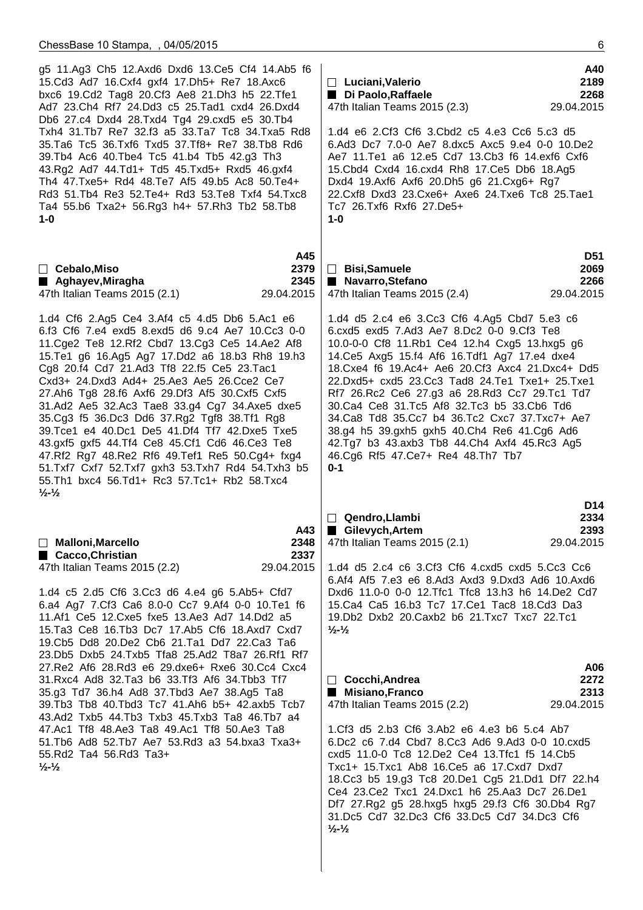g5 11.Ag3 Ch5 12.Axd6 Dxd6 13.Ce5 Cf4 14.Ab5 f6 15.Cd3 Ad7 16.Cxf4 gxf4 17.Dh5+ Re7 18.Axc6 bxc6 19.Cd2 Tag8 20.Cf3 Ae8 21.Dh3 h5 22.Tfe1 Ad7 23.Ch4 Rf7 24.Dd3 c5 25.Tad1 cxd4 26.Dxd4 Db6 27.c4 Dxd4 28.Txd4 Tg4 29.cxd5 e5 30.Tb4 Txh4 31.Tb7 Re7 32.f3 a5 33.Ta7 Tc8 34.Txa5 Rd8 35.Ta6 Tc5 36.Txf6 Txd5 37.Tf8+ Re7 38.Tb8 Rd6 39.Tb4 Ac6 40.Tbe4 Tc5 41.b4 Tb5 42.g3 Th3 43.Rg2 Ad7 44.Td1+ Td5 45.Txd5+ Rxd5 46.gxf4 Th4 47.Txe5+ Rd4 48.Te7 Af5 49.b5 Ac8 50.Te4+ Rd3 51.Tb4 Re3 52.Te4+ Rd3 53.Te8 Txf4 54.Txc8 Ta4 55.b6 Txa2+ 56.Rg3 h4+ 57.Rh3 Tb2 58.Tb8
**1-0**

---

| | A45 |
|---|---|
| □ **Cebalo,Miso** | **2379** |
| ■ **Aghayev,Miragha** | **2345** |
| 47th Italian Teams 2015 (2.1) | 29.04.2015 |

1.d4 Cf6 2.Ag5 Ce4 3.Af4 c5 4.d5 Db6 5.Ac1 e6 6.f3 Cf6 7.e4 exd5 8.exd5 d6 9.c4 Ae7 10.Cc3 0-0 11.Cge2 Te8 12.Rf2 Cbd7 13.Cg3 Ce5 14.Ae2 Af8 15.Te1 g6 16.Ag5 Ag7 17.Dd2 a6 18.b3 Rh8 19.h3 Cg8 20.f4 Cd7 21.Ad3 Tf8 22.f5 Ce5 23.Tac1 Cxd3+ 24.Dxd3 Ad4+ 25.Ae3 Ae5 26.Cce2 Ce7 27.Ah6 Tg8 28.f6 Axf6 29.Df3 Af5 30.Cxf5 Cxf5 31.Ad2 Ae5 32.Ac3 Tae8 33.g4 Cg7 34.Axe5 dxe5 35.Cg3 f5 36.Dc3 Dd6 37.Rg2 Tgf8 38.Tf1 Rg8 39.Tce1 e4 40.Dc1 De5 41.Df4 Tf7 42.Dxe5 Txe5 43.gxf5 gxf5 44.Tf4 Ce8 45.Cf1 Cd6 46.Ce3 Te8 47.Rf2 Rg7 48.Re2 Rf6 49.Tef1 Re5 50.Cg4+ fxg4 51.Txf7 Cxf7 52.Txf7 gxh3 53.Txh7 Rd4 54.Txh3 b5 55.Th1 bxc4 56.Td1+ Rc3 57.Tc1+ Rb2 58.Txc4
**½-½**

---

| | A43 |
|---|---|
| □ **Malloni,Marcello** | **2348** |
| ■ **Cacco,Christian** | **2337** |
| 47th Italian Teams 2015 (2.2) | 29.04.2015 |

1.d4 c5 2.d5 Cf6 3.Cc3 d6 4.e4 g6 5.Ab5+ Cfd7 6.a4 Ag7 7.Cf3 Ca6 8.0-0 Cc7 9.Af4 0-0 10.Te1 f6 11.Af1 Ce5 12.Cxe5 fxe5 13.Ae3 Ad7 14.Dd2 a5 15.Ta3 Ce8 16.Tb3 Dc7 17.Ab5 Cf6 18.Axd7 Cxd7 19.Cb5 Dd8 20.De2 Cb6 21.Ta1 Dd7 22.Ca3 Ta6 23.Db5 Dxb5 24.Txb5 Tfa8 25.Ad2 T8a7 26.Rf1 Rf7 27.Re2 Af6 28.Rd3 e6 29.dxe6+ Rxe6 30.Cc4 Cxc4 31.Rxc4 Ad8 32.Ta3 b6 33.Tf3 Af6 34.Tbb3 Tf7 35.g3 Td7 36.h4 Ad8 37.Tbd3 Ae7 38.Ag5 Ta8 39.Tb3 Tb8 40.Tbd3 Tc7 41.Ah6 b5+ 42.axb5 Tcb7 43.Ad2 Txb5 44.Tb3 Txb3 45.Txb3 Ta8 46.Tb7 a4 47.Ac1 Tf8 48.Ae3 Ta8 49.Ac1 Tf8 50.Ae3 Ta8 51.Tb6 Ad8 52.Tb7 Ae7 53.Rd3 a3 54.bxa3 Txa3+ 55.Rd2 Ta4 56.Rd3 Ta3+
**½-½**

---

| | A40 |
|---|---|
| □ **Luciani,Valerio** | **2189** |
| ■ **Di Paolo,Raffaele** | **2268** |
| 47th Italian Teams 2015 (2.3) | 29.04.2015 |

1.d4 e6 2.Cf3 Cf6 3.Cbd2 c5 4.e3 Cc6 5.c3 d5 6.Ad3 Dc7 7.0-0 Ae7 8.dxc5 Axc5 9.e4 0-0 10.De2 Ae7 11.Te1 a6 12.e5 Cd7 13.Cb3 f6 14.exf6 Cxf6 15.Cbd4 Cxd4 16.cxd4 Rh8 17.Ce5 Db6 18.Ag5 Dxd4 19.Axf6 Axf6 20.Dh5 g6 21.Cxg6+ Rg7 22.Cxf8 Dxd3 23.Cxe6+ Axe6 24.Txe6 Tc8 25.Tae1 Tc7 26.Txf6 Rxf6 27.De5+
**1-0**

---

| | D51 |
|---|---|
| □ **Bisi,Samuele** | **2069** |
| ■ **Navarro,Stefano** | **2266** |
| 47th Italian Teams 2015 (2.4) | 29.04.2015 |

1.d4 d5 2.c4 e6 3.Cc3 Cf6 4.Ag5 Cbd7 5.e3 c6 6.cxd5 exd5 7.Ad3 Ae7 8.Dc2 0-0 9.Cf3 Te8 10.0-0-0 Cf8 11.Rb1 Ce4 12.h4 Cxg5 13.hxg5 g6 14.Ce5 Axg5 15.f4 Af6 16.Tdf1 Ag7 17.e4 dxe4 18.Cxe4 f6 19.Ac4+ Ae6 20.Cf3 Axc4 21.Dxc4+ Dd5 22.Dxd5+ cxd5 23.Cc3 Tad8 24.Te1 Txe1+ 25.Txe1 Rf7 26.Rc2 Ce6 27.g3 a6 28.Rd3 Cc7 29.Tc1 Td7 30.Ca4 Ce8 31.Tc5 Af8 32.Tc3 b5 33.Cb6 Td6 34.Ca8 Td8 35.Cc7 b4 36.Tc2 Cxc7 37.Txc7+ Ae7 38.g4 h5 39.gxh5 gxh5 40.Ch4 Re6 41.Cg6 Ad6 42.Tg7 b3 43.axb3 Tb8 44.Ch4 Axf4 45.Rc3 Ag5 46.Cg6 Rf5 47.Ce7+ Re4 48.Th7 Tb7
**0-1**

---

| | D14 |
|---|---|
| □ **Qendro,Llambi** | **2334** |
| ■ **Gilevych,Artem** | **2393** |
| 47th Italian Teams 2015 (2.1) | 29.04.2015 |

1.d4 d5 2.c4 c6 3.Cf3 Cf6 4.cxd5 cxd5 5.Cc3 Cc6 6.Af4 Af5 7.e3 e6 8.Ad3 Axd3 9.Dxd3 Ad6 10.Axd6 Dxd6 11.0-0 0-0 12.Tfc1 Tfc8 13.h3 h6 14.De2 Cd7 15.Ca4 Ca5 16.b3 Tc7 17.Ce1 Tac8 18.Cd3 Da3 19.Db2 Dxb2 20.Caxb2 b6 21.Txc7 Txc7 22.Tc1
**½-½**

---

| | A06 |
|---|---|
| □ **Cocchi,Andrea** | **2272** |
| ■ **Misiano,Franco** | **2313** |
| 47th Italian Teams 2015 (2.2) | 29.04.2015 |

1.Cf3 d5 2.b3 Cf6 3.Ab2 e6 4.e3 b6 5.c4 Ab7 6.Dc2 c6 7.d4 Cbd7 8.Cc3 Ad6 9.Ad3 0-0 10.cxd5 cxd5 11.0-0 Tc8 12.De2 Ce4 13.Tfc1 f5 14.Cb5 Txc1+ 15.Txc1 Ab8 16.Ce5 a6 17.Cxd7 Dxd7 18.Cc3 b5 19.g3 Tc8 20.De1 Cg5 21.Dd1 Df7 22.h4 Ce4 23.Ce2 Txc1 24.Dxc1 h6 25.Aa3 Dc7 26.De1 Df7 27.Rg2 g5 28.hxg5 hxg5 29.f3 Cf6 30.Db4 Rg7 31.Dc5 Cd7 32.Dc3 Cf6 33.Dc5 Cd7 34.Dc3 Cf6
**½-½**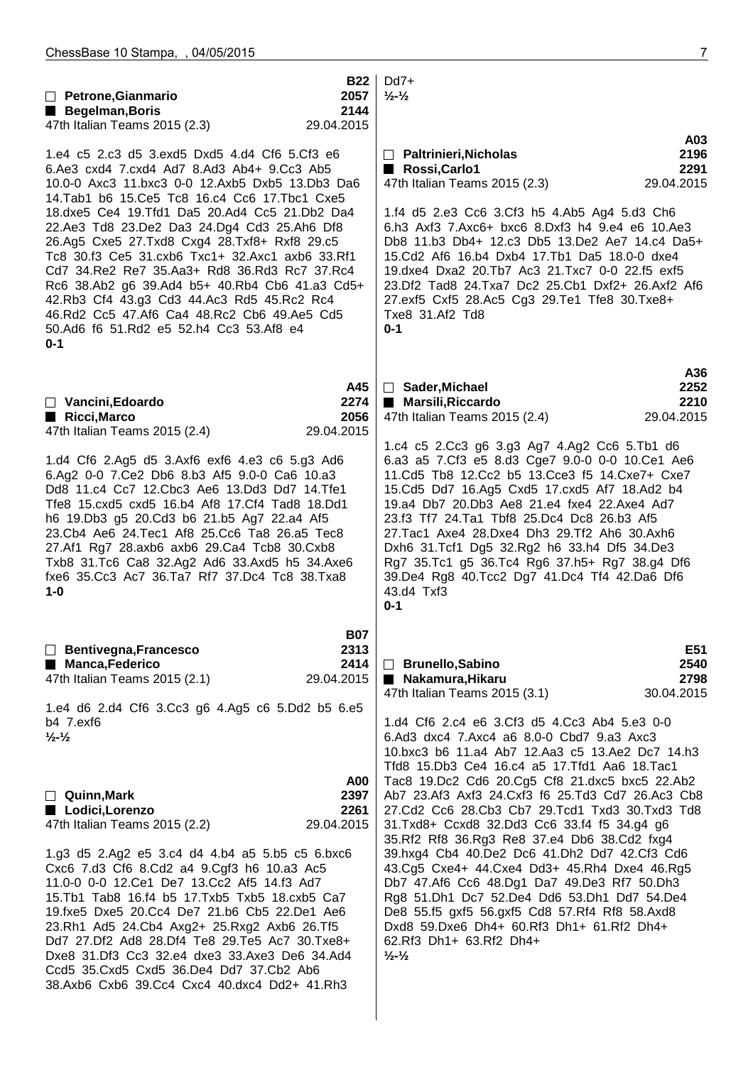**B22**
□ **Petrone,Gianmario** **2057**
■ **Begelman,Boris** **2144**
47th Italian Teams 2015 (2.3) 29.04.2015

1.e4 c5 2.c3 d5 3.exd5 Dxd5 4.d4 Cf6 5.Cf3 e6 6.Ae3 cxd4 7.cxd4 Ad7 8.Ad3 Ab4+ 9.Cc3 Ab5 10.0-0 Axc3 11.bxc3 0-0 12.Axb5 Dxb5 13.Db3 Da6 14.Tab1 b6 15.Ce5 Tc8 16.c4 Cc6 17.Tbc1 Cxe5 18.dxe5 Ce4 19.Tfd1 Da5 20.Ad4 Cc5 21.Db2 Da4 22.Ae3 Td8 23.De2 Da3 24.Dg4 Cd3 25.Ah6 Df8 26.Ag5 Cxe5 27.Txd8 Cxg4 28.Txf8+ Rxf8 29.c5 Tc8 30.f3 Ce5 31.cxb6 Txc1+ 32.Axc1 axb6 33.Rf1 Cd7 34.Re2 Re7 35.Aa3+ Rd8 36.Rd3 Rc7 37.Rc4 Rc6 38.Ab2 g6 39.Ad4 b5+ 40.Rb4 Cb6 41.a3 Cd5+ 42.Rb3 Cf4 43.g3 Cd3 44.Ac3 Rd5 45.Rc2 Rc4 46.Rd2 Cc5 47.Af6 Ca4 48.Rc2 Cb6 49.Ae5 Cd5 50.Ad6 f6 51.Rd2 e5 52.h4 Cc3 53.Af8 e4
**0-1**

**A45**
□ **Vancini,Edoardo** **2274**
■ **Ricci,Marco** **2056**
47th Italian Teams 2015 (2.4) 29.04.2015

1.d4 Cf6 2.Ag5 d5 3.Axf6 exf6 4.e3 c6 5.g3 Ad6 6.Ag2 0-0 7.Ce2 Db6 8.b3 Af5 9.0-0 Ca6 10.a3 Dd8 11.c4 Cc7 12.Cbc3 Ae6 13.Dd3 Dd7 14.Tfe1 Tfe8 15.cxd5 cxd5 16.b4 Af8 17.Cf4 Tad8 18.Dd1 h6 19.Db3 g5 20.Cd3 b6 21.b5 Ag7 22.a4 Af5 23.Cb4 Ae6 24.Tec1 Af8 25.Cc6 Ta8 26.a5 Tec8 27.Af1 Rg7 28.axb6 axb6 29.Ca4 Tcb8 30.Cxb8 Txb8 31.Tc6 Ca8 32.Ag2 Ad6 33.Axd5 h5 34.Axe6 fxe6 35.Cc3 Ac7 36.Ta7 Rf7 37.Dc4 Tc8 38.Txa8
**1-0**

**B07**
□ **Bentivegna,Francesco** **2313**
■ **Manca,Federico** **2414**
47th Italian Teams 2015 (2.1) 29.04.2015

1.e4 d6 2.d4 Cf6 3.Cc3 g6 4.Ag5 c6 5.Dd2 b5 6.e5 b4 7.exf6
**½-½**

**A00**
□ **Quinn,Mark** **2397**
■ **Lodici,Lorenzo** **2261**
47th Italian Teams 2015 (2.2) 29.04.2015

1.g3 d5 2.Ag2 e5 3.c4 d4 4.b4 a5 5.b5 c5 6.bxc6 Cxc6 7.d3 Cf6 8.Cd2 a4 9.Cgf3 h6 10.a3 Ac5 11.0-0 0-0 12.Ce1 De7 13.Cc2 Af5 14.f3 Ad7 15.Tb1 Tab8 16.f4 b5 17.Txb5 Txb5 18.cxb5 Ca7 19.fxe5 Dxe5 20.Cc4 De7 21.b6 Cb5 22.De1 Ae6 23.Rh1 Ad5 24.Cb4 Axg2+ 25.Rxg2 Axb6 26.Tf5 Dd7 27.Df2 Ad8 28.Df4 Te8 29.Te5 Ac7 30.Txe8+ Dxe8 31.Df3 Cc3 32.e4 dxe3 33.Axe3 De6 34.Ad4 Ccd5 35.Cxd5 Cxd5 36.De4 Dd7 37.Cb2 Ab6 38.Axb6 Cxb6 39.Cc4 Cxc4 40.dxc4 Dd2+ 41.Rh3 Dd7+
**½-½**

**A03**
□ **Paltrinieri,Nicholas** **2196**
■ **Rossi,Carlo1** **2291**
47th Italian Teams 2015 (2.3) 29.04.2015

1.f4 d5 2.e3 Cc6 3.Cf3 h5 4.Ab5 Ag4 5.d3 Ch6 6.h3 Axf3 7.Axc6+ bxc6 8.Dxf3 h4 9.e4 e6 10.Ae3 Db8 11.b3 Db4+ 12.c3 Db5 13.De2 Ae7 14.c4 Da5+ 15.Cd2 Af6 16.b4 Dxb4 17.Tb1 Da5 18.0-0 dxe4 19.dxe4 Dxa2 20.Tb7 Ac3 21.Txc7 0-0 22.f5 exf5 23.Df2 Tad8 24.Txa7 Dc2 25.Cb1 Dxf2+ 26.Axf2 Af6 27.exf5 Cxf5 28.Ac5 Cg3 29.Te1 Tfe8 30.Txe8+ Txe8 31.Af2 Td8
**0-1**

**A36**
□ **Sader,Michael** **2252**
■ **Marsili,Riccardo** **2210**
47th Italian Teams 2015 (2.4) 29.04.2015

1.c4 c5 2.Cc3 g6 3.g3 Ag7 4.Ag2 Cc6 5.Tb1 d6 6.a3 a5 7.Cf3 e5 8.d3 Cge7 9.0-0 0-0 10.Ce1 Ae6 11.Cd5 Tb8 12.Cc2 b5 13.Cce3 f5 14.Cxe7+ Cxe7 15.Cd5 Dd7 16.Ag5 Cxd5 17.cxd5 Af7 18.Ad2 b4 19.a4 Db7 20.Db3 Ae8 21.e4 fxe4 22.Axe4 Ad7 23.f3 Tf7 24.Ta1 Tbf8 25.Dc4 Dc8 26.b3 Af5 27.Tac1 Axe4 28.Dxe4 Dh3 29.Tf2 Ah6 30.Axh6 Dxh6 31.Tcf1 Dg5 32.Rg2 h6 33.h4 Df5 34.De3 Rg7 35.Tc1 g5 36.Tc4 Rg6 37.h5+ Rg7 38.g4 Df6 39.De4 Rg8 40.Tcc2 Dg7 41.Dc4 Tf4 42.Da6 Df6 43.d4 Txf3
**0-1**

**E51**
□ **Brunello,Sabino** **2540**
■ **Nakamura,Hikaru** **2798**
47th Italian Teams 2015 (3.1) 30.04.2015

1.d4 Cf6 2.c4 e6 3.Cf3 d5 4.Cc3 Ab4 5.e3 0-0 6.Ad3 dxc4 7.Axc4 a6 8.0-0 Cbd7 9.a3 Axc3 10.bxc3 b6 11.a4 Ab7 12.Aa3 c5 13.Ae2 Dc7 14.h3 Tfd8 15.Db3 Ce4 16.c4 a5 17.Tfd1 Aa6 18.Tac1 Tac8 19.Dc2 Cd6 20.Cg5 Cf8 21.dxc5 bxc5 22.Ab2 Ab7 23.Af3 Axf3 24.Cxf3 f6 25.Td3 Cd7 26.Ac3 Cb8 27.Cd2 Cc6 28.Cb3 Cb7 29.Tcd1 Txd3 30.Txd3 Td8 31.Txd8+ Ccxd8 32.Dd3 Cc6 33.f4 f5 34.g4 g6 35.Rf2 Rf8 36.Rg3 Re8 37.e4 Db6 38.Cd2 fxg4 39.hxg4 Cb4 40.De2 Dc6 41.Dh2 Dd7 42.Cf3 Cd6 43.Cg5 Cxe4+ 44.Cxe4 Dd3+ 45.Rh4 Dxe4 46.Rg5 Db7 47.Af6 Cc6 48.Dg1 Da7 49.De3 Rf7 50.Dh3 Rg8 51.Dh1 Dc7 52.De4 Dd6 53.Dh1 Dd7 54.De4 De8 55.f5 gxf5 56.gxf5 Cd8 57.Rf4 Rf8 58.Axd8 Dxd8 59.Dxe6 Dh4+ 60.Rf3 Dh1+ 61.Rf2 Dh4+ 62.Rf3 Dh1+ 63.Rf2 Dh4+
**½-½**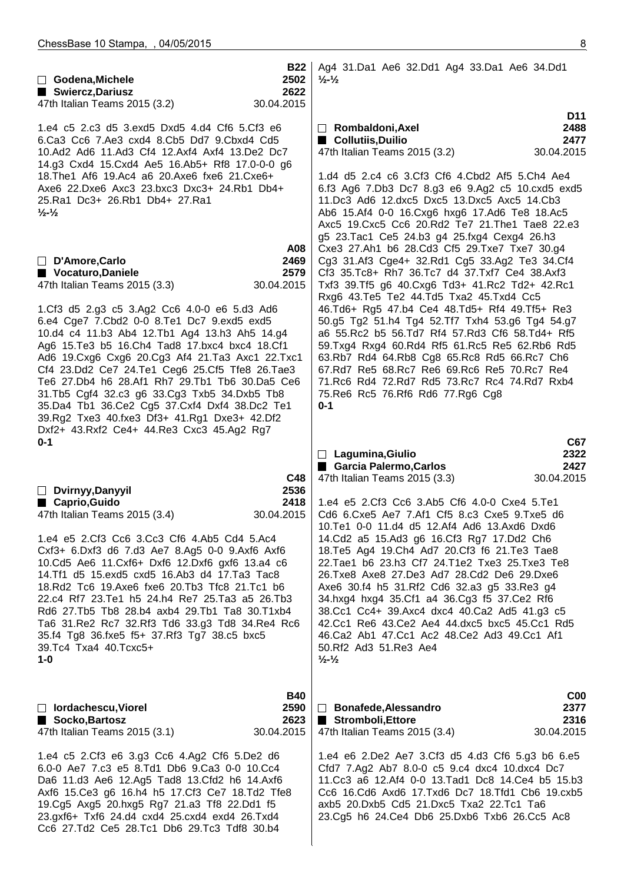**B22**
□ **Godena,Michele** 2502
■ **Swiercz,Dariusz** 2622
47th Italian Teams 2015 (3.2) 30.04.2015

1.e4 c5 2.c3 d5 3.exd5 Dxd5 4.d4 Cf6 5.Cf3 e6 6.Ca3 Cc6 7.Ae3 cxd4 8.Cb5 Dd7 9.Cbxd4 Cd5 10.Ad2 Ad6 11.Ad3 Cf4 12.Axf4 Axf4 13.De2 Dc7 14.g3 Cxd4 15.Cxd4 Ae5 16.Ab5+ Rf8 17.0-0-0 g6 18.The1 Af6 19.Ac4 a6 20.Axe6 fxe6 21.Cxe6+ Axe6 22.Dxe6 Axc3 23.bxc3 Dxc3+ 24.Rb1 Db4+ 25.Ra1 Dc3+ 26.Rb1 Db4+ 27.Ra1
½-½

**A08**
□ **D'Amore,Carlo** 2469
■ **Vocaturo,Daniele** 2579
47th Italian Teams 2015 (3.3) 30.04.2015

1.Cf3 d5 2.g3 c5 3.Ag2 Cc6 4.0-0 e6 5.d3 Ad6 6.e4 Cge7 7.Cbd2 0-0 8.Te1 Dc7 9.exd5 exd5 10.d4 c4 11.b3 Ab4 12.Tb1 Ag4 13.h3 Ah5 14.g4 Ag6 15.Te3 b5 16.Ch4 Tad8 17.bxc4 bxc4 18.Cf1 Ad6 19.Cxg6 Cxg6 20.Cg3 Af4 21.Ta3 Axc1 22.Txc1 Cf4 23.Dd2 Ce7 24.Te1 Ceg6 25.Cf5 Tfe8 26.Tae3 Te6 27.Db4 h6 28.Af1 Rh7 29.Tb1 Tb6 30.Da5 Ce6 31.Tb5 Cgf4 32.c3 g6 33.Cg3 Txb5 34.Dxb5 Tb8 35.Da4 Tb1 36.Ce2 Cg5 37.Cxf4 Dxf4 38.Dc2 Te1 39.Rg2 Txe3 40.fxe3 Df3+ 41.Rg1 Dxe3+ 42.Df2 Dxf2+ 43.Rxf2 Ce4+ 44.Re3 Cxc3 45.Ag2 Rg7
0-1

**C48**
□ **Dvirnyy,Danyyil** 2536
■ **Caprio,Guido** 2418
47th Italian Teams 2015 (3.4) 30.04.2015

1.e4 e5 2.Cf3 Cc6 3.Cc3 Cf6 4.Ab5 Cd4 5.Ac4 Cxf3+ 6.Dxf3 d6 7.d3 Ae7 8.Ag5 0-0 9.Axf6 Axf6 10.Cd5 Ae6 11.Cxf6+ Dxf6 12.Dxf6 gxf6 13.a4 c6 14.Tf1 d5 15.exd5 cxd5 16.Ab3 d4 17.Ta3 Tac8 18.Rd2 Tc6 19.Axe6 fxe6 20.Tb3 Tfc8 21.Tc1 b6 22.c4 Rf7 23.Te1 h5 24.h4 Re7 25.Ta3 a5 26.Tb3 Rd6 27.Tb5 Tb8 28.b4 axb4 29.Tb1 Ta8 30.T1xb4 Ta6 31.Re2 Rc7 32.Rf3 Td6 33.g3 Td8 34.Re4 Rc6 35.f4 Tg8 36.fxe5 f5+ 37.Rf3 Tg7 38.c5 bxc5 39.Tc4 Txa4 40.Tcxc5+
1-0

**B40**
□ **Iordachescu,Viorel** 2590
■ **Socko,Bartosz** 2623
47th Italian Teams 2015 (3.1) 30.04.2015

1.e4 c5 2.Cf3 e6 3.g3 Cc6 4.Ag2 Cf6 5.De2 d6 6.0-0 Ae7 7.c3 e5 8.Td1 Db6 9.Ca3 0-0 10.Cc4 Da6 11.d3 Ae6 12.Ag5 Tad8 13.Cfd2 h6 14.Axf6 Axf6 15.Ce3 g6 16.h4 h5 17.Cf3 Ce7 18.Td2 Tfe8 19.Cg5 Axg5 20.hxg5 Rg7 21.a3 Tf8 22.Dd1 f5 23.gxf6+ Txf6 24.d4 cxd4 25.cxd4 exd4 26.Txd4 Cc6 27.Td2 Ce5 28.Tc1 Db6 29.Tc3 Tdf8 30.b4 Ag4 31.Da1 Ae6 32.Dd1 Ag4 33.Da1 Ae6 34.Dd1
½-½

**D11**
□ **Rombaldoni,Axel** 2488
■ **Collutiis,Duilio** 2477
47th Italian Teams 2015 (3.2) 30.04.2015

1.d4 d5 2.c4 c6 3.Cf3 Cf6 4.Cbd2 Af5 5.Ch4 Ae4 6.f3 Ag6 7.Db3 Dc7 8.g3 e6 9.Ag2 c5 10.cxd5 exd5 11.Dc3 Ad6 12.dxc5 Dxc5 13.Dxc5 Axc5 14.Cb3 Ab6 15.Af4 0-0 16.Cxg6 hxg6 17.Ad6 Te8 18.Ac5 Axc5 19.Cxc5 Cc6 20.Rd2 Te7 21.The1 Tae8 22.e3 g5 23.Tac1 Ce5 24.b3 g4 25.fxg4 Cexg4 26.h3 Cxe3 27.Ah1 b6 28.Cd3 Cf5 29.Txe7 Txe7 30.g4 Cg3 31.Af3 Cge4+ 32.Rd1 Cg5 33.Ag2 Te3 34.Cf4 Cf3 35.Tc8+ Rh7 36.Tc7 d4 37.Txf7 Ce4 38.Axf3 Txf3 39.Tf5 g6 40.Cxg6 Td3+ 41.Rc2 Td2+ 42.Rc1 Rxg6 43.Te5 Te2 44.Td5 Txa2 45.Txd4 Cc5 46.Td6+ Rg5 47.b4 Ce4 48.Td5+ Rf4 49.Tf5+ Re3 50.g5 Tg2 51.h4 Tg4 52.Tf7 Txh4 53.g6 Tg4 54.g7 a6 55.Rc2 b5 56.Td7 Rf4 57.Rd3 Cf6 58.Td4+ Rf5 59.Txg4 Rxg4 60.Rd4 Rf5 61.Rc5 Re5 62.Rb6 Rd5 63.Rb7 Rd4 64.Rb8 Cg8 65.Rc8 Rd5 66.Rc7 Ch6 67.Rd7 Re5 68.Rc7 Re6 69.Rc6 Re5 70.Rc7 Re4 71.Rc6 Rd4 72.Rd7 Rd5 73.Rc7 Rc4 74.Rd7 Rxb4 75.Re6 Rc5 76.Rf6 Rd6 77.Rg6 Cg8
0-1

**C67**
□ **Lagumina,Giulio** 2322
■ **Garcia Palermo,Carlos** 2427
47th Italian Teams 2015 (3.3) 30.04.2015

1.e4 e5 2.Cf3 Cc6 3.Ab5 Cf6 4.0-0 Cxe4 5.Te1 Cd6 6.Cxe5 Ae7 7.Af1 Cf5 8.c3 Cxe5 9.Txe5 d6 10.Te1 0-0 11.d4 d5 12.Af4 Ad6 13.Axd6 Dxd6 14.Cd2 a5 15.Ad3 g6 16.Cf3 Rg7 17.Dd2 Ch6 18.Te5 Ag4 19.Ch4 Ad7 20.Cf3 f6 21.Te3 Tae8 22.Tae1 b6 23.h3 Cf7 24.T1e2 Txe3 25.Txe3 Te8 26.Txe8 Axe8 27.De3 Ad7 28.Cd2 De6 29.Dxe6 Axe6 30.f4 h5 31.Rf2 Cd6 32.a3 g5 33.Re3 g4 34.hxg4 hxg4 35.Cf1 a4 36.Cg3 f5 37.Ce2 Rf6 38.Cc1 Cc4+ 39.Axc4 dxc4 40.Ca2 Ad5 41.g3 c5 42.Cc1 Re6 43.Ce2 Ae4 44.dxc5 bxc5 45.Cc1 Rd5 46.Ca2 Ab1 47.Cc1 Ac2 48.Ce2 Ad3 49.Cc1 Af1 50.Rf2 Ad3 51.Re3 Ae4
½-½

**C00**
□ **Bonafede,Alessandro** 2377
■ **Stromboli,Ettore** 2316
47th Italian Teams 2015 (3.4) 30.04.2015

1.e4 e6 2.De2 Ae7 3.Cf3 d5 4.d3 Cf6 5.g3 b6 6.e5 Cfd7 7.Ag2 Ab7 8.0-0 c5 9.c4 dxc4 10.dxc4 Dc7 11.Cc3 a6 12.Af4 0-0 13.Tad1 Dc8 14.Ce4 b5 15.b3 Cc6 16.Cd6 Axd6 17.Txd6 Dc7 18.Tfd1 Cb6 19.cxb5 axb5 20.Dxb5 Cd5 21.Dxc5 Txa2 22.Tc1 Ta6 23.Cg5 h6 24.Ce4 Db6 25.Dxb6 Txb6 26.Cc5 Ac8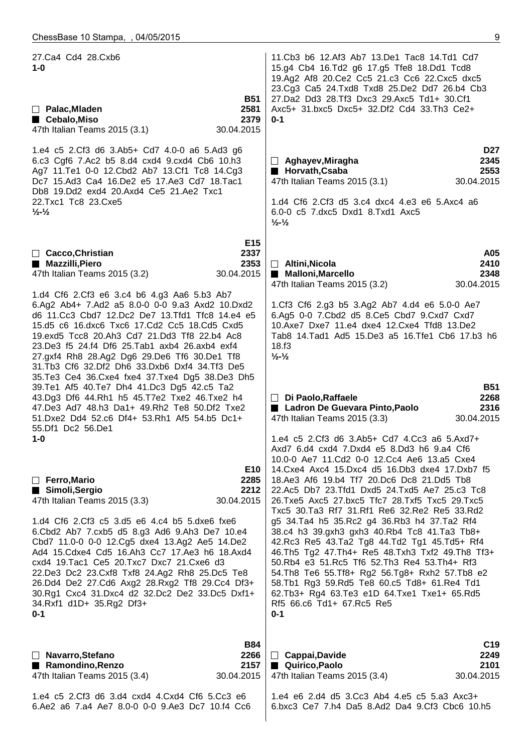27.Ca4 Cd4 28.Cxb6
**1-0**

| | **B51** |
|---|---|
| □ **Palac,Mladen** | **2581** |
| ■ **Cebalo,Miso** | **2379** |
| 47th Italian Teams 2015 (3.1) | 30.04.2015 |

1.e4 c5 2.Cf3 d6 3.Ab5+ Cd7 4.0-0 a6 5.Ad3 g6 6.c3 Cgf6 7.Ac2 b5 8.d4 cxd4 9.cxd4 Cb6 10.h3 Ag7 11.Te1 0-0 12.Cbd2 Ab7 13.Cf1 Tc8 14.Cg3 Dc7 15.Ad3 Ca4 16.De2 e5 17.Ae3 Cd7 18.Tac1 Db8 19.Dd2 exd4 20.Axd4 Ce5 21.Ae2 Txc1 22.Txc1 Tc8 23.Cxe5
**½-½**

| | **E15** |
|---|---|
| □ **Cacco,Christian** | **2337** |
| ■ **Mazzilli,Piero** | **2353** |
| 47th Italian Teams 2015 (3.2) | 30.04.2015 |

1.d4 Cf6 2.Cf3 e6 3.c4 b6 4.g3 Aa6 5.b3 Ab7 6.Ag2 Ab4+ 7.Ad2 a5 8.0-0 0-0 9.a3 Axd2 10.Dxd2 d6 11.Cc3 Cbd7 12.Dc2 De7 13.Tfd1 Tfc8 14.e4 e5 15.d5 c6 16.dxc6 Txc6 17.Cd2 Cc5 18.Cd5 Cxd5 19.exd5 Tcc8 20.Ah3 Cd7 21.Dd3 Tf8 22.b4 Ac8 23.De3 f5 24.f4 Df6 25.Tab1 axb4 26.axb4 exf4 27.gxf4 Rh8 28.Ag2 Dg6 29.De6 Tf6 30.De1 Tf8 31.Tb3 Cf6 32.Df2 Dh6 33.Dxb6 Dxf4 34.Tf3 De5 35.Te3 Ce4 36.Cxe4 fxe4 37.Txe4 Dg5 38.De3 Dh5 39.Te1 Af5 40.Te7 Dh4 41.Dc3 Dg5 42.c5 Ta2 43.Dg3 Df6 44.Rh1 h5 45.T7e2 Txe2 46.Txe2 h4 47.De3 Ad7 48.h3 Da1+ 49.Rh2 Te8 50.Df2 Txe2 51.Dxe2 Dd4 52.c6 Df4+ 53.Rh1 Af5 54.b5 Dc1+ 55.Df1 Dc2 56.De1
**1-0**

| | **E10** |
|---|---|
| □ **Ferro,Mario** | **2285** |
| ■ **Simoli,Sergio** | **2212** |
| 47th Italian Teams 2015 (3.3) | 30.04.2015 |

1.d4 Cf6 2.Cf3 c5 3.d5 e6 4.c4 b5 5.dxe6 fxe6 6.Cbd2 Ab7 7.cxb5 d5 8.g3 Ad6 9.Ah3 De7 10.e4 Cbd7 11.0-0 0-0 12.Cg5 dxe4 13.Ag2 Ae5 14.De2 Ad4 15.Cdxe4 Cd5 16.Ah3 Cc7 17.Ae3 h6 18.Axd4 cxd4 19.Tac1 Ce5 20.Txc7 Dxc7 21.Cxe6 d3 22.De3 Dc2 23.Cxf8 Txf8 24.Ag2 Rh8 25.Dc5 Te8 26.Dd4 De2 27.Cd6 Axg2 28.Rxg2 Tf8 29.Cc4 Df3+ 30.Rg1 Cxc4 31.Dxc4 d2 32.Dc2 De2 33.Dc5 Dxf1+ 34.Rxf1 d1D+ 35.Rg2 Df3+
**0-1**

| | **B84** |
|---|---|
| □ **Navarro,Stefano** | **2266** |
| ■ **Ramondino,Renzo** | **2157** |
| 47th Italian Teams 2015 (3.4) | 30.04.2015 |

1.e4 c5 2.Cf3 d6 3.d4 cxd4 4.Cxd4 Cf6 5.Cc3 e6 6.Ae2 a6 7.a4 Ae7 8.0-0 0-0 9.Ae3 Dc7 10.f4 Cc6 11.Cb3 b6 12.Af3 Ab7 13.De1 Tac8 14.Td1 Cd7 15.g4 Cb4 16.Td2 g6 17.g5 Tfe8 18.Dd1 Tcd8 19.Ag2 Af8 20.Ce2 Cc5 21.c3 Cc6 22.Cxc5 dxc5 23.Cg3 Ca5 24.Txd8 Txd8 25.De2 Dd7 26.b4 Cb3 27.Da2 Dd3 28.Tf3 Dxc3 29.Axc5 Td1+ 30.Cf1 Axc5+ 31.bxc5 Dxc5+ 32.Df2 Cd4 33.Th3 Ce2+
**0-1**

| | **D27** |
|---|---|
| □ **Aghayev,Miragha** | **2345** |
| ■ **Horvath,Csaba** | **2553** |
| 47th Italian Teams 2015 (3.1) | 30.04.2015 |

1.d4 Cf6 2.Cf3 d5 3.c4 dxc4 4.e3 e6 5.Axc4 a6 6.0-0 c5 7.dxc5 Dxd1 8.Txd1 Axc5
**½-½**

| | **A05** |
|---|---|
| □ **Altini,Nicola** | **2410** |
| ■ **Malloni,Marcello** | **2348** |
| 47th Italian Teams 2015 (3.2) | 30.04.2015 |

1.Cf3 Cf6 2.g3 b5 3.Ag2 Ab7 4.d4 e6 5.0-0 Ae7 6.Ag5 0-0 7.Cbd2 d5 8.Ce5 Cbd7 9.Cxd7 Cxd7 10.Axe7 Dxe7 11.e4 dxe4 12.Cxe4 Tfd8 13.De2 Tab8 14.Tad1 Ad5 15.De3 a5 16.Tfe1 Cb6 17.b3 h6 18.f3
**½-½**

| | **B51** |
|---|---|
| □ **Di Paolo,Raffaele** | **2268** |
| ■ **Ladron De Guevara Pinto,Paolo** | **2316** |
| 47th Italian Teams 2015 (3.3) | 30.04.2015 |

1.e4 c5 2.Cf3 d6 3.Ab5+ Cd7 4.Cc3 a6 5.Axd7+ Axd7 6.d4 cxd4 7.Dxd4 e5 8.Dd3 h6 9.a4 Cf6 10.0-0 Ae7 11.Cd2 0-0 12.Cc4 Ae6 13.a5 Cxe4 14.Cxe4 Axc4 15.Dxc4 d5 16.Db3 dxe4 17.Dxb7 f5 18.Ae3 Af6 19.b4 Tf7 20.Dc6 Dc8 21.Dd5 Tb8 22.Ac5 Db7 23.Tfd1 Dxd5 24.Txd5 Ae7 25.c3 Tc8 26.Txe5 Axc5 27.bxc5 Tfc7 28.Txf5 Txc5 29.Txc5 Txc5 30.Ta3 Rf7 31.Rf1 Re6 32.Re2 Re5 33.Rd2 g5 34.Ta4 h5 35.Rc2 g4 36.Rb3 h4 37.Ta2 Rf4 38.c4 h3 39.gxh3 gxh3 40.Rb4 Tc8 41.Ta3 Tb8+ 42.Rc3 Re5 43.Ta2 Tg8 44.Td2 Tg1 45.Td5+ Rf4 46.Th5 Tg2 47.Th4+ Re5 48.Txh3 Txf2 49.Th8 Tf3+ 50.Rb4 e3 51.Rc5 Tf6 52.Th3 Re4 53.Th4+ Rf3 54.Th8 Te6 55.Tf8+ Rg2 56.Tg8+ Rxh2 57.Tb8 e2 58.Tb1 Rg3 59.Rd5 Te8 60.c5 Td8+ 61.Re4 Td1 62.Tb3+ Rg4 63.Te3 e1D 64.Txe1 Txe1+ 65.Rd5 Rf5 66.c6 Td1+ 67.Rc5 Re5
**0-1**

| | **C19** |
|---|---|
| □ **Cappai,Davide** | **2249** |
| ■ **Quirico,Paolo** | **2101** |
| 47th Italian Teams 2015 (3.4) | 30.04.2015 |

1.e4 e6 2.d4 d5 3.Cc3 Ab4 4.e5 c5 5.a3 Axc3+ 6.bxc3 Ce7 7.h4 Da5 8.Ad2 Da4 9.Cf3 Cbc6 10.h5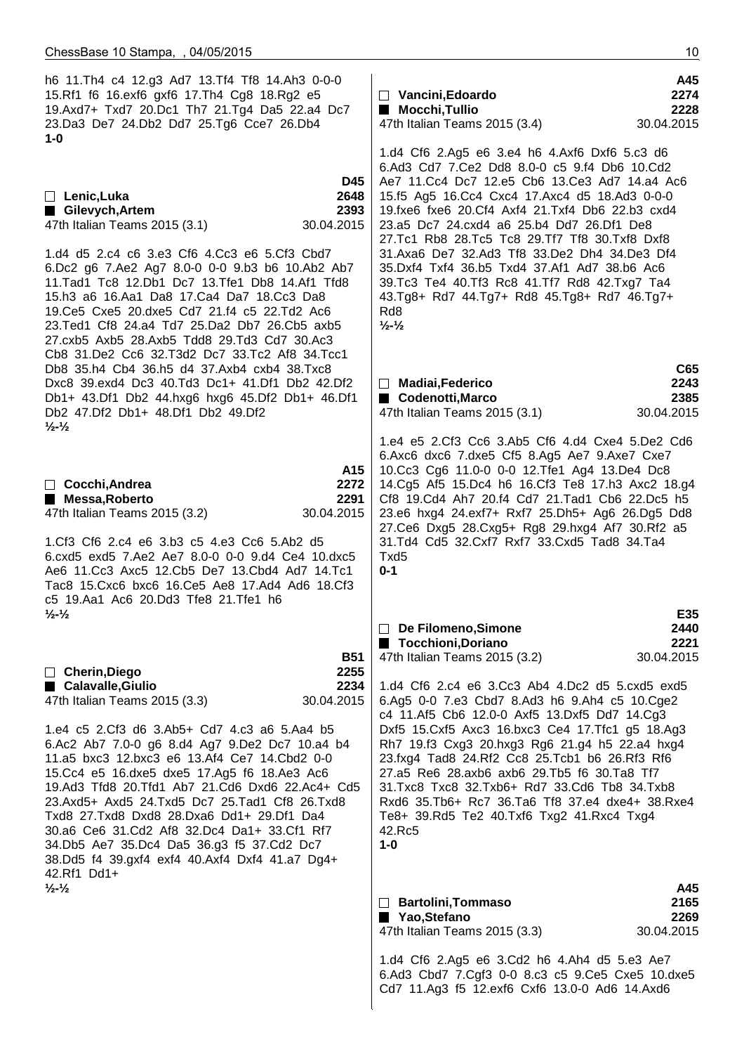h6 11.Th4 c4 12.g3 Ad7 13.Tf4 Tf8 14.Ah3 0-0-0 15.Rf1 f6 16.exf6 gxf6 17.Th4 Cg8 18.Rg2 e5 19.Axd7+ Txd7 20.Dc1 Th7 21.Tg4 Da5 22.a4 Dc7 23.Da3 De7 24.Db2 Dd7 25.Tg6 Cce7 26.Db4
**1-0**

| | | D45 |
|---|---|---|
| □ **Lenic,Luka** | | **2648** |
| ■ **Gilevych,Artem** | | **2393** |
| 47th Italian Teams 2015 (3.1) | | 30.04.2015 |

1.d4 d5 2.c4 c6 3.e3 Cf6 4.Cc3 e6 5.Cf3 Cbd7 6.Dc2 g6 7.Ae2 Ag7 8.0-0 0-0 9.b3 b6 10.Ab2 Ab7 11.Tad1 Tc8 12.Db1 Dc7 13.Tfe1 Db8 14.Af1 Tfd8 15.h3 a6 16.Aa1 Da8 17.Ca4 Da7 18.Cc3 Da8 19.Ce5 Cxe5 20.dxe5 Cd7 21.f4 c5 22.Td2 Ac6 23.Ted1 Cf8 24.a4 Td7 25.Da2 Db7 26.Cb5 axb5 27.cxb5 Axb5 28.Axb5 Tdd8 29.Td3 Cd7 30.Ac3 Cb8 31.De2 Cc6 32.T3d2 Dc7 33.Tc2 Af8 34.Tcc1 Db8 35.h4 Cb4 36.h5 d4 37.Axb4 cxb4 38.Txc8 Dxc8 39.exd4 Dc3 40.Td3 Dc1+ 41.Df1 Db2 42.Df2 Db1+ 43.Df1 Db2 44.hxg6 hxg6 45.Df2 Db1+ 46.Df1 Db2 47.Df2 Db1+ 48.Df1 Db2 49.Df2
**½-½**

| | | A15 |
|---|---|---|
| □ **Cocchi,Andrea** | | **2272** |
| ■ **Messa,Roberto** | | **2291** |
| 47th Italian Teams 2015 (3.2) | | 30.04.2015 |

1.Cf3 Cf6 2.c4 e6 3.b3 c5 4.e3 Cc6 5.Ab2 d5 6.cxd5 exd5 7.Ae2 Ae7 8.0-0 0-0 9.d4 Ce4 10.dxc5 Ae6 11.Cc3 Axc5 12.Cb5 De7 13.Cbd4 Ad7 14.Tc1 Tac8 15.Cxc6 bxc6 16.Ce5 Ae8 17.Ad4 Ad6 18.Cf3 c5 19.Aa1 Ac6 20.Dd3 Tfe8 21.Tfe1 h6
**½-½**

| | | B51 |
|---|---|---|
| □ **Cherin,Diego** | | **2255** |
| ■ **Calavalle,Giulio** | | **2234** |
| 47th Italian Teams 2015 (3.3) | | 30.04.2015 |

1.e4 c5 2.Cf3 d6 3.Ab5+ Cd7 4.c3 a6 5.Aa4 b5 6.Ac2 Ab7 7.0-0 g6 8.d4 Ag7 9.De2 Dc7 10.a4 b4 11.a5 bxc3 12.bxc3 e6 13.Af4 Ce7 14.Cbd2 0-0 15.Cc4 e5 16.dxe5 dxe5 17.Ag5 f6 18.Ae3 Ac6 19.Ad3 Tfd8 20.Tfd1 Ab7 21.Cd6 Dxd6 22.Ac4+ Cd5 23.Axd5+ Axd5 24.Txd5 Dc7 25.Tad1 Cf8 26.Txd8 Txd8 27.Txd8 Dxd8 28.Dxa6 Dd1+ 29.Df1 Da4 30.a6 Ce6 31.Cd2 Af8 32.Dc4 Da1+ 33.Cf1 Rf7 34.Db5 Ae7 35.Dc4 Da5 36.g3 f5 37.Cd2 Dc7 38.Dd5 f4 39.gxf4 exf4 40.Axf4 Dxf4 41.a7 Dg4+ 42.Rf1 Dd1+
**½-½**

| | | A45 |
|---|---|---|
| □ **Vancini,Edoardo** | | **2274** |
| ■ **Mocchi,Tullio** | | **2228** |
| 47th Italian Teams 2015 (3.4) | | 30.04.2015 |

1.d4 Cf6 2.Ag5 e6 3.e4 h6 4.Axf6 Dxf6 5.c3 d6 6.Ad3 Cd7 7.Ce2 Dd8 8.0-0 c5 9.f4 Db6 10.Cd2 Ae7 11.Cc4 Dc7 12.e5 Cb6 13.Ce3 Ad7 14.a4 Ac6 15.f5 Ag5 16.Cc4 Cxc4 17.Axc4 d5 18.Ad3 0-0-0 19.fxe6 fxe6 20.Cf4 Axf4 21.Txf4 Db6 22.b3 cxd4 23.a5 Dc7 24.cxd4 a6 25.b4 Dd7 26.Df1 De8 27.Tc1 Rb8 28.Tc5 Tc8 29.Tf7 Tf8 30.Txf8 Dxf8 31.Axa6 De7 32.Ad3 Tf8 33.De2 Dh4 34.De3 Df4 35.Dxf4 Txf4 36.b5 Txd4 37.Af1 Ad7 38.b6 Ac6 39.Tc3 Te4 40.Tf3 Rc8 41.Tf7 Rd8 42.Txg7 Ta4 43.Tg8+ Rd7 44.Tg7+ Rd8 45.Tg8+ Rd7 46.Tg7+ Rd8
**½-½**

| | | C65 |
|---|---|---|
| □ **Madiai,Federico** | | **2243** |
| ■ **Codenotti,Marco** | | **2385** |
| 47th Italian Teams 2015 (3.1) | | 30.04.2015 |

1.e4 e5 2.Cf3 Cc6 3.Ab5 Cf6 4.d4 Cxe4 5.De2 Cd6 6.Axc6 dxc6 7.dxe5 Cf5 8.Ag5 Ae7 9.Axe7 Cxe7 10.Cc3 Cg6 11.0-0 0-0 12.Tfe1 Ag4 13.De4 Dc8 14.Cg5 Af5 15.Dc4 h6 16.Cf3 Te8 17.h3 Axc2 18.g4 Cf8 19.Cd4 Ah7 20.f4 Cd7 21.Tad1 Cb6 22.Dc5 h5 23.e6 hxg4 24.exf7+ Rxf7 25.Dh5+ Ag6 26.Dg5 Dd8 27.Ce6 Dxg5 28.Cxg5+ Rg8 29.hxg4 Af7 30.Rf2 a5 31.Td4 Cd5 32.Cxf7 Rxf7 33.Cxd5 Tad8 34.Ta4 Txd5
**0-1**

| | | E35 |
|---|---|---|
| □ **De Filomeno,Simone** | | **2440** |
| ■ **Tocchioni,Doriano** | | **2221** |
| 47th Italian Teams 2015 (3.2) | | 30.04.2015 |

1.d4 Cf6 2.c4 e6 3.Cc3 Ab4 4.Dc2 d5 5.cxd5 exd5 6.Ag5 0-0 7.e3 Cbd7 8.Ad3 h6 9.Ah4 c5 10.Cge2 c4 11.Af5 Cb6 12.0-0 Axf5 13.Dxf5 Dd7 14.Cg3 Dxf5 15.Cxf5 Axc3 16.bxc3 Ce4 17.Tfc1 g5 18.Ag3 Rh7 19.f3 Cxg3 20.hxg3 Rg6 21.g4 h5 22.a4 hxg4 23.fxg4 Tad8 24.Rf2 Cc8 25.Tcb1 b6 26.Rf3 Rf6 27.a5 Re6 28.axb6 axb6 29.Tb5 f6 30.Ta8 Tf7 31.Txc8 Txc8 32.Txb6+ Rd7 33.Cd6 Tb8 34.Txb8 Rxd6 35.Tb6+ Rc7 36.Ta6 Tf8 37.e4 dxe4+ 38.Rxe4 Te8+ 39.Rd5 Te2 40.Txf6 Txg2 41.Rxc4 Txg4 42.Rc5
**1-0**

| | | A45 |
|---|---|---|
| □ **Bartolini,Tommaso** | | **2165** |
| ■ **Yao,Stefano** | | **2269** |
| 47th Italian Teams 2015 (3.3) | | 30.04.2015 |

1.d4 Cf6 2.Ag5 e6 3.Cd2 h6 4.Ah4 d5 5.e3 Ae7 6.Ad3 Cbd7 7.Cgf3 0-0 8.c3 c5 9.Ce5 Cxe5 10.dxe5 Cd7 11.Ag3 f5 12.exf6 Cxf6 13.0-0 Ad6 14.Axd6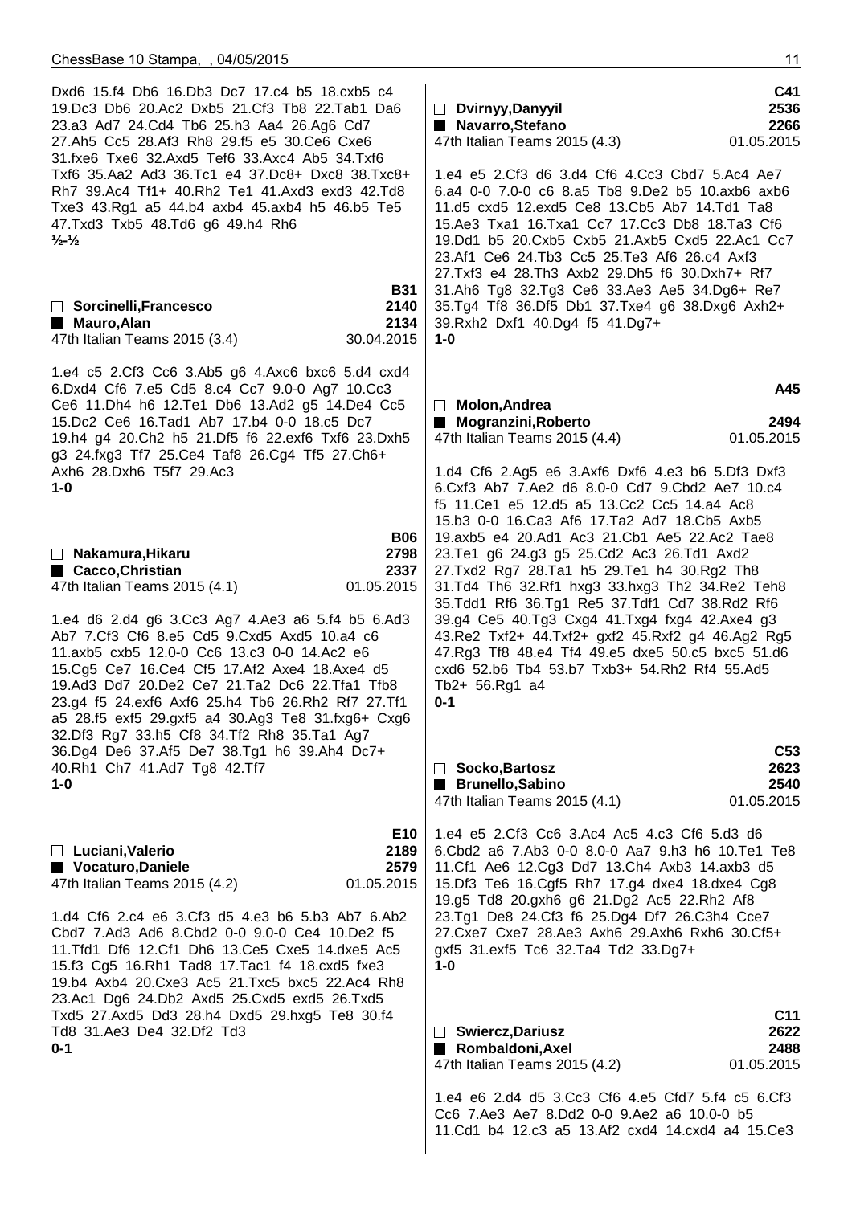Dxd6 15.f4 Db6 16.Db3 Dc7 17.c4 b5 18.cxb5 c4 19.Dc3 Db6 20.Ac2 Dxb5 21.Cf3 Tb8 22.Tab1 Da6 23.a3 Ad7 24.Cd4 Tb6 25.h3 Aa4 26.Ag6 Cd7 27.Ah5 Cc5 28.Af3 Rh8 29.f5 e5 30.Ce6 Cxe6 31.fxe6 Txe6 32.Axd5 Tef6 33.Axc4 Ab5 34.Txf6 Txf6 35.Aa2 Ad3 36.Tc1 e4 37.Dc8+ Dxc8 38.Txc8+ Rh7 39.Ac4 Tf1+ 40.Rh2 Te1 41.Axd3 exd3 42.Td8 Txe3 43.Rg1 a5 44.b4 axb4 45.axb4 h5 46.b5 Te5 47.Txd3 Txb5 48.Td6 g6 49.h4 Rh6
**½-½**

**B31**
□ **Sorcinelli,Francesco** 2140
■ **Mauro,Alan** 2134
47th Italian Teams 2015 (3.4) 30.04.2015

1.e4 c5 2.Cf3 Cc6 3.Ab5 g6 4.Axc6 bxc6 5.d4 cxd4 6.Dxd4 Cf6 7.e5 Cd5 8.c4 Cc7 9.0-0 Ag7 10.Cc3 Ce6 11.Dh4 h6 12.Te1 Db6 13.Ad2 g5 14.De4 Cc5 15.Dc2 Ce6 16.Tad1 Ab7 17.b4 0-0 18.c5 Dc7 19.h4 g4 20.Ch2 h5 21.Df5 f6 22.exf6 Txf6 23.Dxh5 g3 24.fxg3 Tf7 25.Ce4 Taf8 26.Cg4 Tf5 27.Ch6+ Axh6 28.Dxh6 T5f7 29.Ac3
**1-0**

**B06**
□ **Nakamura,Hikaru** 2798
■ **Cacco,Christian** 2337
47th Italian Teams 2015 (4.1) 01.05.2015

1.e4 d6 2.d4 g6 3.Cc3 Ag7 4.Ae3 a6 5.f4 b5 6.Ad3 Ab7 7.Cf3 Cf6 8.e5 Cd5 9.Cxd5 Axd5 10.a4 c6 11.axb5 cxb5 12.0-0 Cc6 13.c3 0-0 14.Ac2 e6 15.Cg5 Ce7 16.Ce4 Cf5 17.Af2 Axe4 18.Axe4 d5 19.Ad3 Dd7 20.De2 Ce7 21.Ta2 Dc6 22.Tfa1 Tfb8 23.g4 f5 24.exf6 Axf6 25.h4 Tb6 26.Rh2 Rf7 27.Tf1 a5 28.f5 exf5 29.gxf5 a4 30.Ag3 Te8 31.fxg6+ Cxg6 32.Df3 Rg7 33.h5 Cf8 34.Tf2 Rh8 35.Ta1 Ag7 36.Dg4 De6 37.Af5 De7 38.Tg1 h6 39.Ah4 Dc7+ 40.Rh1 Ch7 41.Ad7 Tg8 42.Tf7
**1-0**

**E10**
□ **Luciani,Valerio** 2189
■ **Vocaturo,Daniele** 2579
47th Italian Teams 2015 (4.2) 01.05.2015

1.d4 Cf6 2.c4 e6 3.Cf3 d5 4.e3 b6 5.b3 Ab7 6.Ab2 Cbd7 7.Ad3 Ad6 8.Cbd2 0-0 9.0-0 Ce4 10.De2 f5 11.Tfd1 Df6 12.Cf1 Dh6 13.Ce5 Cxe5 14.dxe5 Ac5 15.f3 Cg5 16.Rh1 Tad8 17.Tac1 f4 18.cxd5 fxe3 19.b4 Axb4 20.Cxe3 Ac5 21.Txc5 bxc5 22.Ac4 Rh8 23.Ac1 Dg6 24.Db2 Axd5 25.Cxd5 exd5 26.Txd5 Txd5 27.Axd5 Dd3 28.h4 Dxd5 29.hxg5 Te8 30.f4 Td8 31.Ae3 De4 32.Df2 Td3
**0-1**

**C41**
□ **Dvirnyy,Danyyil** 2536
■ **Navarro,Stefano** 2266
47th Italian Teams 2015 (4.3) 01.05.2015

1.e4 e5 2.Cf3 d6 3.d4 Cf6 4.Cc3 Cbd7 5.Ac4 Ae7 6.a4 0-0 7.0-0 c6 8.a5 Tb8 9.De2 b5 10.axb6 axb6 11.d5 cxd5 12.exd5 Ce8 13.Cb5 Ab7 14.Td1 Ta8 15.Ae3 Txa1 16.Txa1 Cc7 17.Cc3 Db8 18.Ta3 Cf6 19.Dd1 b5 20.Cxb5 Cxb5 21.Axb5 Cxd5 22.Ac1 Cc7 23.Af1 Ce6 24.Tb3 Cc5 25.Te3 Af6 26.c4 Axf3 27.Txf3 e4 28.Th3 Axb2 29.Dh5 f6 30.Dxh7+ Rf7 31.Ah6 Tg8 32.Tg3 Ce6 33.Ae3 Ae5 34.Dg6+ Re7 35.Tg4 Tf8 36.Df5 Db1 37.Txe4 g6 38.Dxg6 Axh2+ 39.Rxh2 Dxf1 40.Dg4 f5 41.Dg7+
**1-0**

**A45**
□ **Molon,Andrea**
■ **Mogranzini,Roberto** 2494
47th Italian Teams 2015 (4.4) 01.05.2015

1.d4 Cf6 2.Ag5 e6 3.Axf6 Dxf6 4.e3 b6 5.Df3 Dxf3 6.Cxf3 Ab7 7.Ae2 d6 8.0-0 Cd7 9.Cbd2 Ae7 10.c4 f5 11.Ce1 e5 12.d5 a5 13.Cc2 Cc5 14.a4 Ac8 15.b3 0-0 16.Ca3 Af6 17.Ta2 Ad7 18.Cb5 Axb5 19.axb5 e4 20.Ad1 Ac3 21.Cb1 Ae5 22.Ac2 Tae8 23.Te1 g6 24.g3 g5 25.Cd2 Ac3 26.Td1 Axd2 27.Txd2 Rg7 28.Ta1 h5 29.Te1 h4 30.Rg2 Th8 31.Td4 Th6 32.Rf1 hxg3 33.hxg3 Th2 34.Re2 Teh8 35.Tdd1 Rf6 36.Tg1 Re5 37.Tdf1 Cd7 38.Rd2 Rf6 39.g4 Ce5 40.Tg3 Cxg4 41.Txg4 fxg4 42.Axe4 g3 43.Re2 Txf2+ 44.Txf2+ gxf2 45.Rxf2 g4 46.Ag2 Rg5 47.Rg3 Tf8 48.e4 Tf4 49.e5 dxe5 50.c5 bxc5 51.d6 cxd6 52.b6 Tb4 53.b7 Txb3+ 54.Rh2 Rf4 55.Ad5 Tb2+ 56.Rg1 a4
**0-1**

**C53**
□ **Socko,Bartosz** 2623
■ **Brunello,Sabino** 2540
47th Italian Teams 2015 (4.1) 01.05.2015

1.e4 e5 2.Cf3 Cc6 3.Ac4 Ac5 4.c3 Cf6 5.d3 d6 6.Cbd2 a6 7.Ab3 0-0 8.0-0 Aa7 9.h3 h6 10.Te1 Te8 11.Cf1 Ae6 12.Cg3 Dd7 13.Ch4 Axb3 14.axb3 d5 15.Df3 Te6 16.Cgf5 Rh7 17.g4 dxe4 18.dxe4 Cg8 19.g5 Td8 20.gxh6 g6 21.Dg2 Ac5 22.Rh2 Af8 23.Tg1 De8 24.Cf3 f6 25.Dg4 Df7 26.C3h4 Cce7 27.Cxe7 Cxe7 28.Ae3 Axh6 29.Axh6 Rxh6 30.Cf5+ gxf5 31.exf5 Tc6 32.Ta4 Td2 33.Dg7+
**1-0**

**C11**
□ **Swiercz,Dariusz** 2622
■ **Rombaldoni,Axel** 2488
47th Italian Teams 2015 (4.2) 01.05.2015

1.e4 e6 2.d4 d5 3.Cc3 Cf6 4.e5 Cfd7 5.f4 c5 6.Cf3 Cc6 7.Ae3 Ae7 8.Dd2 0-0 9.Ae2 a6 10.0-0 b5 11.Cd1 b4 12.c3 a5 13.Af2 cxd4 14.cxd4 a4 15.Ce3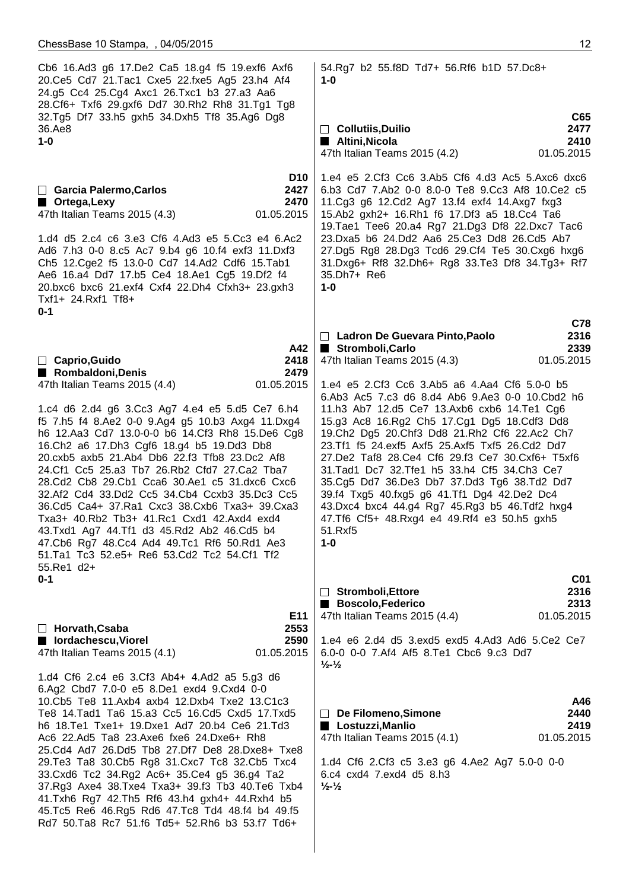Cb6 16.Ad3 g6 17.De2 Ca5 18.g4 f5 19.exf6 Axf6 20.Ce5 Cd7 21.Tac1 Cxe5 22.fxe5 Ag5 23.h4 Af4 24.g5 Cc4 25.Cg4 Axc1 26.Txc1 b3 27.a3 Aa6 28.Cf6+ Txf6 29.gxf6 Dd7 30.Rh2 Rh8 31.Tg1 Tg8 32.Tg5 Df7 33.h5 gxh5 34.Dxh5 Tf8 35.Ag6 Dg8 36.Ae8
**1-0**

**D10**
□ **Garcia Palermo,Carlos** 2427
■ **Ortega,Lexy** 2470
47th Italian Teams 2015 (4.3) 01.05.2015

1.d4 d5 2.c4 c6 3.e3 Cf6 4.Ad3 e5 5.Cc3 e4 6.Ac2 Ad6 7.h3 0-0 8.c5 Ac7 9.b4 g6 10.f4 exf3 11.Dxf3 Ch5 12.Cge2 f5 13.0-0 Cd7 14.Ad2 Cdf6 15.Tab1 Ae6 16.a4 Dd7 17.b5 Ce4 18.Ae1 Cg5 19.Df2 f4 20.bxc6 bxc6 21.exf4 Cxf4 22.Dh4 Cfxh3+ 23.gxh3 Txf1+ 24.Rxf1 Tf8+
**0-1**

**A42**
□ **Caprio,Guido** 2418
■ **Rombaldoni,Denis** 2479
47th Italian Teams 2015 (4.4) 01.05.2015

1.c4 d6 2.d4 g6 3.Cc3 Ag7 4.e4 e5 5.d5 Ce7 6.h4 f5 7.h5 f4 8.Ae2 0-0 9.Ag4 g5 10.b3 Axg4 11.Dxg4 h6 12.Aa3 Cd7 13.0-0-0 b6 14.Cf3 Rh8 15.De6 Cg8 16.Ch2 a6 17.Dh3 Cgf6 18.g4 b5 19.Dd3 Db8 20.cxb5 axb5 21.Ab4 Db6 22.f3 Tfb8 23.Dc2 Af8 24.Cf1 Cc5 25.a3 Tb7 26.Rb2 Cfd7 27.Ca2 Tba7 28.Cd2 Cb8 29.Cb1 Cca6 30.Ae1 c5 31.dxc6 Cxc6 32.Af2 Cd4 33.Dd2 Cc5 34.Cb4 Ccxb3 35.Dc3 Cc5 36.Cd5 Ca4+ 37.Ra1 Cxc3 38.Cxb6 Txa3+ 39.Cxa3 Txa3+ 40.Rb2 Tb3+ 41.Rc1 Cxd1 42.Axd4 exd4 43.Txd1 Ag7 44.Tf1 d3 45.Rd2 Ab2 46.Cd5 b4 47.Cb6 Rg7 48.Cc4 Ad4 49.Tc1 Rf6 50.Rd1 Ae3 51.Ta1 Tc3 52.e5+ Re6 53.Cd2 Tc2 54.Cf1 Tf2 55.Re1 d2+
**0-1**

**E11**
□ **Horvath,Csaba** 2553
■ **Iordachescu,Viorel** 2590
47th Italian Teams 2015 (4.1) 01.05.2015

1.d4 Cf6 2.c4 e6 3.Cf3 Ab4+ 4.Ad2 a5 5.g3 d6 6.Ag2 Cbd7 7.0-0 e5 8.De1 exd4 9.Cxd4 0-0 10.Cb5 Te8 11.Axb4 axb4 12.Dxb4 Txe2 13.C1c3 Te8 14.Tad1 Ta6 15.a3 Cc5 16.Cd5 Cxd5 17.Txd5 h6 18.Te1 Txe1+ 19.Dxe1 Ad7 20.b4 Ce6 21.Td3 Ac6 22.Ad5 Ta8 23.Axe6 fxe6 24.Dxe6+ Rh8 25.Cd4 Ad7 26.Dd5 Tb8 27.Df7 De8 28.Dxe8+ Txe8 29.Te3 Ta8 30.Cb5 Rg8 31.Cxc7 Tc8 32.Cb5 Txc4 33.Cxd6 Tc2 34.Rg2 Ac6+ 35.Ce4 g5 36.g4 Ta2 37.Rg3 Axe4 38.Txe4 Txa3+ 39.f3 Tb3 40.Te6 Txb4 41.Txh6 Rg7 42.Th5 Rf6 43.h4 gxh4+ 44.Rxh4 b5 45.Tc5 Re6 46.Rg5 Rd6 47.Tc8 Td4 48.f4 b4 49.f5 Rd7 50.Ta8 Rc7 51.f6 Td5+ 52.Rh6 b3 53.f7 Td6+ 54.Rg7 b2 55.f8D Td7+ 56.Rf6 b1D 57.Dc8+
**1-0**

**C65**
□ **Collutiis,Duilio** 2477
■ **Altini,Nicola** 2410
47th Italian Teams 2015 (4.2) 01.05.2015

1.e4 e5 2.Cf3 Cc6 3.Ab5 Cf6 4.d3 Ac5 5.Axc6 dxc6 6.b3 Cd7 7.Ab2 0-0 8.0-0 Te8 9.Cc3 Af8 10.Ce2 c5 11.Cg3 g6 12.Cd2 Ag7 13.f4 exf4 14.Axg7 fxg3 15.Ab2 gxh2+ 16.Rh1 f6 17.Df3 a5 18.Cc4 Ta6 19.Tae1 Tee6 20.a4 Rg7 21.Dg3 Df8 22.Dxc7 Tac6 23.Dxa5 b6 24.Dd2 Aa6 25.Ce3 Dd8 26.Cd5 Ab7 27.Dg5 Rg8 28.Dg3 Tcd6 29.Cf4 Te5 30.Cxg6 hxg6 31.Dxg6+ Rf8 32.Dh6+ Rg8 33.Te3 Df8 34.Tg3+ Rf7 35.Dh7+ Re6
**1-0**

**C78**
□ **Ladron De Guevara Pinto,Paolo** 2316
■ **Stromboli,Carlo** 2339
47th Italian Teams 2015 (4.3) 01.05.2015

1.e4 e5 2.Cf3 Cc6 3.Ab5 a6 4.Aa4 Cf6 5.0-0 b5 6.Ab3 Ac5 7.c3 d6 8.d4 Ab6 9.Ae3 0-0 10.Cbd2 h6 11.h3 Ab7 12.d5 Ce7 13.Axb6 cxb6 14.Te1 Cg6 15.g3 Ac8 16.Rg2 Ch5 17.Cg1 Dg5 18.Cdf3 Dd8 19.Ch2 Dg5 20.Chf3 Dd8 21.Rh2 Cf6 22.Ac2 Ch7 23.Tf1 f5 24.exf5 Axf5 25.Axf5 Txf5 26.Cd2 Dd7 27.De2 Taf8 28.Ce4 Cf6 29.f3 Ce7 30.Cxf6+ T5xf6 31.Tad1 Dc7 32.Tfe1 h5 33.h4 Cf5 34.Ch3 Ce7 35.Cg5 Dd7 36.De3 Db7 37.Dd3 Tg6 38.Td2 Dd7 39.f4 Txg5 40.fxg5 g6 41.Tf1 Dg4 42.De2 Dc4 43.Dxc4 bxc4 44.g4 Rg7 45.Rg3 b5 46.Tdf2 hxg4 47.Tf6 Cf5+ 48.Rxg4 e4 49.Rf4 e3 50.h5 gxh5 51.Rxf5
**1-0**

**C01**
□ **Stromboli,Ettore** 2316
■ **Boscolo,Federico** 2313
47th Italian Teams 2015 (4.4) 01.05.2015

1.e4 e6 2.d4 d5 3.exd5 exd5 4.Ad3 Ad6 5.Ce2 Ce7 6.0-0 0-0 7.Af4 Af5 8.Te1 Cbc6 9.c3 Dd7
**½-½**

**A46**
□ **De Filomeno,Simone** 2440
■ **Lostuzzi,Manlio** 2419
47th Italian Teams 2015 (4.1) 01.05.2015

1.d4 Cf6 2.Cf3 c5 3.e3 g6 4.Ae2 Ag7 5.0-0 0-0 6.c4 cxd4 7.exd4 d5 8.h3
**½-½**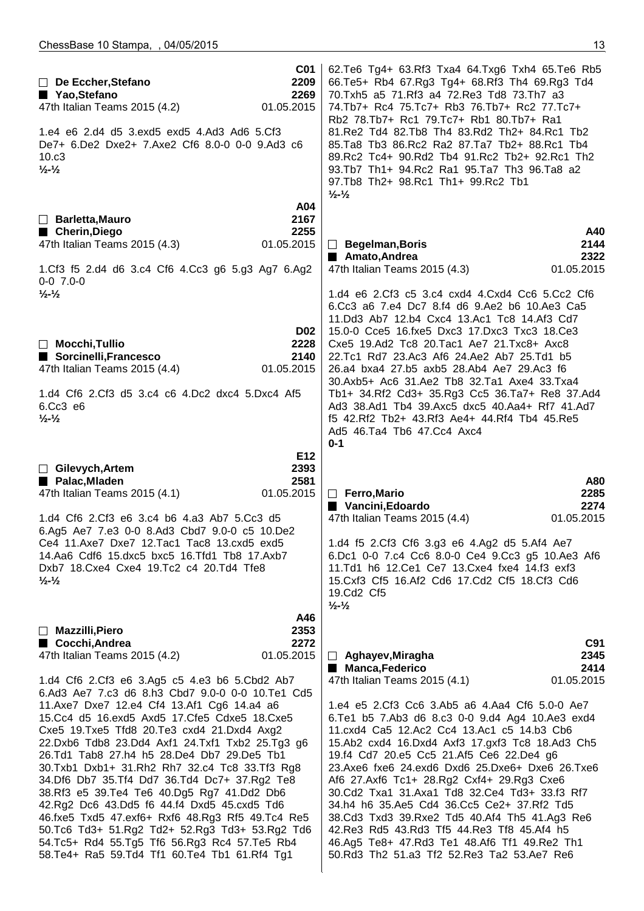**C01**

□ De Eccher,Stefano 2209
■ Yao,Stefano 2269
47th Italian Teams 2015 (4.2) 01.05.2015

1.e4 e6 2.d4 d5 3.exd5 exd5 4.Ad3 Ad6 5.Cf3 De7+ 6.De2 Dxe2+ 7.Axe2 Cf6 8.0-0 0-0 9.Ad3 c6 10.c3
½-½

**A04**

□ Barletta,Mauro 2167
■ Cherin,Diego 2255
47th Italian Teams 2015 (4.3) 01.05.2015

1.Cf3 f5 2.d4 d6 3.c4 Cf6 4.Cc3 g6 5.g3 Ag7 6.Ag2 0-0 7.0-0
½-½

**D02**

□ Mocchi,Tullio 2228
■ Sorcinelli,Francesco 2140
47th Italian Teams 2015 (4.4) 01.05.2015

1.d4 Cf6 2.Cf3 d5 3.c4 c6 4.Dc2 dxc4 5.Dxc4 Af5 6.Cc3 e6
½-½

**E12**

□ Gilevych,Artem 2393
■ Palac,Mladen 2581
47th Italian Teams 2015 (4.1) 01.05.2015

1.d4 Cf6 2.Cf3 e6 3.c4 b6 4.a3 Ab7 5.Cc3 d5 6.Ag5 Ae7 7.e3 0-0 8.Ad3 Cbd7 9.0-0 c5 10.De2 Ce4 11.Axe7 Dxe7 12.Tac1 Tac8 13.cxd5 exd5 14.Aa6 Cdf6 15.dxc5 bxc5 16.Tfd1 Tb8 17.Axb7 Dxb7 18.Cxe4 Cxe4 19.Tc2 c4 20.Td4 Tfe8
½-½

**A46**

□ Mazzilli,Piero 2353
■ Cocchi,Andrea 2272
47th Italian Teams 2015 (4.2) 01.05.2015

1.d4 Cf6 2.Cf3 e6 3.Ag5 c5 4.e3 b6 5.Cbd2 Ab7 6.Ad3 Ae7 7.c3 d6 8.h3 Cbd7 9.0-0 0-0 10.Te1 Cd5 11.Axe7 Dxe7 12.e4 Cf4 13.Af1 Cg6 14.a4 a6 15.Cc4 d5 16.exd5 Axd5 17.Cfe5 Cdxe5 18.Cxe5 Cxe5 19.Txe5 Tfd8 20.Te3 cxd4 21.Dxd4 Axg2 22.Dxb6 Tdb8 23.Dd4 Axf1 24.Txf1 Txb2 25.Tg3 g6 26.Td1 Tab8 27.h4 h5 28.De4 Db7 29.De5 Tb1 30.Txb1 Dxb1+ 31.Rh2 Rh7 32.c4 Tc8 33.Tf3 Rg8 34.Df6 Db7 35.Tf4 Dd7 36.Td4 Dc7+ 37.Rg2 Te8 38.Rf3 e5 39.Te4 Te6 40.Dg5 Rg7 41.Dd2 Db6 42.Rg2 Dc6 43.Dd5 f6 44.f4 Dxd5 45.cxd5 Td6 46.fxe5 Txd5 47.exf6+ Rxf6 48.Rg3 Rf5 49.Tc4 Re5 50.Tc6 Td3+ 51.Rg2 Td2+ 52.Rg3 Td3+ 53.Rg2 Td6 54.Tc5+ Rd4 55.Tg5 Tf6 56.Rg3 Rc4 57.Te5 Rb4 58.Te4+ Ra5 59.Td4 Tf1 60.Te4 Tb1 61.Rf4 Tg1 62.Te6 Tg4+ 63.Rf3 Txa4 64.Txg6 Txh4 65.Te6 Rb5 66.Te5+ Rb4 67.Rg3 Tg4+ 68.Rf3 Th4 69.Rg3 Td4 70.Txh5 a5 71.Rf3 a4 72.Re3 Td8 73.Th7 a3 74.Tb7+ Rc4 75.Tc7+ Rb3 76.Tb7+ Rc2 77.Tc7+ Rb2 78.Tb7+ Rc1 79.Tc7+ Rb1 80.Tb7+ Ra1 81.Re2 Td4 82.Tb8 Th4 83.Rd2 Th2+ 84.Rc1 Tb2 85.Ta8 Tb3 86.Rc2 Ra2 87.Ta7 Tb2+ 88.Rc1 Tb4 89.Rc2 Tc4+ 90.Rd2 Tb4 91.Rc2 Tb2+ 92.Rc1 Th2 93.Tb7 Th1+ 94.Rc2 Ra1 95.Ta7 Th3 96.Ta8 a2 97.Tb8 Th2+ 98.Rc1 Th1+ 99.Rc2 Tb1
½-½

**A40**

□ Begelman,Boris 2144
■ Amato,Andrea 2322
47th Italian Teams 2015 (4.3) 01.05.2015

1.d4 e6 2.Cf3 c5 3.c4 cxd4 4.Cxd4 Cc6 5.Cc2 Cf6 6.Cc3 a6 7.e4 Dc7 8.f4 d6 9.Ae2 b6 10.Ae3 Ca5 11.Dd3 Ab7 12.b4 Cxc4 13.Ac1 Tc8 14.Af3 Cd7 15.0-0 Cce5 16.fxe5 Dxc3 17.Dxc3 Txc3 18.Ce3 Cxe5 19.Ad2 Tc8 20.Tac1 Ae7 21.Txc8+ Axc8 22.Tc1 Rd7 23.Ac3 Af6 24.Ae2 Ab7 25.Td1 b5 26.a4 bxa4 27.b5 axb5 28.Ab4 Ae7 29.Ac3 f6 30.Axb5+ Ac6 31.Ae2 Tb8 32.Ta1 Axe4 33.Txa4 Tb1+ 34.Rf2 Cd3+ 35.Rg3 Cc5 36.Ta7+ Re8 37.Ad4 Ad3 38.Ad1 Tb4 39.Axc5 dxc5 40.Aa4+ Rf7 41.Ad7 f5 42.Rf2 Tb2+ 43.Rf3 Ae4+ 44.Rf4 Tb4 45.Re5 Ad5 46.Ta4 Tb6 47.Cc4 Axc4
0-1

**A80**

□ Ferro,Mario 2285
■ Vancini,Edoardo 2274
47th Italian Teams 2015 (4.4) 01.05.2015

1.d4 f5 2.Cf3 Cf6 3.g3 e6 4.Ag2 d5 5.Af4 Ae7 6.Dc1 0-0 7.c4 Cc6 8.0-0 Ce4 9.Cc3 g5 10.Ae3 Af6 11.Td1 h6 12.Ce1 Ce7 13.Cxe4 fxe4 14.f3 exf3 15.Cxf3 Cf5 16.Af2 Cd6 17.Cd2 Cf5 18.Cf3 Cd6 19.Cd2 Cf5
½-½

**C91**

□ Aghayev,Miragha 2345
■ Manca,Federico 2414
47th Italian Teams 2015 (4.1) 01.05.2015

1.e4 e5 2.Cf3 Cc6 3.Ab5 a6 4.Aa4 Cf6 5.0-0 Ae7 6.Te1 b5 7.Ab3 d6 8.c3 0-0 9.d4 Ag4 10.Ae3 exd4 11.cxd4 Ca5 12.Ac2 Cc4 13.Ac1 c5 14.b3 Cb6 15.Ab2 cxd4 16.Dxd4 Axf3 17.gxf3 Tc8 18.Ad3 Ch5 19.f4 Cd7 20.e5 Cc5 21.Af5 Ce6 22.De4 g6 23.Axe6 fxe6 24.exd6 Dxd6 25.Dxe6+ Dxe6 26.Txe6 Af6 27.Axf6 Tc1+ 28.Rg2 Cxf4+ 29.Rg3 Cxe6 30.Cd2 Txa1 31.Axa1 Td8 32.Ce4 Td3+ 33.f3 Rf7 34.h4 h6 35.Ae5 Cd4 36.Cc5 Ce2+ 37.Rf2 Td5 38.Cd3 Txd3 39.Rxe2 Td5 40.Af4 Th5 41.Ag3 Re6 42.Re3 Rd5 43.Rd3 Tf5 44.Re3 Tf8 45.Af4 h5 46.Ag5 Te8+ 47.Rd3 Te1 48.Af6 Tf1 49.Re2 Th1 50.Rd3 Th2 51.a3 Tf2 52.Re3 Ta2 53.Ae7 Re6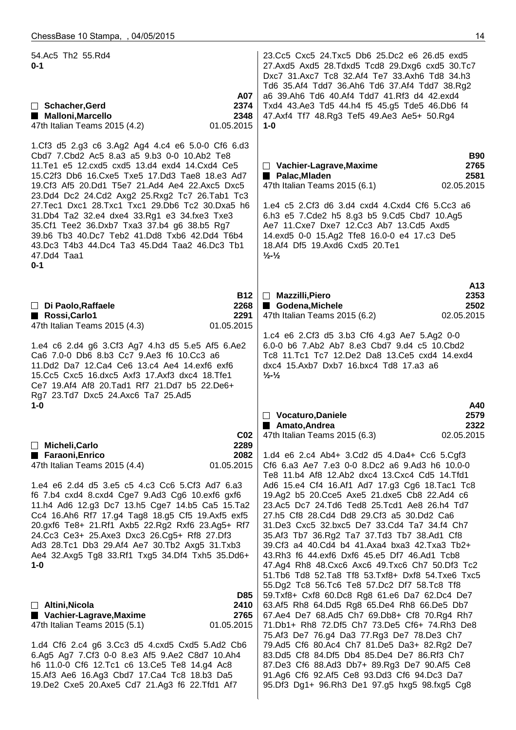54.Ac5 Th2 55.Rd4
**0-1**

| | | A07 |
|---|---|---|
| □ Schacher,Gerd | | 2374 |
| ■ Malloni,Marcello | | 2348 |
| 47th Italian Teams 2015 (4.2) | | 01.05.2015 |

1.Cf3 d5 2.g3 c6 3.Ag2 Ag4 4.c4 e6 5.0-0 Cf6 6.d3 Cbd7 7.Cbd2 Ac5 8.a3 a5 9.b3 0-0 10.Ab2 Te8 11.Te1 e5 12.cxd5 cxd5 13.d4 exd4 14.Cxd4 Ce5 15.C2f3 Db6 16.Cxe5 Txe5 17.Dd3 Tae8 18.e3 Ad7 19.Cf3 Af5 20.Dd1 T5e7 21.Ad4 Ae4 22.Axc5 Dxc5 23.Dd4 Dc2 24.Cd2 Axg2 25.Rxg2 Tc7 26.Tab1 Tc3 27.Tec1 Dxc1 28.Txc1 Txc1 29.Db6 Tc2 30.Dxa5 h6 31.Db4 Ta2 32.e4 dxe4 33.Rg1 e3 34.fxe3 Txe3 35.Cf1 Tee2 36.Dxb7 Txa3 37.b4 g6 38.b5 Rg7 39.b6 Tb3 40.Dc7 Teb2 41.Dd8 Txb6 42.Dd4 T6b4 43.Dc3 T4b3 44.Dc4 Ta3 45.Dd4 Taa2 46.Dc3 Tb1 47.Dd4 Taa1
**0-1**

| | | B12 |
|---|---|---|
| □ Di Paolo,Raffaele | | 2268 |
| ■ Rossi,Carlo1 | | 2291 |
| 47th Italian Teams 2015 (4.3) | | 01.05.2015 |

1.e4 c6 2.d4 g6 3.Cf3 Ag7 4.h3 d5 5.e5 Af5 6.Ae2 Ca6 7.0-0 Db6 8.b3 Cc7 9.Ae3 f6 10.Cc3 a6 11.Dd2 Da7 12.Ca4 Ce6 13.c4 Ae4 14.exf6 exf6 15.Cc5 Cxc5 16.dxc5 Axf3 17.Axf3 dxc4 18.Tfe1 Ce7 19.Af4 Af8 20.Tad1 Rf7 21.Dd7 b5 22.De6+ Rg7 23.Td7 Dxc5 24.Axc6 Ta7 25.Ad5
**1-0**

| | | C02 |
|---|---|---|
| □ Micheli,Carlo | | 2289 |
| ■ Faraoni,Enrico | | 2082 |
| 47th Italian Teams 2015 (4.4) | | 01.05.2015 |

1.e4 e6 2.d4 d5 3.e5 c5 4.c3 Cc6 5.Cf3 Ad7 6.a3 f6 7.b4 cxd4 8.cxd4 Cge7 9.Ad3 Cg6 10.exf6 gxf6 11.h4 Ad6 12.g3 Dc7 13.h5 Cge7 14.b5 Ca5 15.Ta2 Cc4 16.Ah6 Rf7 17.g4 Tag8 18.g5 Cf5 19.Axf5 exf5 20.gxf6 Te8+ 21.Rf1 Axb5 22.Rg2 Rxf6 23.Ag5+ Rf7 24.Cc3 Ce3+ 25.Axe3 Dxc3 26.Cg5+ Rf8 27.Df3 Ad3 28.Tc1 Db3 29.Af4 Ae7 30.Tb2 Axg5 31.Txb3 Ae4 32.Axg5 Tg8 33.Rf1 Txg5 34.Df4 Txh5 35.Dd6+
**1-0**

| | | D85 |
|---|---|---|
| □ Altini,Nicola | | 2410 |
| ■ Vachier-Lagrave,Maxime | | 2765 |
| 47th Italian Teams 2015 (5.1) | | 01.05.2015 |

1.d4 Cf6 2.c4 g6 3.Cc3 d5 4.cxd5 Cxd5 5.Ad2 Cb6 6.Ag5 Ag7 7.Cf3 0-0 8.e3 Af5 9.Ae2 C8d7 10.Ah4 h6 11.0-0 Cf6 12.Tc1 c6 13.Ce5 Te8 14.g4 Ac8 15.Af3 Ae6 16.Ag3 Cbd7 17.Ca4 Tc8 18.b3 Da5 19.De2 Cxe5 20.Axe5 Cd7 21.Ag3 f6 22.Tfd1 Af7 23.Cc5 Cxc5 24.Txc5 Db6 25.Dc2 e6 26.d5 exd5 27.Axd5 Axd5 28.Tdxd5 Tcd8 29.Dxg6 cxd5 30.Tc7 Dxc7 31.Axc7 Tc8 32.Af4 Te7 33.Axh6 Td8 34.h3 Td6 35.Af4 Tdd7 36.Ah6 Td6 37.Af4 Tdd7 38.Rg2 a6 39.Ah6 Td6 40.Af4 Tdd7 41.Rf3 d4 42.exd4 Txd4 43.Ae3 Td5 44.h4 f5 45.g5 Tde5 46.Db6 f4 47.Axf4 Tf7 48.Rg3 Tef5 49.Ae3 Ae5+ 50.Rg4
**1-0**

| | | B90 |
|---|---|---|
| □ Vachier-Lagrave,Maxime | | 2765 |
| ■ Palac,Mladen | | 2581 |
| 47th Italian Teams 2015 (6.1) | | 02.05.2015 |

1.e4 c5 2.Cf3 d6 3.d4 cxd4 4.Cxd4 Cf6 5.Cc3 a6 6.h3 e5 7.Cde2 h5 8.g3 b5 9.Cd5 Cbd7 10.Ag5 Ae7 11.Cxe7 Dxe7 12.Cc3 Ab7 13.Cd5 Axd5 14.exd5 0-0 15.Ag2 Tfe8 16.0-0 e4 17.c3 De5 18.Af4 Df5 19.Axd6 Cxd5 20.Te1
**½-½**

| | | A13 |
|---|---|---|
| □ Mazzilli,Piero | | 2353 |
| ■ Godena,Michele | | 2502 |
| 47th Italian Teams 2015 (6.2) | | 02.05.2015 |

1.c4 e6 2.Cf3 d5 3.b3 Cf6 4.g3 Ae7 5.Ag2 0-0 6.0-0 b6 7.Ab2 Ab7 8.e3 Cbd7 9.d4 c5 10.Cbd2 Tc8 11.Tc1 Tc7 12.De2 Da8 13.Ce5 cxd4 14.exd4 dxc4 15.Axb7 Dxb7 16.bxc4 Td8 17.a3 a6
**½-½**

| | | A40 |
|---|---|---|
| □ Vocaturo,Daniele | | 2579 |
| ■ Amato,Andrea | | 2322 |
| 47th Italian Teams 2015 (6.3) | | 02.05.2015 |

1.d4 e6 2.c4 Ab4+ 3.Cd2 d5 4.Da4+ Cc6 5.Cgf3 Cf6 6.a3 Ae7 7.e3 0-0 8.Dc2 a6 9.Ad3 h6 10.0-0 Te8 11.b4 Af8 12.Ab2 dxc4 13.Cxc4 Cd5 14.Tfd1 Ad6 15.e4 Cf4 16.Af1 Ad7 17.g3 Cg6 18.Tac1 Tc8 19.Ag2 b5 20.Cce5 Axe5 21.dxe5 Cb8 22.Ad4 c6 23.Ac5 Dc7 24.Td6 Ted8 25.Tcd1 Ae8 26.h4 Td7 27.h5 Cf8 28.Cd4 Dd8 29.Cf3 a5 30.Dd2 Ca6 31.De3 Cxc5 32.bxc5 De7 33.Cd4 Ta7 34.f4 Ch7 35.Af3 Tb7 36.Rg2 Ta7 37.Td3 Tb7 38.Ad1 Cf8 39.Cf3 a4 40.Cd4 b4 41.Axa4 bxa3 42.Txa3 Tb2+ 43.Rh3 f6 44.exf6 Dxf6 45.e5 Df7 46.Ad1 Tcb8 47.Ag4 Rh8 48.Cxc6 Axc6 49.Txc6 Ch7 50.Df3 Tc2 51.Tb6 Td8 52.Ta8 Tf8 53.Txf8+ Dxf8 54.Txe6 Txc5 55.Dg2 Tc8 56.Tc6 Te8 57.Dc2 Df7 58.Tc8 Tf8 59.Txf8+ Cxf8 60.Dc8 Rg8 61.e6 Da7 62.Dc4 De7 63.Af5 Rh8 64.Dd5 Rg8 65.De4 Rh8 66.De5 Db7 67.Ae4 De7 68.Ad5 Ch7 69.Db8+ Cf8 70.Rg4 Rh7 71.Db1+ Rh8 72.Df5 Ch7 73.De5 Cf6+ 74.Rh3 De8 75.Af3 De7 76.g4 Da3 77.Rg3 De7 78.De3 Ch7 79.Ad5 Cf6 80.Ac4 Ch7 81.De5 Da3+ 82.Rg2 De7 83.Dd5 Cf8 84.Df5 Db4 85.De4 De7 86.Rf3 Ch7 87.De3 Cf6 88.Ad3 Db7+ 89.Rg3 De7 90.Af5 Ce8 91.Ag6 Cf6 92.Af5 Ce8 93.Dd3 Cf6 94.Dc3 Da7 95.Df3 Dg1+ 96.Rh3 De1 97.g5 hxg5 98.fxg5 Cg8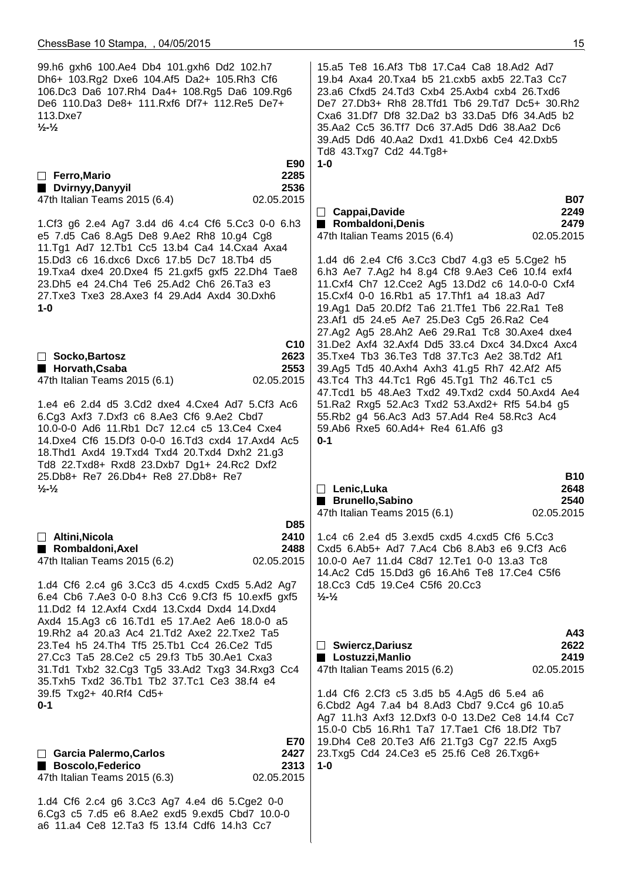99.h6 gxh6 100.Ae4 Db4 101.gxh6 Dd2 102.h7 Dh6+ 103.Rg2 Dxe6 104.Af5 Da2+ 105.Rh3 Cf6 106.Dc3 Da6 107.Rh4 Da4+ 108.Rg5 Da6 109.Rg6 De6 110.Da3 De8+ 111.Rxf6 Df7+ 112.Re5 De7+ 113.Dxe7
**½-½**

E90
□ **Ferro,Mario** 2285
■ **Dvirnyy,Danyyil** 2536
47th Italian Teams 2015 (6.4) 02.05.2015

1.Cf3 g6 2.e4 Ag7 3.d4 d6 4.c4 Cf6 5.Cc3 0-0 6.h3 e5 7.d5 Ca6 8.Ag5 De8 9.Ae2 Rh8 10.g4 Cg8 11.Tg1 Ad7 12.Tb1 Cc5 13.b4 Ca4 14.Cxa4 Axa4 15.Dd3 c6 16.dxc6 Dxc6 17.b5 Dc7 18.Tb4 d5 19.Txa4 dxe4 20.Dxe4 f5 21.gxf5 gxf5 22.Dh4 Tae8 23.Dh5 e4 24.Ch4 Te6 25.Ad2 Ch6 26.Ta3 e3 27.Txe3 Txe3 28.Axe3 f4 29.Ad4 Axd4 30.Dxh6
**1-0**

C10
□ **Socko,Bartosz** 2623
■ **Horvath,Csaba** 2553
47th Italian Teams 2015 (6.1) 02.05.2015

1.e4 e6 2.d4 d5 3.Cd2 dxe4 4.Cxe4 Ad7 5.Cf3 Ac6 6.Cg3 Axf3 7.Dxf3 c6 8.Ae3 Cf6 9.Ae2 Cbd7 10.0-0-0 Ad6 11.Rb1 Dc7 12.c4 c5 13.Ce4 Cxe4 14.Dxe4 Cf6 15.Df3 0-0-0 16.Td3 cxd4 17.Axd4 Ac5 18.Thd1 Axd4 19.Txd4 Txd4 20.Txd4 Dxh2 21.g3 Td8 22.Txd8+ Rxd8 23.Dxb7 Dg1+ 24.Rc2 Dxf2 25.Db8+ Re7 26.Db4+ Re8 27.Db8+ Re7
**½-½**

D85
□ **Altini,Nicola** 2410
■ **Rombaldoni,Axel** 2488
47th Italian Teams 2015 (6.2) 02.05.2015

1.d4 Cf6 2.c4 g6 3.Cc3 d5 4.cxd5 Cxd5 5.Ad2 Ag7 6.e4 Cb6 7.Ae3 0-0 8.h3 Cc6 9.Cf3 f5 10.exf5 gxf5 11.Dd2 f4 12.Axf4 Cxd4 13.Cxd4 Dxd4 14.Dxd4 Axd4 15.Ag3 c6 16.Td1 e5 17.Ae2 Ae6 18.0-0 a5 19.Rh2 a4 20.a3 Ac4 21.Td2 Axe2 22.Txe2 Ta5 23.Te4 h5 24.Th4 Tf5 25.Tb1 Cc4 26.Ce2 Td5 27.Cc3 Ta5 28.Ce2 c5 29.f3 Tb5 30.Ae1 Cxa3 31.Td1 Txb2 32.Cg3 Tg5 33.Ad2 Txg3 34.Rxg3 Cc4 35.Txh5 Txd2 36.Tb1 Tb2 37.Tc1 Ce3 38.f4 e4 39.f5 Txg2+ 40.Rf4 Cd5+
**0-1**

E70
□ **Garcia Palermo,Carlos** 2427
■ **Boscolo,Federico** 2313
47th Italian Teams 2015 (6.3) 02.05.2015

1.d4 Cf6 2.c4 g6 3.Cc3 Ag7 4.e4 d6 5.Cge2 0-0 6.Cg3 c5 7.d5 e6 8.Ae2 exd5 9.exd5 Cbd7 10.0-0 a6 11.a4 Ce8 12.Ta3 f5 13.f4 Cdf6 14.h3 Cc7 15.a5 Te8 16.Af3 Tb8 17.Ca4 Ca8 18.Ad2 Ad7 19.b4 Axa4 20.Txa4 b5 21.cxb5 axb5 22.Ta3 Cc7 23.a6 Cfxd5 24.Td3 Cxb4 25.Axb4 cxb4 26.Txd6 De7 27.Db3+ Rh8 28.Tfd1 Tb6 29.Td7 Dc5+ 30.Rh2 Cxa6 31.Df7 Df8 32.Da2 b3 33.Da5 Df6 34.Ad5 b2 35.Aa2 Cc5 36.Tf7 Dc6 37.Ad5 Dd6 38.Aa2 Dc6 39.Ad5 Dd6 40.Aa2 Dxd1 41.Dxb6 Ce4 42.Dxb5 Td8 43.Txg7 Cd2 44.Tg8+
**1-0**

B07
□ **Cappai,Davide** 2249
■ **Rombaldoni,Denis** 2479
47th Italian Teams 2015 (6.4) 02.05.2015

1.d4 d6 2.e4 Cf6 3.Cc3 Cbd7 4.g3 e5 5.Cge2 h5 6.h3 Ae7 7.Ag2 h4 8.g4 Cf8 9.Ae3 Ce6 10.f4 exf4 11.Cxf4 Ch7 12.Cce2 Ag5 13.Dd2 c6 14.0-0-0 Cxf4 15.Cxf4 0-0 16.Rb1 a5 17.Thf1 a4 18.a3 Ad7 19.Ag1 Da5 20.Df2 Ta6 21.Tfe1 Tb6 22.Ra1 Te8 23.Af1 d5 24.e5 Ae7 25.De3 Cg5 26.Ra2 Ce4 27.Ag2 Ag5 28.Ah2 Ae6 29.Ra1 Tc8 30.Axe4 dxe4 31.De2 Axf4 32.Axf4 Dd5 33.c4 Dxc4 34.Dxc4 Axc4 35.Txe4 Tb3 36.Te3 Td8 37.Tc3 Ae2 38.Td2 Af1 39.Ag5 Td5 40.Axh4 Axh3 41.g5 Rh7 42.Af2 Af5 43.Tc4 Th3 44.Tc1 Rg6 45.Tg1 Th2 46.Tc1 c5 47.Tcd1 b5 48.Ae3 Txd2 49.Txd2 cxd4 50.Axd4 Ae4 51.Ra2 Rxg5 52.Ac3 Txd2 53.Axd2+ Rf5 54.b4 g5 55.Rb2 g4 56.Ac3 Ad3 57.Ad4 Re4 58.Rc3 Ac4 59.Ab6 Rxe5 60.Ad4+ Re4 61.Af6 g3
**0-1**

B10
□ **Lenic,Luka** 2648
■ **Brunello,Sabino** 2540
47th Italian Teams 2015 (6.1) 02.05.2015

1.c4 c6 2.e4 d5 3.exd5 cxd5 4.cxd5 Cf6 5.Cc3 Cxd5 6.Ab5+ Ad7 7.Ac4 Cb6 8.Ab3 e6 9.Cf3 Ac6 10.0-0 Ae7 11.d4 C8d7 12.Te1 0-0 13.a3 Tc8 14.Ac2 Cd5 15.Dd3 g6 16.Ah6 Te8 17.Ce4 C5f6 18.Cc3 Cd5 19.Ce4 C5f6 20.Cc3
**½-½**

A43
□ **Swiercz,Dariusz** 2622
■ **Lostuzzi,Manlio** 2419
47th Italian Teams 2015 (6.2) 02.05.2015

1.d4 Cf6 2.Cf3 c5 3.d5 b5 4.Ag5 d6 5.e4 a6 6.Cbd2 Ag4 7.a4 b4 8.Ad3 Cbd7 9.Cc4 g6 10.a5 Ag7 11.h3 Axf3 12.Dxf3 0-0 13.De2 Ce8 14.f4 Cc7 15.0-0 Cb5 16.Rh1 Ta7 17.Tae1 Cf6 18.Df2 Tb7 19.Dh4 Ce8 20.Te3 Af6 21.Tg3 Cg7 22.f5 Axg5 23.Txg5 Cd4 24.Ce3 e5 25.f6 Ce8 26.Txg6+
**1-0**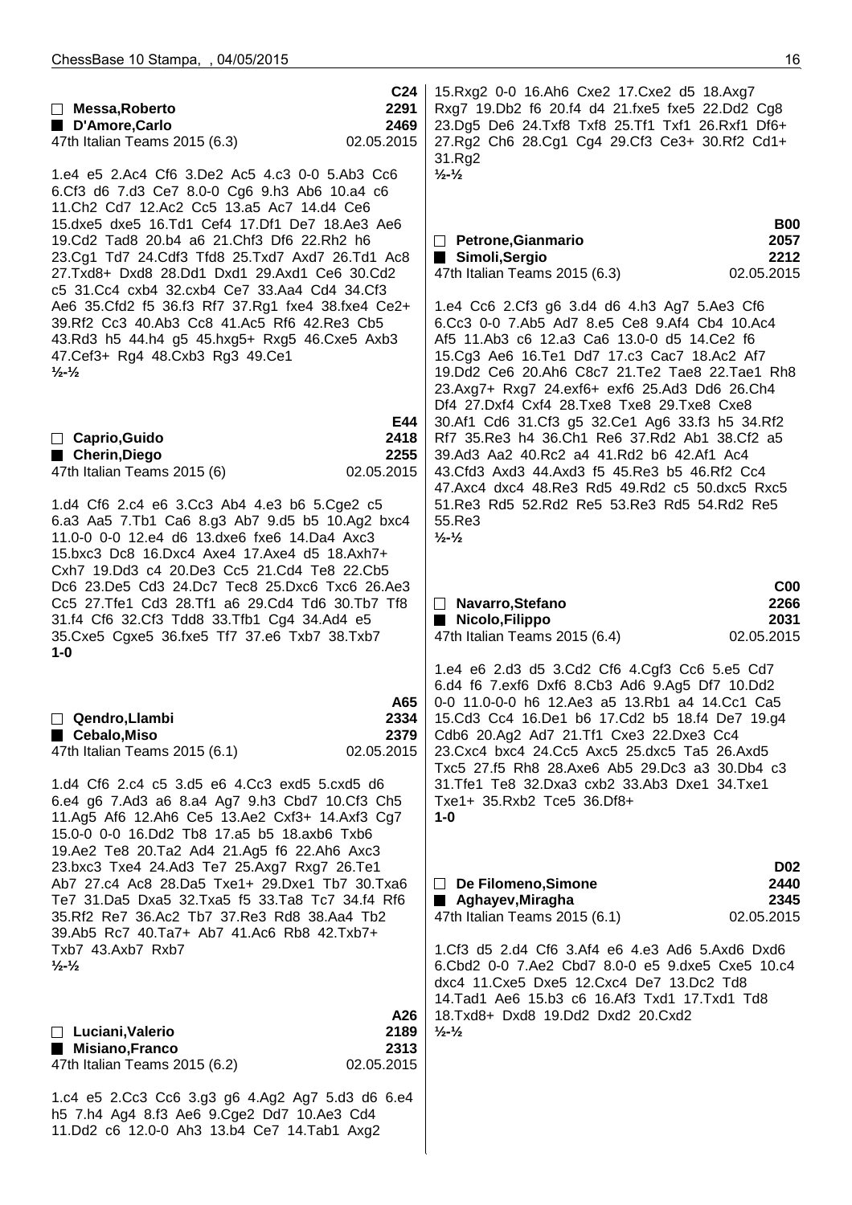**C24**

□ **Messa,Roberto** **2291**
■ **D'Amore,Carlo** **2469**
47th Italian Teams 2015 (6.3) 02.05.2015

1.e4 e5 2.Ac4 Cf6 3.De2 Ac5 4.c3 0-0 5.Ab3 Cc6 6.Cf3 d6 7.d3 Ce7 8.0-0 Cg6 9.h3 Ab6 10.a4 c6 11.Ch2 Cd7 12.Ac2 Cc5 13.a5 Ac7 14.d4 Ce6 15.dxe5 dxe5 16.Td1 Cef4 17.Df1 De7 18.Ae3 Ae6 19.Cd2 Tad8 20.b4 a6 21.Chf3 Df6 22.Rh2 h6 23.Cg1 Td7 24.Cdf3 Tfd8 25.Txd7 Axd7 26.Td1 Ac8 27.Txd8+ Dxd8 28.Dd1 Dxd1 29.Axd1 Ce6 30.Cd2 c5 31.Cc4 cxb4 32.cxb4 Ce7 33.Aa4 Cd4 34.Cf3 Ae6 35.Cfd2 f5 36.f3 Rf7 37.Rg1 fxe4 38.fxe4 Ce2+ 39.Rf2 Cc3 40.Ab3 Cc8 41.Ac5 Rf6 42.Re3 Cb5 43.Rd3 h5 44.h4 g5 45.hxg5+ Rxg5 46.Cxe5 Axb3 47.Cef3+ Rg4 48.Cxb3 Rg3 49.Ce1
**½-½**

**E44**

□ **Caprio,Guido** **2418**
■ **Cherin,Diego** **2255**
47th Italian Teams 2015 (6) 02.05.2015

1.d4 Cf6 2.c4 e6 3.Cc3 Ab4 4.e3 b6 5.Cge2 c5 6.a3 Aa5 7.Tb1 Ca6 8.g3 Ab7 9.d5 b5 10.Ag2 bxc4 11.0-0 0-0 12.e4 d6 13.dxe6 fxe6 14.Da4 Axc3 15.bxc3 Dc8 16.Dxc4 Axe4 17.Axe4 d5 18.Axh7+ Cxh7 19.Dd3 c4 20.De3 Cc5 21.Cd4 Te8 22.Cb5 Dc6 23.De5 Cd3 24.Dc7 Tec8 25.Dxc6 Txc6 26.Ae3 Cc5 27.Tfe1 Cd3 28.Tf1 a6 29.Cd4 Td6 30.Tb7 Tf8 31.f4 Cf6 32.Cf3 Tdd8 33.Tfb1 Cg4 34.Ad4 e5 35.Cxe5 Cgxe5 36.fxe5 Tf7 37.e6 Txb7 38.Txb7
**1-0**

**A65**

□ **Qendro,Llambi** **2334**
■ **Cebalo,Miso** **2379**
47th Italian Teams 2015 (6.1) 02.05.2015

1.d4 Cf6 2.c4 c5 3.d5 e6 4.Cc3 exd5 5.cxd5 d6 6.e4 g6 7.Ad3 a6 8.a4 Ag7 9.h3 Cbd7 10.Cf3 Ch5 11.Ag5 Af6 12.Ah6 Ce5 13.Ae2 Cxf3+ 14.Axf3 Cg7 15.0-0 0-0 16.Dd2 Tb8 17.a5 b5 18.axb6 Txb6 19.Ae2 Te8 20.Ta2 Ad4 21.Ag5 f6 22.Ah6 Axc3 23.bxc3 Txe4 24.Ad3 Te7 25.Axg7 Rxg7 26.Te1 Ab7 27.c4 Ac8 28.Da5 Txe1+ 29.Dxe1 Tb7 30.Txa6 Te7 31.Da5 Dxa5 32.Txa5 f5 33.Ta8 Tc7 34.f4 Rf6 35.Rf2 Re7 36.Ac2 Tb7 37.Re3 Rd8 38.Aa4 Tb2 39.Ab5 Rc7 40.Ta7+ Ab7 41.Ac6 Rb8 42.Txb7+ Txb7 43.Axb7 Rxb7
**½-½**

**A26**

□ **Luciani,Valerio** **2189**
■ **Misiano,Franco** **2313**
47th Italian Teams 2015 (6.2) 02.05.2015

1.c4 e5 2.Cc3 Cc6 3.g3 g6 4.Ag2 Ag7 5.d3 d6 6.e4 h5 7.h4 Ag4 8.f3 Ae6 9.Cge2 Dd7 10.Ae3 Cd4 11.Dd2 c6 12.0-0 Ah3 13.b4 Ce7 14.Tab1 Axg2 15.Rxg2 0-0 16.Ah6 Cxe2 17.Cxe2 d5 18.Axg7 Rxg7 19.Db2 f6 20.f4 d4 21.fxe5 fxe5 22.Dd2 Cg8 23.Dg5 De6 24.Txf8 Txf8 25.Tf1 Txf1 26.Rxf1 Df6+ 27.Rg2 Ch6 28.Cg1 Cg4 29.Cf3 Ce3+ 30.Rf2 Cd1+ 31.Rg2
**½-½**

**B00**

□ **Petrone,Gianmario** **2057**
■ **Simoli,Sergio** **2212**
47th Italian Teams 2015 (6.3) 02.05.2015

1.e4 Cc6 2.Cf3 g6 3.d4 d6 4.h3 Ag7 5.Ae3 Cf6 6.Cc3 0-0 7.Ab5 Ad7 8.e5 Ce8 9.Af4 Cb4 10.Ac4 Af5 11.Ab3 c6 12.a3 Ca6 13.0-0 d5 14.Ce2 f6 15.Cg3 Ae6 16.Te1 Dd7 17.c3 Cac7 18.Ac2 Af7 19.Dd2 Ce6 20.Ah6 C8c7 21.Te2 Tae8 22.Tae1 Rh8 23.Axg7+ Rxg7 24.exf6+ exf6 25.Ad3 Dd6 26.Ch4 Df4 27.Dxf4 Cxf4 28.Txe8 Txe8 29.Txe8 Cxe8 30.Af1 Cd6 31.Cf3 g5 32.Ce1 Ag6 33.f3 h5 34.Rf2 Rf7 35.Re3 h4 36.Ch1 Re6 37.Rd2 Ab1 38.Cf2 a5 39.Ad3 Aa2 40.Rc2 a4 41.Rd2 b6 42.Af1 Ac4 43.Cfd3 Axd3 44.Axd3 f5 45.Re3 b5 46.Rf2 Cc4 47.Axc4 dxc4 48.Re3 Rd5 49.Rd2 c5 50.dxc5 Rxc5 51.Re3 Rd5 52.Rd2 Re5 53.Re3 Rd5 54.Rd2 Re5 55.Re3
**½-½**

**C00**

□ **Navarro,Stefano** **2266**
■ **Nicolo,Filippo** **2031**
47th Italian Teams 2015 (6.4) 02.05.2015

1.e4 e6 2.d3 d5 3.Cd2 Cf6 4.Cgf3 Cc6 5.e5 Cd7 6.d4 f6 7.exf6 Dxf6 8.Cb3 Ad6 9.Ag5 Df7 10.Dd2 0-0 11.0-0-0 h6 12.Ae3 a5 13.Rb1 a4 14.Cc1 Ca5 15.Cd3 Cc4 16.De1 b6 17.Cd2 b5 18.f4 De7 19.g4 Cdb6 20.Ag2 Ad7 21.Tf1 Cxe3 22.Dxe3 Cc4 23.Cxc4 bxc4 24.Cc5 Axc5 25.dxc5 Ta5 26.Axd5 Txc5 27.f5 Rh8 28.Axe6 Ab5 29.Dc3 a3 30.Db4 c3 31.Tfe1 Te8 32.Dxa3 cxb2 33.Ab3 Dxe1 34.Txe1 Txe1+ 35.Rxb2 Tce5 36.Df8+
**1-0**

**D02**

□ **De Filomeno,Simone** **2440**
■ **Aghayev,Miragha** **2345**
47th Italian Teams 2015 (6.1) 02.05.2015

1.Cf3 d5 2.d4 Cf6 3.Af4 e6 4.e3 Ad6 5.Axd6 Dxd6 6.Cbd2 0-0 7.Ae2 Cbd7 8.0-0 e5 9.dxe5 Cxe5 10.c4 dxc4 11.Cxe5 Dxe5 12.Cxc4 De7 13.Dc2 Td8 14.Tad1 Ae6 15.b3 c6 16.Af3 Txd1 17.Txd1 Td8 18.Txd8+ Dxd8 19.Dd2 Dxd2 20.Cxd2
**½-½**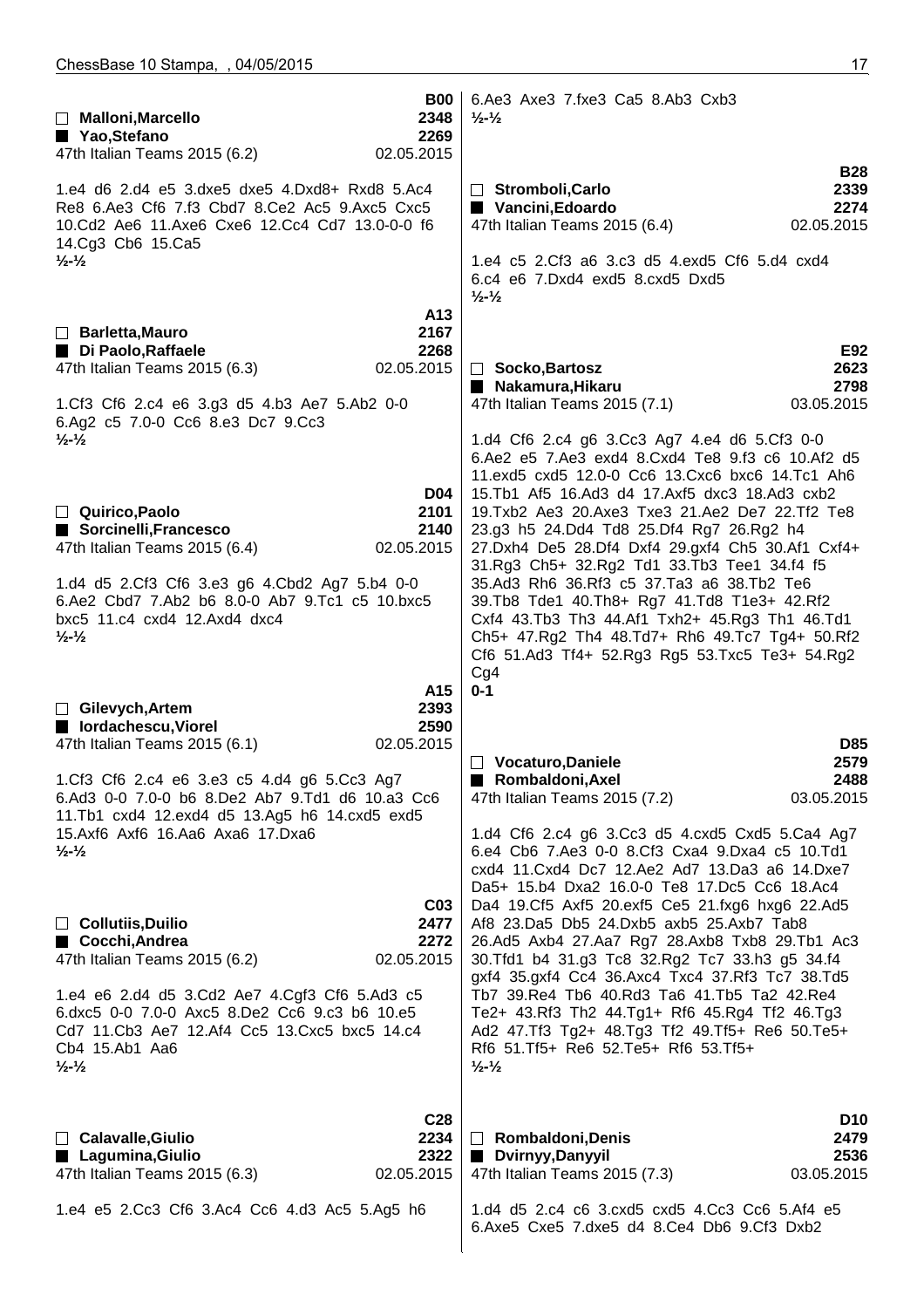**B00**

□ **Malloni,Marcello** 2348
■ **Yao,Stefano** 2269
47th Italian Teams 2015 (6.2) 02.05.2015

1.e4 d6 2.d4 e5 3.dxe5 dxe5 4.Dxd8+ Rxd8 5.Ac4 Re8 6.Ae3 Cf6 7.f3 Cbd7 8.Ce2 Ac5 9.Axc5 Cxc5 10.Cd2 Ae6 11.Axe6 Cxe6 12.Cc4 Cd7 13.0-0-0 f6 14.Cg3 Cb6 15.Ca5
½-½

**A13**

□ **Barletta,Mauro** 2167
■ **Di Paolo,Raffaele** 2268
47th Italian Teams 2015 (6.3) 02.05.2015

1.Cf3 Cf6 2.c4 e6 3.g3 d5 4.b3 Ae7 5.Ab2 0-0 6.Ag2 c5 7.0-0 Cc6 8.e3 Dc7 9.Cc3
½-½

**D04**

□ **Quirico,Paolo** 2101
■ **Sorcinelli,Francesco** 2140
47th Italian Teams 2015 (6.4) 02.05.2015

1.d4 d5 2.Cf3 Cf6 3.e3 g6 4.Cbd2 Ag7 5.b4 0-0 6.Ae2 Cbd7 7.Ab2 b6 8.0-0 Ab7 9.Tc1 c5 10.bxc5 bxc5 11.c4 cxd4 12.Axd4 dxc4
½-½

**A15**

□ **Gilevych,Artem** 2393
■ **Iordachescu,Viorel** 2590
47th Italian Teams 2015 (6.1) 02.05.2015

1.Cf3 Cf6 2.c4 e6 3.e3 c5 4.d4 g6 5.Cc3 Ag7 6.Ad3 0-0 7.0-0 b6 8.De2 Ab7 9.Td1 d6 10.a3 Cc6 11.Tb1 cxd4 12.exd4 d5 13.Ag5 h6 14.cxd5 exd5 15.Axf6 Axf6 16.Aa6 Axa6 17.Dxa6
½-½

**C03**

□ **Collutiis,Duilio** 2477
■ **Cocchi,Andrea** 2272
47th Italian Teams 2015 (6.2) 02.05.2015

1.e4 e6 2.d4 d5 3.Cd2 Ae7 4.Cgf3 Cf6 5.Ad3 c5 6.dxc5 0-0 7.0-0 Axc5 8.De2 Cc6 9.c3 b6 10.e5 Cd7 11.Cb3 Ae7 12.Af4 Cc5 13.Cxc5 bxc5 14.c4 Cb4 15.Ab1 Aa6
½-½

**C28**

□ **Calavalle,Giulio** 2234
■ **Lagumina,Giulio** 2322
47th Italian Teams 2015 (6.3) 02.05.2015

1.e4 e5 2.Cc3 Cf6 3.Ac4 Cc6 4.d3 Ac5 5.Ag5 h6 6.Ae3 Axe3 7.fxe3 Ca5 8.Ab3 Cxb3
½-½

**B28**

□ **Stromboli,Carlo** 2339
■ **Vancini,Edoardo** 2274
47th Italian Teams 2015 (6.4) 02.05.2015

1.e4 c5 2.Cf3 a6 3.c3 d5 4.exd5 Cf6 5.d4 cxd4 6.c4 e6 7.Dxd4 exd5 8.cxd5 Dxd5
½-½

**E92**

□ **Socko,Bartosz** 2623
■ **Nakamura,Hikaru** 2798
47th Italian Teams 2015 (7.1) 03.05.2015

1.d4 Cf6 2.c4 g6 3.Cc3 Ag7 4.e4 d6 5.Cf3 0-0 6.Ae2 e5 7.Ae3 exd4 8.Cxd4 Te8 9.f3 c6 10.Af2 d5 11.exd5 cxd5 12.0-0 Cc6 13.Cxc6 bxc6 14.Tc1 Ah6 15.Tb1 Af5 16.Ad3 d4 17.Axf5 dxc3 18.Ad3 cxb2 19.Txb2 Ae3 20.Axe3 Txe3 21.Ae2 De7 22.Tf2 Te8 23.g3 h5 24.Dd4 Td8 25.Df4 Rg7 26.Rg2 h4 27.Dxh4 De5 28.Df4 Dxf4 29.gxf4 Ch5 30.Af1 Cxf4+ 31.Rg3 Ch5+ 32.Rg2 Td1 33.Tb3 Tee1 34.f4 f5 35.Ad3 Rh6 36.Rf3 c5 37.Ta3 a6 38.Tb2 Te6 39.Tb8 Tde1 40.Th8+ Rg7 41.Td8 T1e3+ 42.Rf2 Cxf4 43.Tb3 Th3 44.Af1 Txh2+ 45.Rg3 Th1 46.Td1 Ch5+ 47.Rg2 Th4 48.Td7+ Rh6 49.Tc7 Tg4+ 50.Rf2 Cf6 51.Ad3 Tf4+ 52.Rg3 Rg5 53.Txc5 Te3+ 54.Rg2 Cg4
0-1

**D85**

□ **Vocaturo,Daniele** 2579
■ **Rombaldoni,Axel** 2488
47th Italian Teams 2015 (7.2) 03.05.2015

1.d4 Cf6 2.c4 g6 3.Cc3 d5 4.cxd5 Cxd5 5.Ca4 Ag7 6.e4 Cb6 7.Ae3 0-0 8.Cf3 Cxa4 9.Dxa4 c5 10.Td1 cxd4 11.Cxd4 Dc7 12.Ae2 Ad7 13.Da3 a6 14.Dxe7 Da5+ 15.b4 Dxa2 16.0-0 Te8 17.Dc5 Cc6 18.Ac4 Da4 19.Cf5 Axf5 20.exf5 Ce5 21.fxg6 hxg6 22.Ad5 Af8 23.Da5 Db5 24.Dxb5 axb5 25.Axb7 Tab8 26.Ad5 Axb4 27.Aa7 Rg7 28.Axb8 Txb8 29.Tb1 Ac3 30.Tfd1 b4 31.g3 Tc8 32.Rg2 Tc7 33.h3 g5 34.f4 gxf4 35.gxf4 Cc4 36.Axc4 Txc4 37.Rf3 Tc7 38.Td5 Tb7 39.Re4 Tb6 40.Rd3 Ta6 41.Tb5 Ta2 42.Re4 Te2+ 43.Rf3 Th2 44.Tg1+ Rf6 45.Rg4 Tf2 46.Tg3 Ad2 47.Tf3 Tg2+ 48.Tg3 Tf2 49.Tf5+ Re6 50.Te5+ Rf6 51.Tf5+ Re6 52.Te5+ Rf6 53.Tf5+
½-½

**D10**

□ **Rombaldoni,Denis** 2479
■ **Dvirnyy,Danyyil** 2536
47th Italian Teams 2015 (7.3) 03.05.2015

1.d4 d5 2.c4 c6 3.cxd5 cxd5 4.Cc3 Cc6 5.Af4 e5 6.Axe5 Cxe5 7.dxe5 d4 8.Ce4 Db6 9.Cf3 Dxb2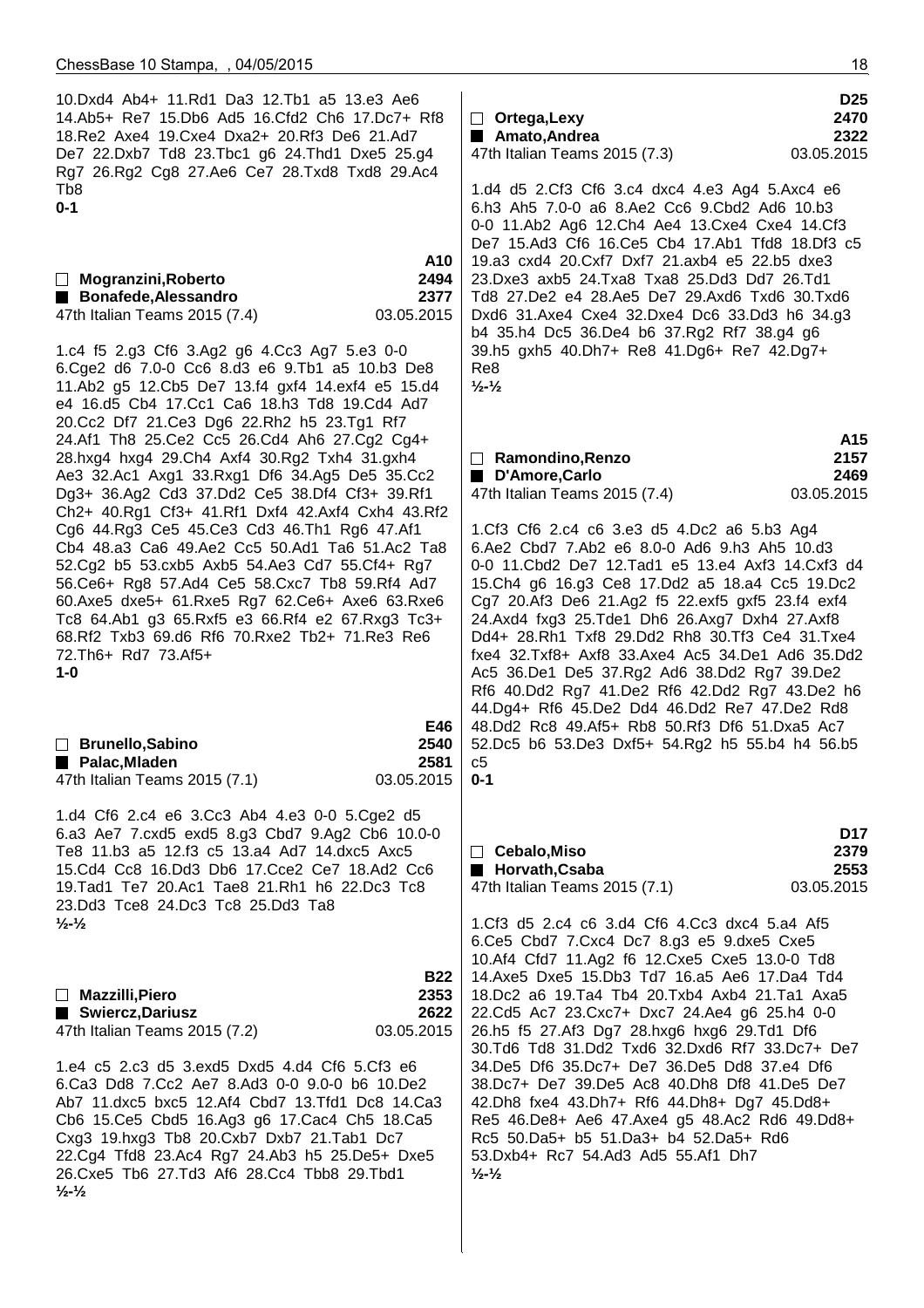10.Dxd4 Ab4+ 11.Rd1 Da3 12.Tb1 a5 13.e3 Ae6 14.Ab5+ Re7 15.Db6 Ad5 16.Cfd2 Ch6 17.Dc7+ Rf8 18.Re2 Axe4 19.Cxe4 Dxa2+ 20.Rf3 De6 21.Ad7 De7 22.Dxb7 Td8 23.Tbc1 g6 24.Thd1 Dxe5 25.g4 Rg7 26.Rg2 Cg8 27.Ae6 Ce7 28.Txd8 Txd8 29.Ac4 Tb8

**0-1**

---

| | | A10 |
|---|---|---|
| □ **Mogranzini,Roberto** | | **2494** |
| ■ **Bonafede,Alessandro** | | **2377** |
| 47th Italian Teams 2015 (7.4) | | 03.05.2015 |

1.c4 f5 2.g3 Cf6 3.Ag2 g6 4.Cc3 Ag7 5.e3 0-0 6.Cge2 d6 7.0-0 Cc6 8.d3 e6 9.Tb1 a5 10.b3 De8 11.Ab2 g5 12.Cb5 De7 13.f4 gxf4 14.exf4 e5 15.d4 e4 16.d5 Cb4 17.Cc1 Ca6 18.h3 Td8 19.Cd4 Ad7 20.Cc2 Df7 21.Ce3 Dg6 22.Rh2 h5 23.Tg1 Rf7 24.Af1 Th8 25.Ce2 Cc5 26.Cd4 Ah6 27.Cg2 Cg4+ 28.hxg4 hxg4 29.Ch4 Axf4 30.Rg2 Txh4 31.gxh4 Ae3 32.Ac1 Axg1 33.Rxg1 Df6 34.Ag5 De5 35.Cc2 Dg3+ 36.Ag2 Cd3 37.Dd2 Ce5 38.Df4 Cf3+ 39.Rf1 Ch2+ 40.Rg1 Cf3+ 41.Rf1 Dxf4 42.Axf4 Cxh4 43.Rf2 Cg6 44.Rg3 Ce5 45.Ce3 Cd3 46.Th1 Rg6 47.Af1 Cb4 48.a3 Ca6 49.Ae2 Cc5 50.Ad1 Ta6 51.Ac2 Ta8 52.Cg2 b5 53.cxb5 Axb5 54.Ae3 Cd7 55.Cf4+ Rg7 56.Ce6+ Rg8 57.Ad4 Ce5 58.Cxc7 Tb8 59.Rf4 Ad7 60.Axe5 dxe5+ 61.Rxe5 Rg7 62.Ce6+ Axe6 63.Rxe6 Tc8 64.Ab1 g3 65.Rxf5 e3 66.Rf4 e2 67.Rxg3 Tc3+ 68.Rf2 Txb3 69.d6 Rf6 70.Rxe2 Tb2+ 71.Re3 Re6 72.Th6+ Rd7 73.Af5+

**1-0**

---

| | | E46 |
|---|---|---|
| □ **Brunello,Sabino** | | **2540** |
| ■ **Palac,Mladen** | | **2581** |
| 47th Italian Teams 2015 (7.1) | | 03.05.2015 |

1.d4 Cf6 2.c4 e6 3.Cc3 Ab4 4.e3 0-0 5.Cge2 d5 6.a3 Ae7 7.cxd5 exd5 8.g3 Cbd7 9.Ag2 Cb6 10.0-0 Te8 11.b3 a5 12.f3 c5 13.a4 Ad7 14.dxc5 Axc5 15.Cd4 Cc8 16.Dd3 Db6 17.Cce2 Ce7 18.Ad2 Cc6 19.Tad1 Te7 20.Ac1 Tae8 21.Rh1 h6 22.Dc3 Tc8 23.Dd3 Tce8 24.Dc3 Tc8 25.Dd3 Ta8

**½-½**

---

| | | B22 |
|---|---|---|
| □ **Mazzilli,Piero** | | **2353** |
| ■ **Swiercz,Dariusz** | | **2622** |
| 47th Italian Teams 2015 (7.2) | | 03.05.2015 |

1.e4 c5 2.c3 d5 3.exd5 Dxd5 4.d4 Cf6 5.Cf3 e6 6.Ca3 Dd8 7.Cc2 Ae7 8.Ad3 0-0 9.0-0 b6 10.De2 Ab7 11.dxc5 bxc5 12.Af4 Cbd7 13.Tfd1 Dc8 14.Ca3 Cb6 15.Ce5 Cbd5 16.Ag3 g6 17.Cac4 Ch5 18.Ca5 Cxg3 19.hxg3 Tb8 20.Cxb7 Dxb7 21.Tab1 Dc7 22.Cg4 Tfd8 23.Ac4 Rg7 24.Ab3 h5 25.De5+ Dxe5 26.Cxe5 Tb6 27.Td3 Af6 28.Cc4 Tbb8 29.Tbd1

**½-½**

---

| | | D25 |
|---|---|---|
| □ **Ortega,Lexy** | | **2470** |
| ■ **Amato,Andrea** | | **2322** |
| 47th Italian Teams 2015 (7.3) | | 03.05.2015 |

1.d4 d5 2.Cf3 Cf6 3.c4 dxc4 4.e3 Ag4 5.Axc4 e6 6.h3 Ah5 7.0-0 a6 8.Ae2 Cc6 9.Cbd2 Ad6 10.b3 0-0 11.Ab2 Ag6 12.Ch4 Ae4 13.Cxe4 Cxe4 14.Cf3 De7 15.Ad3 Cf6 16.Ce5 Cb4 17.Ab1 Tfd8 18.Df3 c5 19.a3 cxd4 20.Cxf7 Dxf7 21.axb4 e5 22.b5 dxe3 23.Dxe3 axb5 24.Txa8 Txa8 25.Dd3 Dd7 26.Td1 Td8 27.De2 e4 28.Ae5 De7 29.Axd6 Txd6 30.Txd6 Dxd6 31.Axe4 Cxe4 32.Dxe4 Dc6 33.Dd3 h6 34.g3 b4 35.h4 Dc5 36.De4 b6 37.Rg2 Rf7 38.g4 g6 39.h5 gxh5 40.Dh7+ Re8 41.Dg6+ Re7 42.Dg7+ Re8

**½-½**

---

| | | A15 |
|---|---|---|
| □ **Ramondino,Renzo** | | **2157** |
| ■ **D'Amore,Carlo** | | **2469** |
| 47th Italian Teams 2015 (7.4) | | 03.05.2015 |

1.Cf3 Cf6 2.c4 c6 3.e3 d5 4.Dc2 a6 5.b3 Ag4 6.Ae2 Cbd7 7.Ab2 e6 8.0-0 Ad6 9.h3 Ah5 10.d3 0-0 11.Cbd2 De7 12.Tad1 e5 13.e4 Axf3 14.Cxf3 d4 15.Ch4 g6 16.g3 Ce8 17.Dd2 a5 18.a4 Cc5 19.Dc2 Cg7 20.Af3 De6 21.Ag2 f5 22.exf5 gxf5 23.f4 exf4 24.Axd4 fxg3 25.Tde1 Dh6 26.Axg7 Dxh4 27.Axf8 Dd4+ 28.Rh1 Txf8 29.Dd2 Rh8 30.Tf3 Ce4 31.Txe4 fxe4 32.Txf8+ Axf8 33.Axe4 Ac5 34.De1 Ad6 35.Dd2 Ac5 36.De1 De5 37.Rg2 Ad6 38.Dd2 Rg7 39.De2 Rf6 40.Dd2 Rg7 41.De2 Rf6 42.Dd2 Rg7 43.De2 h6 44.Dg4+ Rf6 45.De2 Dd4 46.Dd2 Re7 47.De2 Rd8 48.Dd2 Rc8 49.Af5+ Rb8 50.Rf3 Df6 51.Dxa5 Ac7 52.Dc5 b6 53.De3 Dxf5+ 54.Rg2 h5 55.b4 h4 56.b5 c5

**0-1**

---

| | | D17 |
|---|---|---|
| □ **Cebalo,Miso** | | **2379** |
| ■ **Horvath,Csaba** | | **2553** |
| 47th Italian Teams 2015 (7.1) | | 03.05.2015 |

1.Cf3 d5 2.c4 c6 3.d4 Cf6 4.Cc3 dxc4 5.a4 Af5 6.Ce5 Cbd7 7.Cxc4 Dc7 8.g3 e5 9.dxe5 Cxe5 10.Af4 Cfd7 11.Ag2 f6 12.Cxe5 Cxe5 13.0-0 Td8 14.Axe5 Dxe5 15.Db3 Td7 16.a5 Ae6 17.Da4 Td4 18.Dc2 a6 19.Ta4 Tb4 20.Txb4 Axb4 21.Ta1 Axa5 22.Cd5 Ac7 23.Cxc7+ Dxc7 24.Ae4 g6 25.h4 0-0 26.h5 f5 27.Af3 Dg7 28.hxg6 hxg6 29.Td1 Df6 30.Td6 Td8 31.Dd2 Txd6 32.Dxd6 Rf7 33.Dc7+ De7 34.De5 Df6 35.Dc7+ De7 36.De5 Dd8 37.e4 Df6 38.Dc7+ De7 39.De5 Ac8 40.Dh8 Df8 41.De5 De7 42.Dh8 fxe4 43.Dh7+ Rf6 44.Dh8+ Dg7 45.Dd8+ Re5 46.De8+ Ae6 47.Axe4 g5 48.Ac2 Rd6 49.Dd8+ Rc5 50.Da5+ b5 51.Da3+ b4 52.Da5+ Rd6 53.Dxb4+ Rc7 54.Ad3 Ad5 55.Af1 Dh7

**½-½**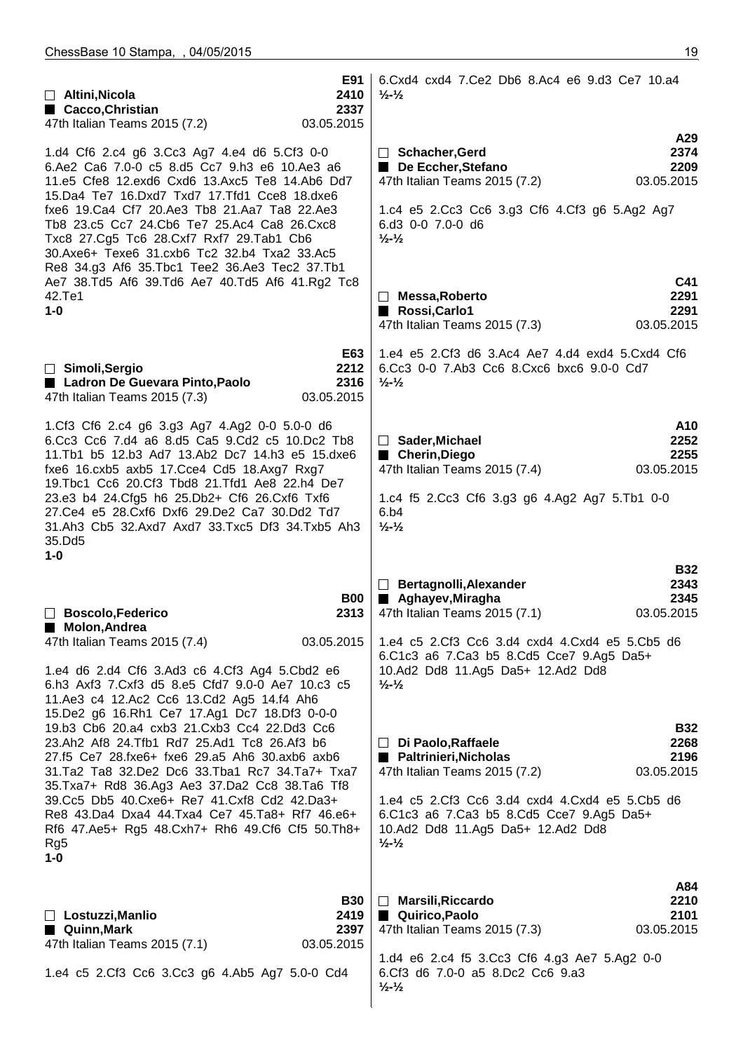**E91**

□ **Altini,Nicola** 2410
■ **Cacco,Christian** 2337
47th Italian Teams 2015 (7.2) 03.05.2015

1.d4 Cf6 2.c4 g6 3.Cc3 Ag7 4.e4 d6 5.Cf3 0-0 6.Ae2 Ca6 7.0-0 c5 8.d5 Cc7 9.h3 e6 10.Ae3 a6 11.e5 Cfe8 12.exd6 Cxd6 13.Axc5 Te8 14.Ab6 Dd7 15.Da4 Te7 16.Dxd7 Txd7 17.Tfd1 Cce8 18.dxe6 fxe6 19.Ca4 Cf7 20.Ae3 Tb8 21.Aa7 Ta8 22.Ae3 Tb8 23.c5 Cc7 24.Cb6 Te7 25.Ac4 Ca8 26.Cxc8 Txc8 27.Cg5 Tc6 28.Cxf7 Rxf7 29.Tab1 Cb6 30.Axe6+ Texe6 31.cxb6 Tc2 32.b4 Txa2 33.Ac5 Re8 34.g3 Af6 35.Tbc1 Tee2 36.Ae3 Tec2 37.Tb1 Ae7 38.Td5 Af6 39.Td6 Ae7 40.Td5 Af6 41.Rg2 Tc8 42.Te1
**1-0**

**E63**

□ **Simoli,Sergio** 2212
■ **Ladron De Guevara Pinto,Paolo** 2316
47th Italian Teams 2015 (7.3) 03.05.2015

1.Cf3 Cf6 2.c4 g6 3.g3 Ag7 4.Ag2 0-0 5.0-0 d6 6.Cc3 Cc6 7.d4 a6 8.d5 Ca5 9.Cd2 c5 10.Dc2 Tb8 11.Tb1 b5 12.b3 Ad7 13.Ab2 Dc7 14.h3 e5 15.dxe6 fxe6 16.cxb5 axb5 17.Cce4 Cd5 18.Axg7 Rxg7 19.Tbc1 Cc6 20.Cf3 Tbd8 21.Tfd1 Ae8 22.h4 De7 23.e3 b4 24.Cfg5 h6 25.Db2+ Cf6 26.Cxf6 Txf6 27.Ce4 e5 28.Cxf6 Dxf6 29.De2 Ca7 30.Dd2 Td7 31.Ah3 Cb5 32.Axd7 Axd7 33.Txc5 Df3 34.Txb5 Ah3 35.Dd5
**1-0**

**B00**

□ **Boscolo,Federico** 2313
■ **Molon,Andrea**
47th Italian Teams 2015 (7.4) 03.05.2015

1.e4 d6 2.d4 Cf6 3.Ad3 c6 4.Cf3 Ag4 5.Cbd2 e6 6.h3 Axf3 7.Cxf3 d5 8.e5 Cfd7 9.0-0 Ae7 10.c3 c5 11.Ae3 c4 12.Ac2 Cc6 13.Cd2 Ag5 14.f4 Ah6 15.De2 g6 16.Rh1 Ce7 17.Ag1 Dc7 18.Df3 0-0-0 19.b3 Cb6 20.a4 cxb3 21.Cxb3 Cc4 22.Dd3 Cc6 23.Ah2 Af8 24.Tfb1 Rd7 25.Ad1 Tc8 26.Af3 b6 27.f5 Ce7 28.fxe6+ fxe6 29.a5 Ah6 30.axb6 axb6 31.Ta2 Ta8 32.De2 Dc6 33.Tba1 Rc7 34.Ta7+ Txa7 35.Txa7+ Rd8 36.Ag3 Ae3 37.Da2 Cc8 38.Ta6 Tf8 39.Cc5 Db5 40.Cxe6+ Re7 41.Cxf8 Cd2 42.Da3+ Re8 43.Da4 Dxa4 44.Txa4 Ce7 45.Ta8+ Rf7 46.e6+ Rf6 47.Ae5+ Rg5 48.Cxh7+ Rh6 49.Cf6 Cf5 50.Th8+ Rg5
**1-0**

**B30**

□ **Lostuzzi,Manlio** 2419
■ **Quinn,Mark** 2397
47th Italian Teams 2015 (7.1) 03.05.2015

1.e4 c5 2.Cf3 Cc6 3.Cc3 g6 4.Ab5 Ag7 5.0-0 Cd4 6.Cxd4 cxd4 7.Ce2 Db6 8.Ac4 e6 9.d3 Ce7 10.a4
**½-½**

**A29**

□ **Schacher,Gerd** 2374
■ **De Eccher,Stefano** 2209
47th Italian Teams 2015 (7.2) 03.05.2015

1.c4 e5 2.Cc3 Cc6 3.g3 Cf6 4.Cf3 g6 5.Ag2 Ag7 6.d3 0-0 7.0-0 d6
**½-½**

**C41**

□ **Messa,Roberto** 2291
■ **Rossi,Carlo1** 2291
47th Italian Teams 2015 (7.3) 03.05.2015

1.e4 e5 2.Cf3 d6 3.Ac4 Ae7 4.d4 exd4 5.Cxd4 Cf6 6.Cc3 0-0 7.Ab3 Cc6 8.Cxc6 bxc6 9.0-0 Cd7
**½-½**

**A10**

□ **Sader,Michael** 2252
■ **Cherin,Diego** 2255
47th Italian Teams 2015 (7.4) 03.05.2015

1.c4 f5 2.Cc3 Cf6 3.g3 g6 4.Ag2 Ag7 5.Tb1 0-0 6.b4
**½-½**

**B32**

□ **Bertagnolli,Alexander** 2343
■ **Aghayev,Miragha** 2345
47th Italian Teams 2015 (7.1) 03.05.2015

1.e4 c5 2.Cf3 Cc6 3.d4 cxd4 4.Cxd4 e5 5.Cb5 d6 6.C1c3 a6 7.Ca3 b5 8.Cd5 Cce7 9.Ag5 Da5+ 10.Ad2 Dd8 11.Ag5 Da5+ 12.Ad2 Dd8
**½-½**

**B32**

□ **Di Paolo,Raffaele** 2268
■ **Paltrinieri,Nicholas** 2196
47th Italian Teams 2015 (7.2) 03.05.2015

1.e4 c5 2.Cf3 Cc6 3.d4 cxd4 4.Cxd4 e5 5.Cb5 d6 6.C1c3 a6 7.Ca3 b5 8.Cd5 Cce7 9.Ag5 Da5+ 10.Ad2 Dd8 11.Ag5 Da5+ 12.Ad2 Dd8
**½-½**

**A84**

□ **Marsili,Riccardo** 2210
■ **Quirico,Paolo** 2101
47th Italian Teams 2015 (7.3) 03.05.2015

1.d4 e6 2.c4 f5 3.Cc3 Cf6 4.g3 Ae7 5.Ag2 0-0 6.Cf3 d6 7.0-0 a5 8.Dc2 Cc6 9.a3
**½-½**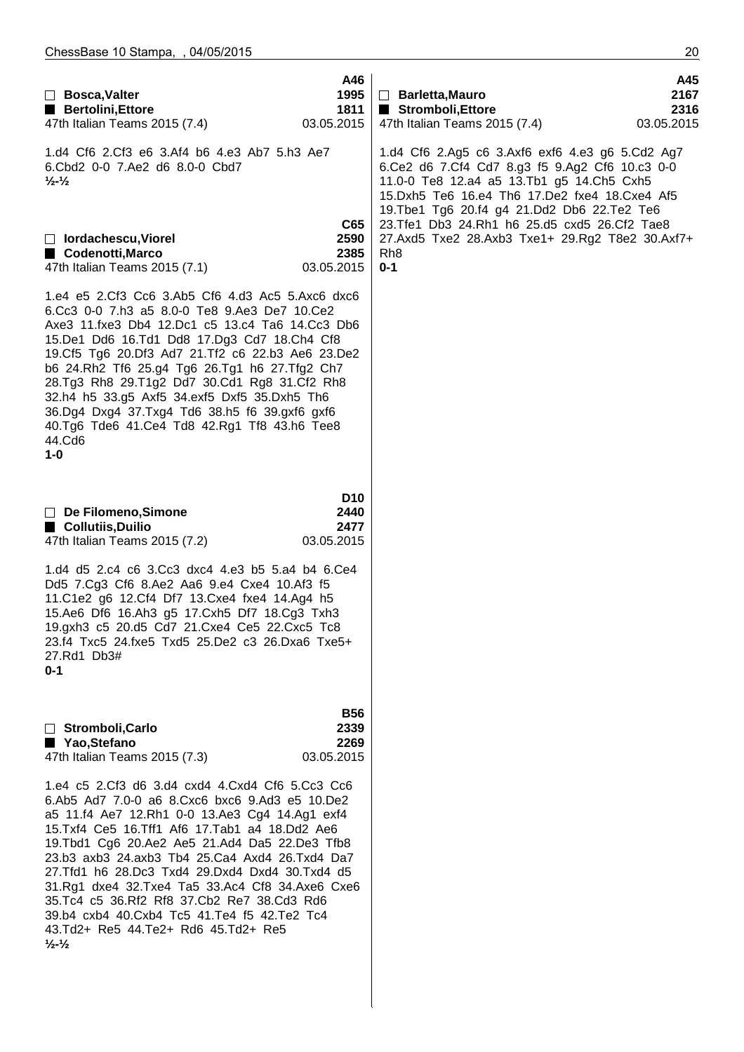| | A46 |
|---|---|
| □ **Bosca,Valter** | **1995** |
| ■ **Bertolini,Ettore** | **1811** |
| 47th Italian Teams 2015 (7.4) | 03.05.2015 |

1.d4 Cf6 2.Cf3 e6 3.Af4 b6 4.e3 Ab7 5.h3 Ae7 6.Cbd2 0-0 7.Ae2 d6 8.0-0 Cbd7
**½-½**

| | C65 |
|---|---|
| □ **Iordachescu,Viorel** | **2590** |
| ■ **Codenotti,Marco** | **2385** |
| 47th Italian Teams 2015 (7.1) | 03.05.2015 |

1.e4 e5 2.Cf3 Cc6 3.Ab5 Cf6 4.d3 Ac5 5.Axc6 dxc6 6.Cc3 0-0 7.h3 a5 8.0-0 Te8 9.Ae3 De7 10.Ce2 Axe3 11.fxe3 Db4 12.Dc1 c5 13.c4 Ta6 14.Cc3 Db6 15.De1 Dd6 16.Td1 Dd8 17.Dg3 Cd7 18.Ch4 Cf8 19.Cf5 Tg6 20.Df3 Ad7 21.Tf2 c6 22.b3 Ae6 23.De2 b6 24.Rh2 Tf6 25.g4 Tg6 26.Tg1 h6 27.Tfg2 Ch7 28.Tg3 Rh8 29.T1g2 Dd7 30.Cd1 Rg8 31.Cf2 Rh8 32.h4 h5 33.g5 Axf5 34.exf5 Dxf5 35.Dxh5 Th6 36.Dg4 Dxg4 37.Txg4 Td6 38.h5 f6 39.gxf6 gxf6 40.Tg6 Tde6 41.Ce4 Td8 42.Rg1 Tf8 43.h6 Tee8 44.Cd6
**1-0**

| | D10 |
|---|---|
| □ **De Filomeno,Simone** | **2440** |
| ■ **Collutiis,Duilio** | **2477** |
| 47th Italian Teams 2015 (7.2) | 03.05.2015 |

1.d4 d5 2.c4 c6 3.Cc3 dxc4 4.e3 b5 5.a4 b4 6.Ce4 Dd5 7.Cg3 Cf6 8.Ae2 Aa6 9.e4 Cxe4 10.Af3 f5 11.C1e2 g6 12.Cf4 Df7 13.Cxe4 fxe4 14.Ag4 h5 15.Ae6 Df6 16.Ah3 g5 17.Cxh5 Df7 18.Cg3 Txh3 19.gxh3 c5 20.d5 Cd7 21.Cxe4 Ce5 22.Cxc5 Tc8 23.f4 Txc5 24.fxe5 Txd5 25.De2 c3 26.Dxa6 Txe5+ 27.Rd1 Db3#
**0-1**

| | B56 |
|---|---|
| □ **Stromboli,Carlo** | **2339** |
| ■ **Yao,Stefano** | **2269** |
| 47th Italian Teams 2015 (7.3) | 03.05.2015 |

1.e4 c5 2.Cf3 d6 3.d4 cxd4 4.Cxd4 Cf6 5.Cc3 Cc6 6.Ab5 Ad7 7.0-0 a6 8.Cxc6 bxc6 9.Ad3 e5 10.De2 a5 11.f4 Ae7 12.Rh1 0-0 13.Ae3 Cg4 14.Ag1 exf4 15.Txf4 Ce5 16.Tff1 Af6 17.Tab1 a4 18.Dd2 Ae6 19.Tbd1 Cg6 20.Ae2 Ae5 21.Ad4 Da5 22.De3 Tfb8 23.b3 axb3 24.axb3 Tb4 25.Ca4 Axd4 26.Txd4 Da7 27.Tfd1 h6 28.Dc3 Txd4 29.Dxd4 Dxd4 30.Txd4 d5 31.Rg1 dxe4 32.Txe4 Ta5 33.Ac4 Cf8 34.Axe6 Cxe6 35.Tc4 c5 36.Rf2 Rf8 37.Cb2 Re7 38.Cd3 Rd6 39.b4 cxb4 40.Cxb4 Tc5 41.Te4 f5 42.Te2 Tc4 43.Td2+ Re5 44.Te2+ Rd6 45.Td2+ Re5
**½-½**

| | A45 |
|---|---|
| □ **Barletta,Mauro** | **2167** |
| ■ **Stromboli,Ettore** | **2316** |
| 47th Italian Teams 2015 (7.4) | 03.05.2015 |

1.d4 Cf6 2.Ag5 c6 3.Axf6 exf6 4.e3 g6 5.Cd2 Ag7 6.Ce2 d6 7.Cf4 Cd7 8.g3 f5 9.Ag2 Cf6 10.c3 0-0 11.0-0 Te8 12.a4 a5 13.Tb1 g5 14.Ch5 Cxh5 15.Dxh5 Te6 16.e4 Th6 17.De2 fxe4 18.Cxe4 Af5 19.Tbe1 Tg6 20.f4 g4 21.Dd2 Db6 22.Te2 Te6 23.Tfe1 Db3 24.Rh1 h6 25.d5 cxd5 26.Cf2 Tae8 27.Axd5 Txe2 28.Axb3 Txe1+ 29.Rg2 T8e2 30.Axf7+ Rh8
**0-1**